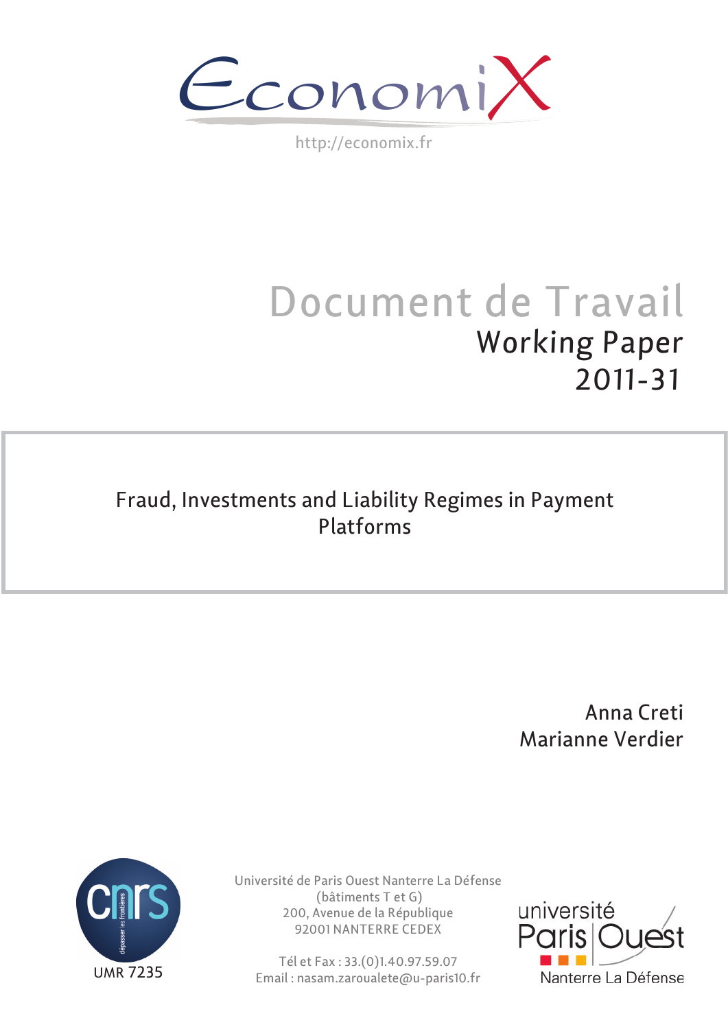EconomiX

http://economix.fr

# Document de Travail

## Working Paper

## 2011-31

# Fraud, Investments and Liability Regimes in Payment Platforms

Anna Creti

Marianne Verdier

UMR 7235

Université de Paris Ouest Nanterre La Défense
(bâtiments T et G)
200, Avenue de la République
92001 NANTERRE CEDEX

Tél et Fax : 33.(0)1.40.97.59.07
Email : nasam.zaroualete@u-paris10.fr

université Paris Ouest Nanterre La Défense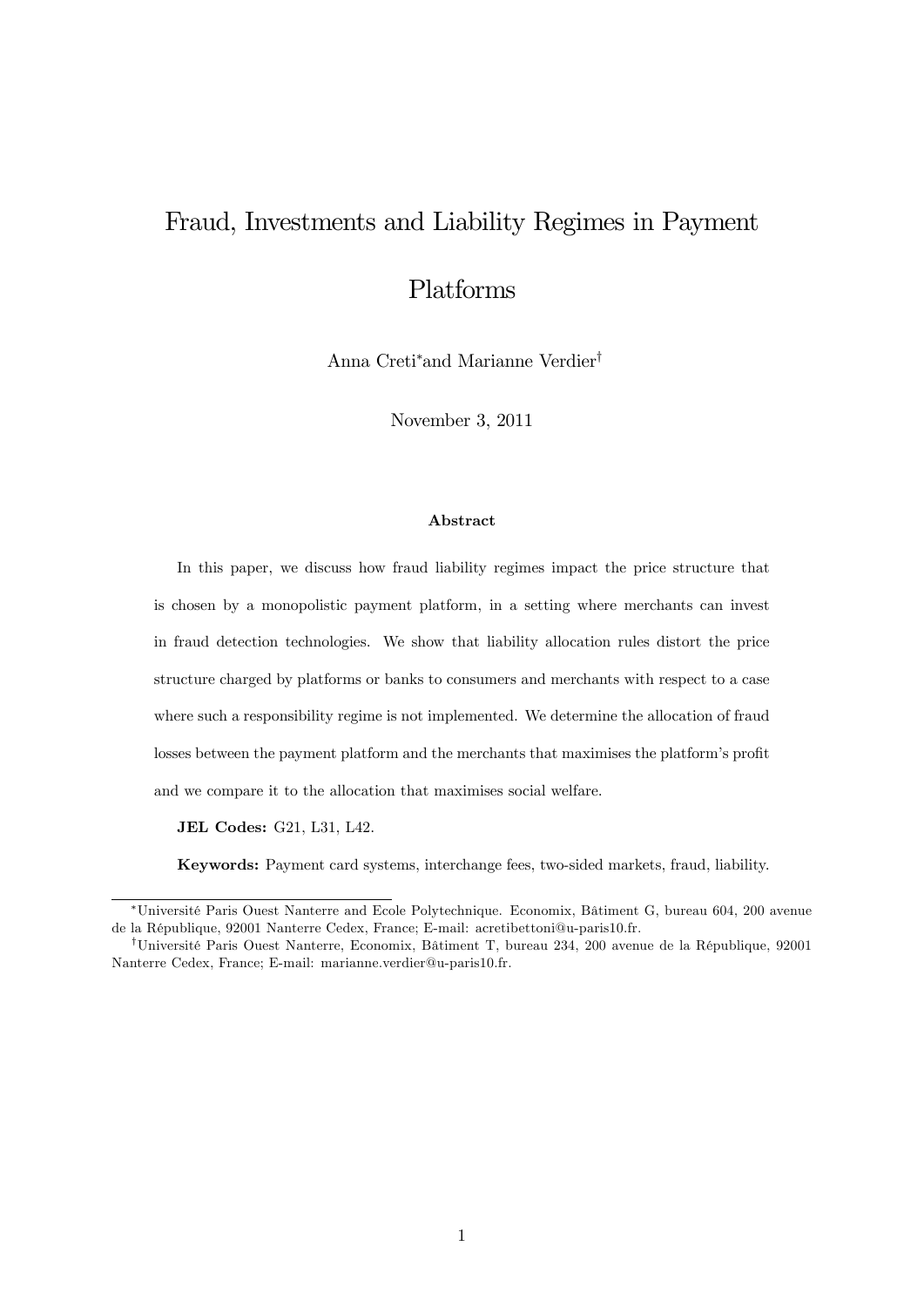# Fraud, Investments and Liability Regimes in Payment Platforms

Anna Creti[*] and Marianne Verdier[†]

November 3, 2011

### Abstract

In this paper, we discuss how fraud liability regimes impact the price structure that is chosen by a monopolistic payment platform, in a setting where merchants can invest in fraud detection technologies. We show that liability allocation rules distort the price structure charged by platforms or banks to consumers and merchants with respect to a case where such a responsibility regime is not implemented. We determine the allocation of fraud losses between the payment platform and the merchants that maximises the platform's profit and we compare it to the allocation that maximises social welfare.

**JEL Codes:** G21, L31, L42.

**Keywords:** Payment card systems, interchange fees, two-sided markets, fraud, liability.

[*] Université Paris Ouest Nanterre and Ecole Polytechnique. Economix, Bâtiment G, bureau 604, 200 avenue de la République, 92001 Nanterre Cedex, France; E-mail: acretibettoni@u-paris10.fr.

[†] Université Paris Ouest Nanterre, Economix, Bâtiment T, bureau 234, 200 avenue de la République, 92001 Nanterre Cedex, France; E-mail: marianne.verdier@u-paris10.fr.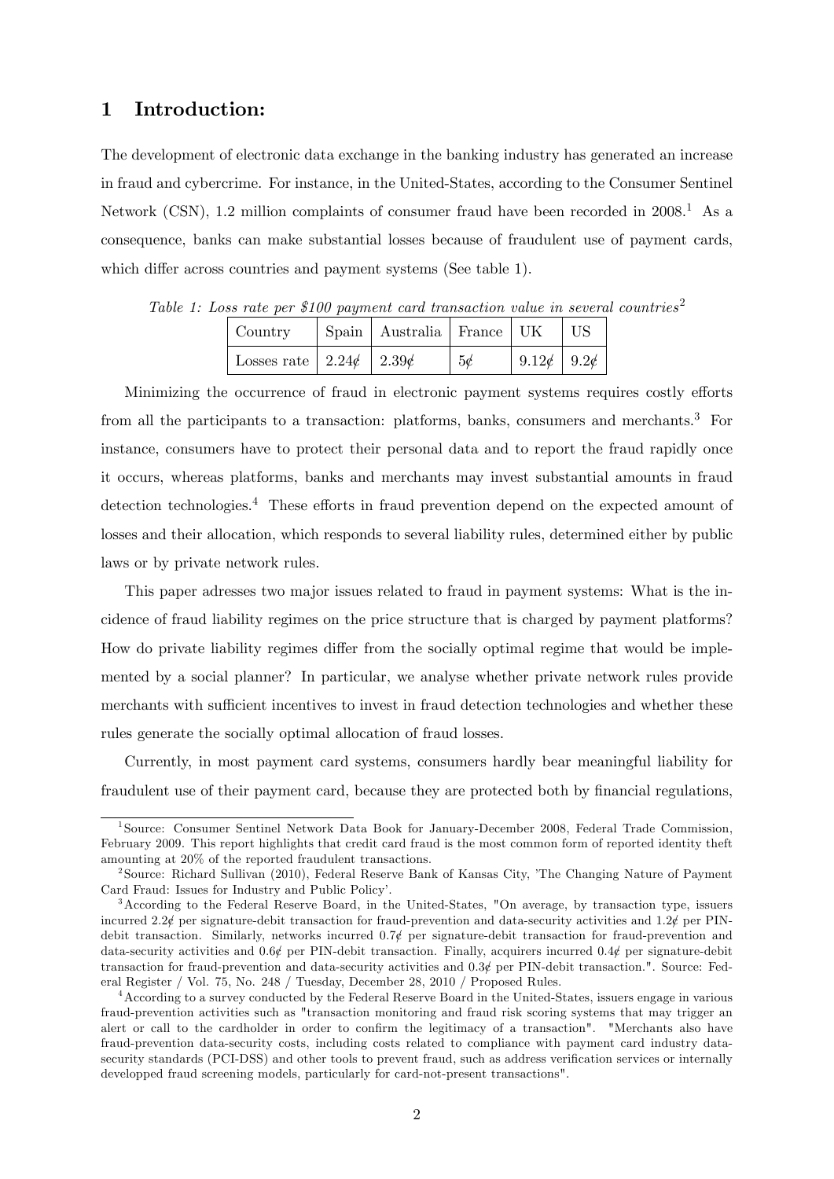## 1 Introduction:

The development of electronic data exchange in the banking industry has generated an increase in fraud and cybercrime. For instance, in the United-States, according to the Consumer Sentinel Network (CSN), 1.2 million complaints of consumer fraud have been recorded in 2008.[1] As a consequence, banks can make substantial losses because of fraudulent use of payment cards, which differ across countries and payment systems (See table 1).

*Table 1: Loss rate per $100 payment card transaction value in several countries*[2]

| Country | Spain | Australia | France | UK | US |
|---|---|---|---|---|---|
| Losses rate | 2.24¢ | 2.39¢ | 5¢ | 9.12¢ | 9.2¢ |

Minimizing the occurrence of fraud in electronic payment systems requires costly efforts from all the participants to a transaction: platforms, banks, consumers and merchants.[3] For instance, consumers have to protect their personal data and to report the fraud rapidly once it occurs, whereas platforms, banks and merchants may invest substantial amounts in fraud detection technologies.[4] These efforts in fraud prevention depend on the expected amount of losses and their allocation, which responds to several liability rules, determined either by public laws or by private network rules.

This paper adresses two major issues related to fraud in payment systems: What is the incidence of fraud liability regimes on the price structure that is charged by payment platforms? How do private liability regimes differ from the socially optimal regime that would be implemented by a social planner? In particular, we analyse whether private network rules provide merchants with sufficient incentives to invest in fraud detection technologies and whether these rules generate the socially optimal allocation of fraud losses.

Currently, in most payment card systems, consumers hardly bear meaningful liability for fraudulent use of their payment card, because they are protected both by financial regulations,

---

[1] Source: Consumer Sentinel Network Data Book for January-December 2008, Federal Trade Commission, February 2009. This report highlights that credit card fraud is the most common form of reported identity theft amounting at 20% of the reported fraudulent transactions.

[2] Source: Richard Sullivan (2010), Federal Reserve Bank of Kansas City, 'The Changing Nature of Payment Card Fraud: Issues for Industry and Public Policy'.

[3] According to the Federal Reserve Board, in the United-States, "On average, by transaction type, issuers incurred 2.2¢ per signature-debit transaction for fraud-prevention and data-security activities and 1.2¢ per PIN-debit transaction. Similarly, networks incurred 0.7¢ per signature-debit transaction for fraud-prevention and data-security activities and 0.6¢ per PIN-debit transaction. Finally, acquirers incurred 0.4¢ per signature-debit transaction for fraud-prevention and data-security activities and 0.3¢ per PIN-debit transaction.". Source: Federal Register / Vol. 75, No. 248 / Tuesday, December 28, 2010 / Proposed Rules.

[4] According to a survey conducted by the Federal Reserve Board in the United-States, issuers engage in various fraud-prevention activities such as "transaction monitoring and fraud risk scoring systems that may trigger an alert or call to the cardholder in order to confirm the legitimacy of a transaction". "Merchants also have fraud-prevention data-security costs, including costs related to compliance with payment card industry data-security standards (PCI-DSS) and other tools to prevent fraud, such as address verification services or internally developped fraud screening models, particularly for card-not-present transactions".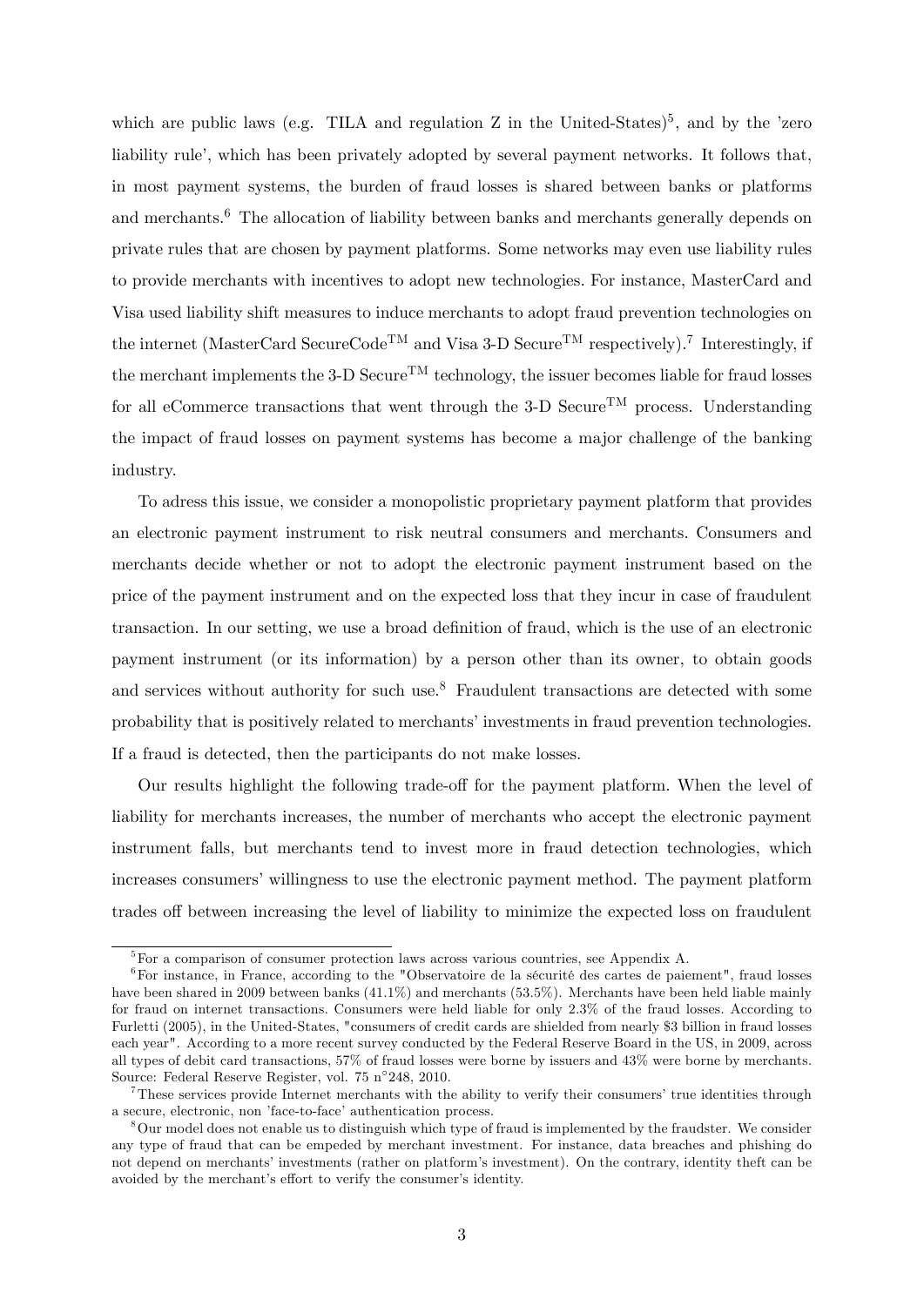which are public laws (e.g. TILA and regulation Z in the United-States)[5], and by the 'zero liability rule', which has been privately adopted by several payment networks. It follows that, in most payment systems, the burden of fraud losses is shared between banks or platforms and merchants.[6] The allocation of liability between banks and merchants generally depends on private rules that are chosen by payment platforms. Some networks may even use liability rules to provide merchants with incentives to adopt new technologies. For instance, MasterCard and Visa used liability shift measures to induce merchants to adopt fraud prevention technologies on the internet (MasterCard SecureCode$^{TM}$ and Visa 3-D Secure$^{TM}$ respectively).[7] Interestingly, if the merchant implements the 3-D Secure$^{TM}$ technology, the issuer becomes liable for fraud losses for all eCommerce transactions that went through the 3-D Secure$^{TM}$ process. Understanding the impact of fraud losses on payment systems has become a major challenge of the banking industry.

To adress this issue, we consider a monopolistic proprietary payment platform that provides an electronic payment instrument to risk neutral consumers and merchants. Consumers and merchants decide whether or not to adopt the electronic payment instrument based on the price of the payment instrument and on the expected loss that they incur in case of fraudulent transaction. In our setting, we use a broad definition of fraud, which is the use of an electronic payment instrument (or its information) by a person other than its owner, to obtain goods and services without authority for such use.[8] Fraudulent transactions are detected with some probability that is positively related to merchants' investments in fraud prevention technologies. If a fraud is detected, then the participants do not make losses.

Our results highlight the following trade-off for the payment platform. When the level of liability for merchants increases, the number of merchants who accept the electronic payment instrument falls, but merchants tend to invest more in fraud detection technologies, which increases consumers' willingness to use the electronic payment method. The payment platform trades off between increasing the level of liability to minimize the expected loss on fraudulent

---

[5] For a comparison of consumer protection laws across various countries, see Appendix A.

[6] For instance, in France, according to the "Observatoire de la sécurité des cartes de paiement", fraud losses have been shared in 2009 between banks (41.1%) and merchants (53.5%). Merchants have been held liable mainly for fraud on internet transactions. Consumers were held liable for only 2.3% of the fraud losses. According to Furletti (2005), in the United-States, "consumers of credit cards are shielded from nearly $3 billion in fraud losses each year". According to a more recent survey conducted by the Federal Reserve Board in the US, in 2009, across all types of debit card transactions, 57% of fraud losses were borne by issuers and 43% were borne by merchants. Source: Federal Reserve Register, vol. 75 n°248, 2010.

[7] These services provide Internet merchants with the ability to verify their consumers' true identities through a secure, electronic, non 'face-to-face' authentication process.

[8] Our model does not enable us to distinguish which type of fraud is implemented by the fraudster. We consider any type of fraud that can be empeded by merchant investment. For instance, data breaches and phishing do not depend on merchants' investments (rather on platform's investment). On the contrary, identity theft can be avoided by the merchant's effort to verify the consumer's identity.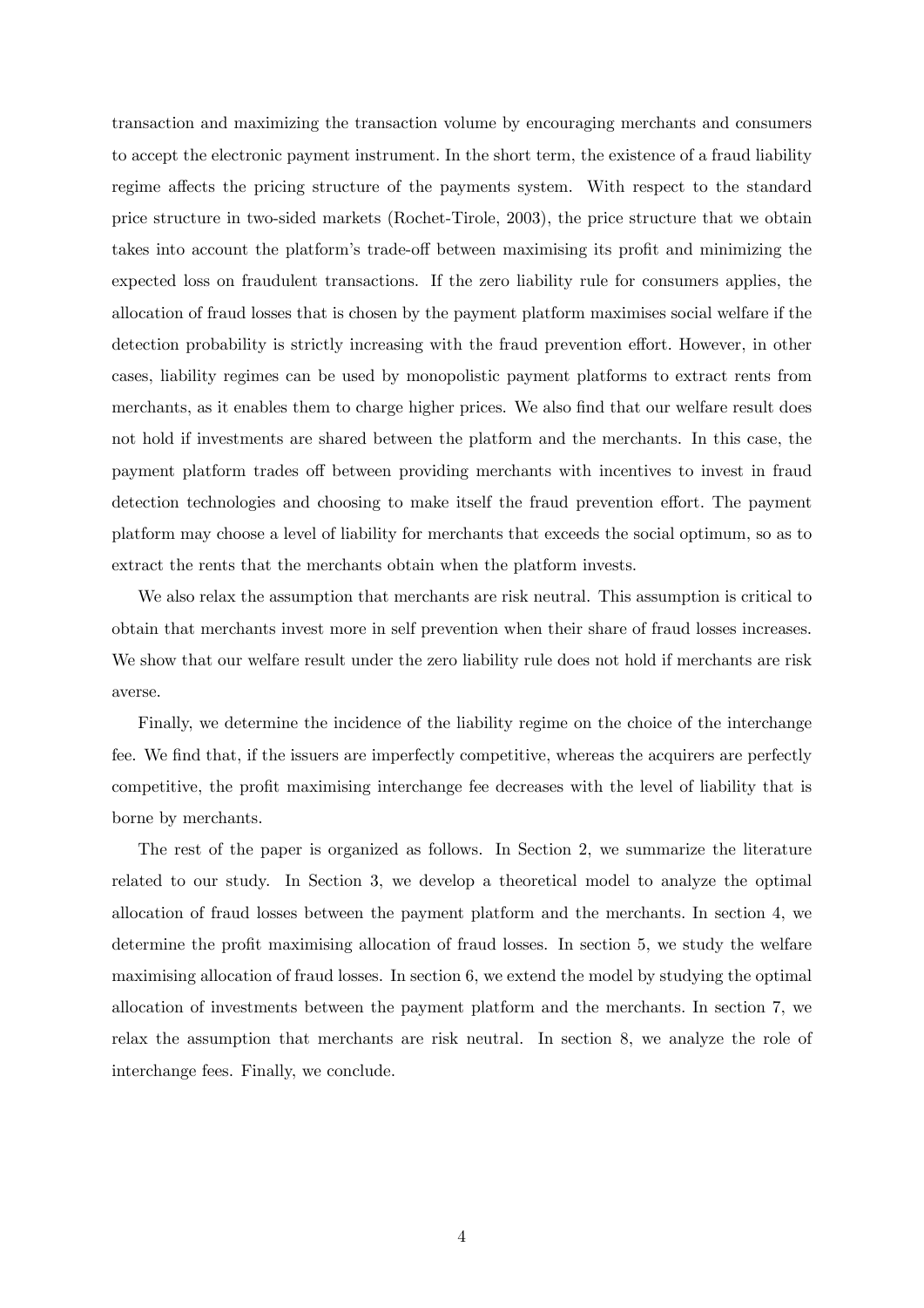transaction and maximizing the transaction volume by encouraging merchants and consumers to accept the electronic payment instrument. In the short term, the existence of a fraud liability regime affects the pricing structure of the payments system. With respect to the standard price structure in two-sided markets (Rochet-Tirole, 2003), the price structure that we obtain takes into account the platform's trade-off between maximising its profit and minimizing the expected loss on fraudulent transactions. If the zero liability rule for consumers applies, the allocation of fraud losses that is chosen by the payment platform maximises social welfare if the detection probability is strictly increasing with the fraud prevention effort. However, in other cases, liability regimes can be used by monopolistic payment platforms to extract rents from merchants, as it enables them to charge higher prices. We also find that our welfare result does not hold if investments are shared between the platform and the merchants. In this case, the payment platform trades off between providing merchants with incentives to invest in fraud detection technologies and choosing to make itself the fraud prevention effort. The payment platform may choose a level of liability for merchants that exceeds the social optimum, so as to extract the rents that the merchants obtain when the platform invests.

We also relax the assumption that merchants are risk neutral. This assumption is critical to obtain that merchants invest more in self prevention when their share of fraud losses increases. We show that our welfare result under the zero liability rule does not hold if merchants are risk averse.

Finally, we determine the incidence of the liability regime on the choice of the interchange fee. We find that, if the issuers are imperfectly competitive, whereas the acquirers are perfectly competitive, the profit maximising interchange fee decreases with the level of liability that is borne by merchants.

The rest of the paper is organized as follows. In Section 2, we summarize the literature related to our study. In Section 3, we develop a theoretical model to analyze the optimal allocation of fraud losses between the payment platform and the merchants. In section 4, we determine the profit maximising allocation of fraud losses. In section 5, we study the welfare maximising allocation of fraud losses. In section 6, we extend the model by studying the optimal allocation of investments between the payment platform and the merchants. In section 7, we relax the assumption that merchants are risk neutral. In section 8, we analyze the role of interchange fees. Finally, we conclude.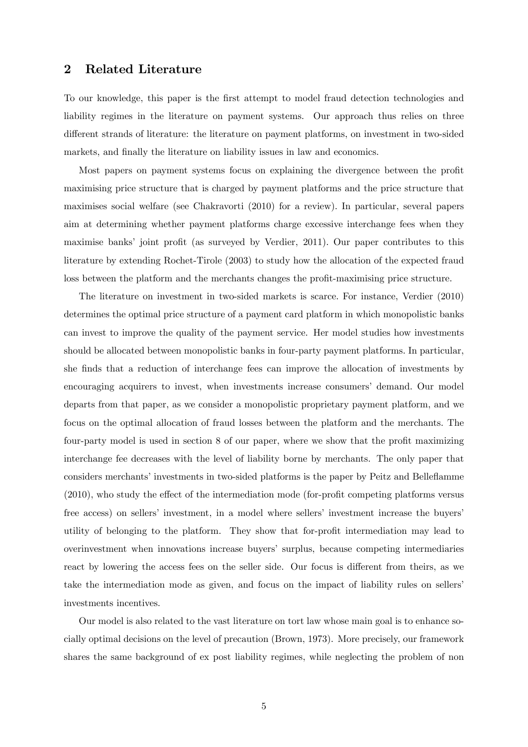## 2 Related Literature

To our knowledge, this paper is the first attempt to model fraud detection technologies and liability regimes in the literature on payment systems. Our approach thus relies on three different strands of literature: the literature on payment platforms, on investment in two-sided markets, and finally the literature on liability issues in law and economics.

Most papers on payment systems focus on explaining the divergence between the profit maximising price structure that is charged by payment platforms and the price structure that maximises social welfare (see Chakravorti (2010) for a review). In particular, several papers aim at determining whether payment platforms charge excessive interchange fees when they maximise banks' joint profit (as surveyed by Verdier, 2011). Our paper contributes to this literature by extending Rochet-Tirole (2003) to study how the allocation of the expected fraud loss between the platform and the merchants changes the profit-maximising price structure.

The literature on investment in two-sided markets is scarce. For instance, Verdier (2010) determines the optimal price structure of a payment card platform in which monopolistic banks can invest to improve the quality of the payment service. Her model studies how investments should be allocated between monopolistic banks in four-party payment platforms. In particular, she finds that a reduction of interchange fees can improve the allocation of investments by encouraging acquirers to invest, when investments increase consumers' demand. Our model departs from that paper, as we consider a monopolistic proprietary payment platform, and we focus on the optimal allocation of fraud losses between the platform and the merchants. The four-party model is used in section 8 of our paper, where we show that the profit maximizing interchange fee decreases with the level of liability borne by merchants. The only paper that considers merchants' investments in two-sided platforms is the paper by Peitz and Belleflamme (2010), who study the effect of the intermediation mode (for-profit competing platforms versus free access) on sellers' investment, in a model where sellers' investment increase the buyers' utility of belonging to the platform. They show that for-profit intermediation may lead to overinvestment when innovations increase buyers' surplus, because competing intermediaries react by lowering the access fees on the seller side. Our focus is different from theirs, as we take the intermediation mode as given, and focus on the impact of liability rules on sellers' investments incentives.

Our model is also related to the vast literature on tort law whose main goal is to enhance socially optimal decisions on the level of precaution (Brown, 1973). More precisely, our framework shares the same background of ex post liability regimes, while neglecting the problem of non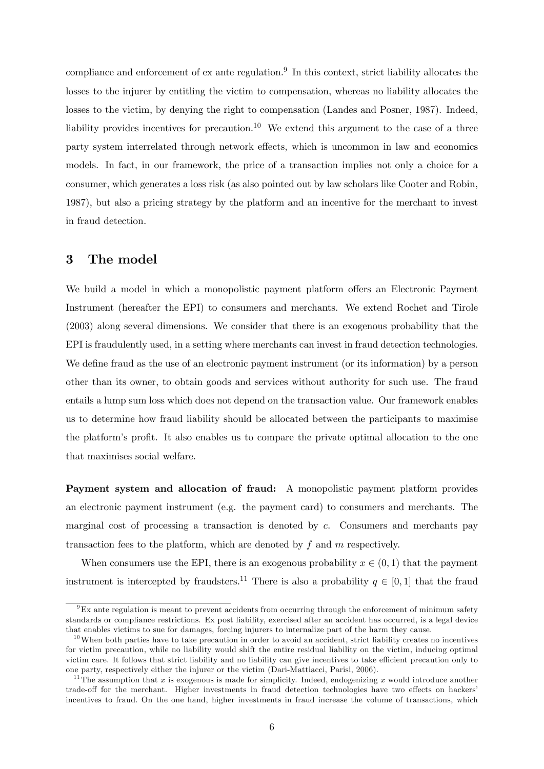compliance and enforcement of ex ante regulation.[9] In this context, strict liability allocates the losses to the injurer by entitling the victim to compensation, whereas no liability allocates the losses to the victim, by denying the right to compensation (Landes and Posner, 1987). Indeed, liability provides incentives for precaution.[10] We extend this argument to the case of a three party system interrelated through network effects, which is uncommon in law and economics models. In fact, in our framework, the price of a transaction implies not only a choice for a consumer, which generates a loss risk (as also pointed out by law scholars like Cooter and Robin, 1987), but also a pricing strategy by the platform and an incentive for the merchant to invest in fraud detection.

## 3 The model

We build a model in which a monopolistic payment platform offers an Electronic Payment Instrument (hereafter the EPI) to consumers and merchants. We extend Rochet and Tirole (2003) along several dimensions. We consider that there is an exogenous probability that the EPI is fraudulently used, in a setting where merchants can invest in fraud detection technologies. We define fraud as the use of an electronic payment instrument (or its information) by a person other than its owner, to obtain goods and services without authority for such use. The fraud entails a lump sum loss which does not depend on the transaction value. Our framework enables us to determine how fraud liability should be allocated between the participants to maximise the platform's profit. It also enables us to compare the private optimal allocation to the one that maximises social welfare.

**Payment system and allocation of fraud:** A monopolistic payment platform provides an electronic payment instrument (e.g. the payment card) to consumers and merchants. The marginal cost of processing a transaction is denoted by $c$. Consumers and merchants pay transaction fees to the platform, which are denoted by $f$ and $m$ respectively.

When consumers use the EPI, there is an exogenous probability $x \in (0, 1)$ that the payment instrument is intercepted by fraudsters.[11] There is also a probability $q \in [0, 1]$ that the fraud

---

[9] Ex ante regulation is meant to prevent accidents from occurring through the enforcement of minimum safety standards or compliance restrictions. Ex post liability, exercised after an accident has occurred, is a legal device that enables victims to sue for damages, forcing injurers to internalize part of the harm they cause.

[10] When both parties have to take precaution in order to avoid an accident, strict liability creates no incentives for victim precaution, while no liability would shift the entire residual liability on the victim, inducing optimal victim care. It follows that strict liability and no liability can give incentives to take efficient precaution only to one party, respectively either the injurer or the victim (Dari-Mattiacci, Parisi, 2006).

[11] The assumption that $x$ is exogenous is made for simplicity. Indeed, endogenizing $x$ would introduce another trade-off for the merchant. Higher investments in fraud detection technologies have two effects on hackers' incentives to fraud. On the one hand, higher investments in fraud increase the volume of transactions, which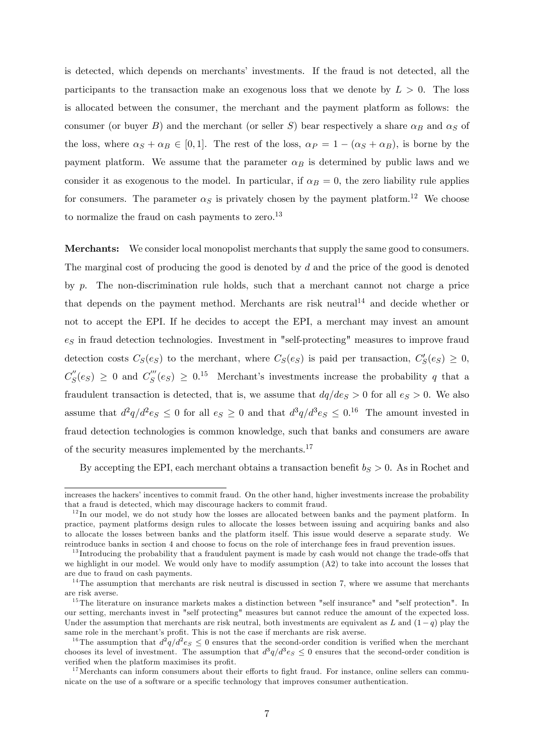is detected, which depends on merchants' investments. If the fraud is not detected, all the participants to the transaction make an exogenous loss that we denote by $L > 0$. The loss is allocated between the consumer, the merchant and the payment platform as follows: the consumer (or buyer $B$) and the merchant (or seller $S$) bear respectively a share $\alpha_B$ and $\alpha_S$ of the loss, where $\alpha_S + \alpha_B \in [0, 1]$. The rest of the loss, $\alpha_P = 1 - (\alpha_S + \alpha_B)$, is borne by the payment platform. We assume that the parameter $\alpha_B$ is determined by public laws and we consider it as exogenous to the model. In particular, if $\alpha_B = 0$, the zero liability rule applies for consumers. The parameter $\alpha_S$ is privately chosen by the payment platform.[12] We choose to normalize the fraud on cash payments to zero.[13]

**Merchants:** We consider local monopolist merchants that supply the same good to consumers. The marginal cost of producing the good is denoted by $d$ and the price of the good is denoted by $p$. The non-discrimination rule holds, such that a merchant cannot not charge a price that depends on the payment method. Merchants are risk neutral[14] and decide whether or not to accept the EPI. If he decides to accept the EPI, a merchant may invest an amount $e_S$ in fraud detection technologies. Investment in "self-protecting" measures to improve fraud detection costs $C_S(e_S)$ to the merchant, where $C_S(e_S)$ is paid per transaction, $C_S'(e_S) \geq 0$, $C_S''(e_S) \geq 0$ and $C_S'''(e_S) \geq 0$.[15] Merchant's investments increase the probability $q$ that a fraudulent transaction is detected, that is, we assume that $dq/de_S > 0$ for all $e_S > 0$. We also assume that $d^2q/d^2e_S \leq 0$ for all $e_S \geq 0$ and that $d^3q/d^3e_S \leq 0$.[16] The amount invested in fraud detection technologies is common knowledge, such that banks and consumers are aware of the security measures implemented by the merchants.[17]

By accepting the EPI, each merchant obtains a transaction benefit $b_S > 0$. As in Rochet and

---

increases the hackers' incentives to commit fraud. On the other hand, higher investments increase the probability that a fraud is detected, which may discourage hackers to commit fraud.

[12] In our model, we do not study how the losses are allocated between banks and the payment platform. In practice, payment platforms design rules to allocate the losses between issuing and acquiring banks and also to allocate the losses between banks and the platform itself. This issue would deserve a separate study. We reintroduce banks in section 4 and choose to focus on the role of interchange fees in fraud prevention issues.

[13] Introducing the probability that a fraudulent payment is made by cash would not change the trade-offs that we highlight in our model. We would only have to modify assumption (A2) to take into account the losses that are due to fraud on cash payments.

[14] The assumption that merchants are risk neutral is discussed in section 7, where we assume that merchants are risk averse.

[15] The literature on insurance markets makes a distinction between "self insurance" and "self protection". In our setting, merchants invest in "self protecting" measures but cannot reduce the amount of the expected loss. Under the assumption that merchants are risk neutral, both investments are equivalent as $L$ and $(1 - q)$ play the same role in the merchant's profit. This is not the case if merchants are risk averse.

[16] The assumption that $d^2q/d^2e_S \leq 0$ ensures that the second-order condition is verified when the merchant chooses its level of investment. The assumption that $d^3q/d^3e_S \leq 0$ ensures that the second-order condition is verified when the platform maximises its profit.

[17] Merchants can inform consumers about their efforts to fight fraud. For instance, online sellers can communicate on the use of a software or a specific technology that improves consumer authentication.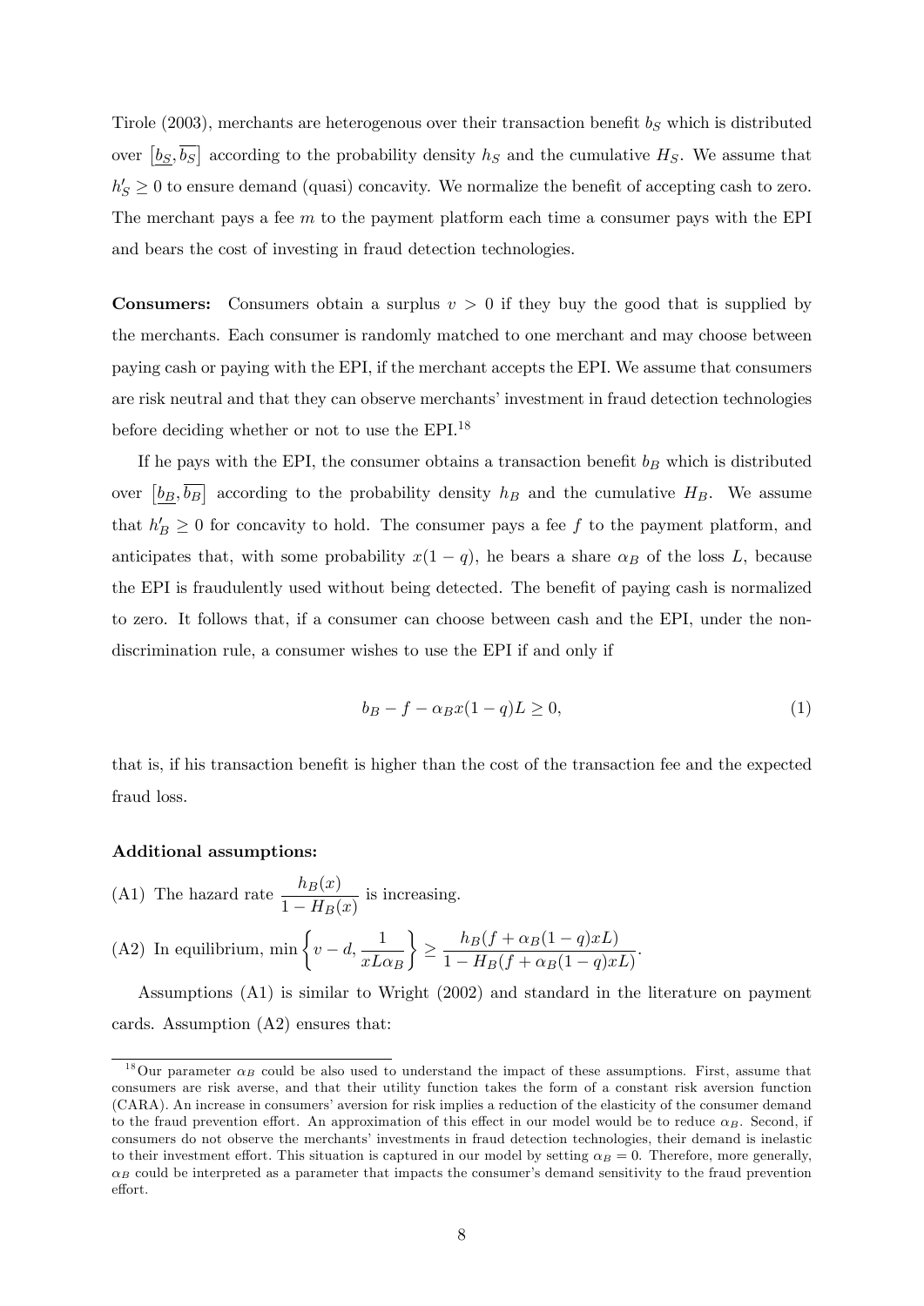Tirole (2003), merchants are heterogenous over their transaction benefit $b_S$ which is distributed over $\left[\underline{b_S}, \overline{b_S}\right]$ according to the probability density $h_S$ and the cumulative $H_S$. We assume that $h_S' \geq 0$ to ensure demand (quasi) concavity. We normalize the benefit of accepting cash to zero. The merchant pays a fee $m$ to the payment platform each time a consumer pays with the EPI and bears the cost of investing in fraud detection technologies.

**Consumers:** Consumers obtain a surplus $v > 0$ if they buy the good that is supplied by the merchants. Each consumer is randomly matched to one merchant and may choose between paying cash or paying with the EPI, if the merchant accepts the EPI. We assume that consumers are risk neutral and that they can observe merchants' investment in fraud detection technologies before deciding whether or not to use the EPI.[18]

If he pays with the EPI, the consumer obtains a transaction benefit $b_B$ which is distributed over $\left[\underline{b_B}, \overline{b_B}\right]$ according to the probability density $h_B$ and the cumulative $H_B$. We assume that $h_B' \geq 0$ for concavity to hold. The consumer pays a fee $f$ to the payment platform, and anticipates that, with some probability $x(1-q)$, he bears a share $\alpha_B$ of the loss $L$, because the EPI is fraudulently used without being detected. The benefit of paying cash is normalized to zero. It follows that, if a consumer can choose between cash and the EPI, under the non-discrimination rule, a consumer wishes to use the EPI if and only if

$$b_B - f - \alpha_B x(1-q)L \geq 0, \tag{1}$$

that is, if his transaction benefit is higher than the cost of the transaction fee and the expected fraud loss.

**Additional assumptions:**

(A1) The hazard rate $\dfrac{h_B(x)}{1 - H_B(x)}$ is increasing.

(A2) In equilibrium, $\min\left\{v - d, \dfrac{1}{xL\alpha_B}\right\} \geq \dfrac{h_B(f + \alpha_B(1-q)xL)}{1 - H_B(f + \alpha_B(1-q)xL)}$.

Assumptions (A1) is similar to Wright (2002) and standard in the literature on payment cards. Assumption (A2) ensures that:

[18] Our parameter $\alpha_B$ could be also used to understand the impact of these assumptions. First, assume that consumers are risk averse, and that their utility function takes the form of a constant risk aversion function (CARA). An increase in consumers' aversion for risk implies a reduction of the elasticity of the consumer demand to the fraud prevention effort. An approximation of this effect in our model would be to reduce $\alpha_B$. Second, if consumers do not observe the merchants' investments in fraud detection technologies, their demand is inelastic to their investment effort. This situation is captured in our model by setting $\alpha_B = 0$. Therefore, more generally, $\alpha_B$ could be interpreted as a parameter that impacts the consumer's demand sensitivity to the fraud prevention effort.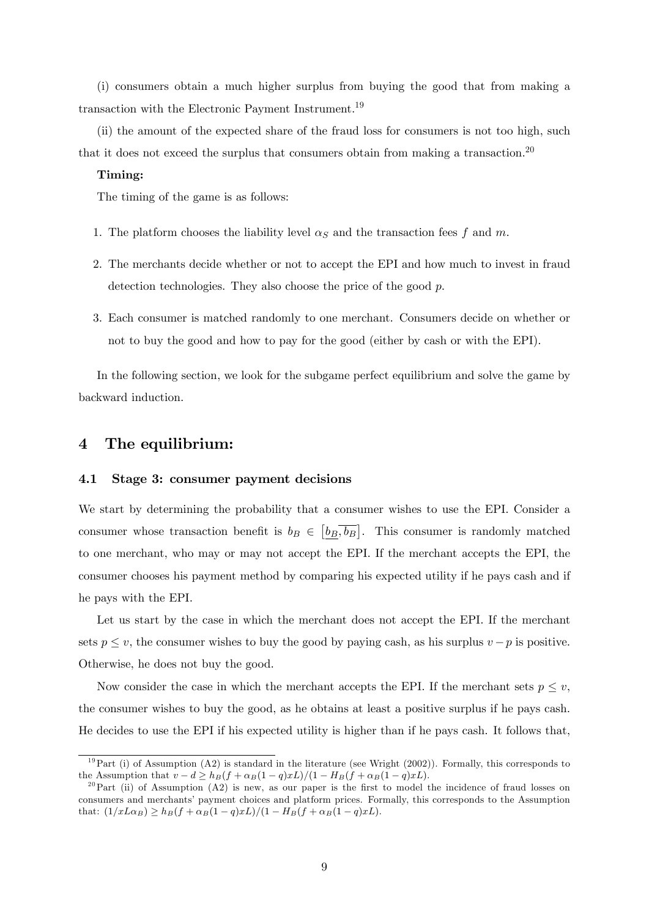(i) consumers obtain a much higher surplus from buying the good that from making a transaction with the Electronic Payment Instrument.[19]

(ii) the amount of the expected share of the fraud loss for consumers is not too high, such that it does not exceed the surplus that consumers obtain from making a transaction.[20]

**Timing:**

The timing of the game is as follows:

1. The platform chooses the liability level $\alpha_S$ and the transaction fees $f$ and $m$.
2. The merchants decide whether or not to accept the EPI and how much to invest in fraud detection technologies. They also choose the price of the good $p$.
3. Each consumer is matched randomly to one merchant. Consumers decide on whether or not to buy the good and how to pay for the good (either by cash or with the EPI).

In the following section, we look for the subgame perfect equilibrium and solve the game by backward induction.

# 4 The equilibrium:

## 4.1 Stage 3: consumer payment decisions

We start by determining the probability that a consumer wishes to use the EPI. Consider a consumer whose transaction benefit is $b_B \in \left[\underline{b_B}, \overline{b_B}\right]$. This consumer is randomly matched to one merchant, who may or may not accept the EPI. If the merchant accepts the EPI, the consumer chooses his payment method by comparing his expected utility if he pays cash and if he pays with the EPI.

Let us start by the case in which the merchant does not accept the EPI. If the merchant sets $p \leq v$, the consumer wishes to buy the good by paying cash, as his surplus $v - p$ is positive. Otherwise, he does not buy the good.

Now consider the case in which the merchant accepts the EPI. If the merchant sets $p \leq v$, the consumer wishes to buy the good, as he obtains at least a positive surplus if he pays cash. He decides to use the EPI if his expected utility is higher than if he pays cash. It follows that,

---

[19] Part (i) of Assumption (A2) is standard in the literature (see Wright (2002)). Formally, this corresponds to the Assumption that $v - d \geq h_B(f + \alpha_B(1-q)xL)/(1 - H_B(f + \alpha_B(1-q)xL)$.

[20] Part (ii) of Assumption (A2) is new, as our paper is the first to model the incidence of fraud losses on consumers and merchants' payment choices and platform prices. Formally, this corresponds to the Assumption that: $(1/xL\alpha_B) \geq h_B(f + \alpha_B(1-q)xL)/(1 - H_B(f + \alpha_B(1-q)xL)$.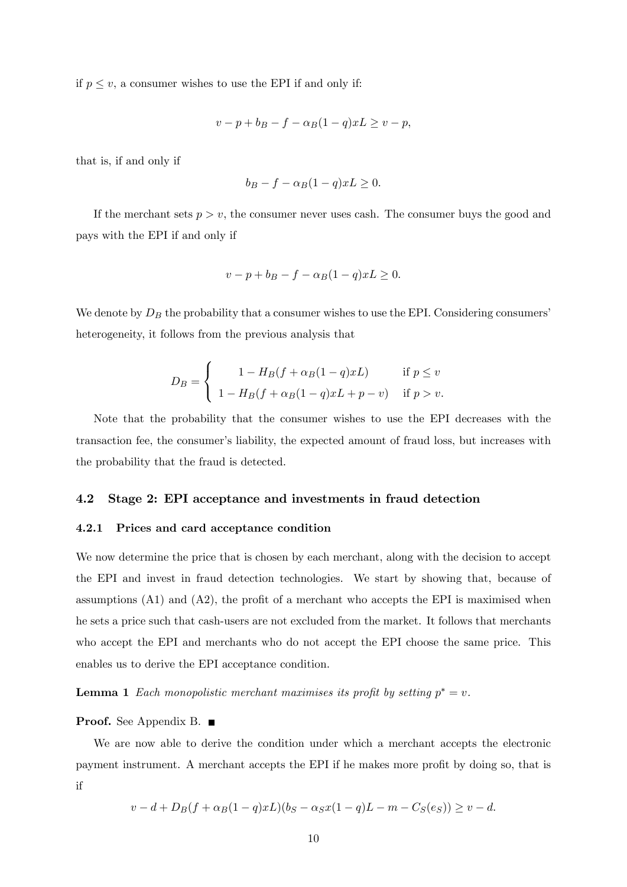if $p \leq v$, a consumer wishes to use the EPI if and only if:

$$v - p + b_B - f - \alpha_B(1-q)xL \geq v - p,$$

that is, if and only if

$$b_B - f - \alpha_B(1-q)xL \geq 0.$$

If the merchant sets $p > v$, the consumer never uses cash. The consumer buys the good and pays with the EPI if and only if

$$v - p + b_B - f - \alpha_B(1-q)xL \geq 0.$$

We denote by $D_B$ the probability that a consumer wishes to use the EPI. Considering consumers' heterogeneity, it follows from the previous analysis that

$$D_B = \begin{cases} 1 - H_B(f + \alpha_B(1-q)xL) & \text{if } p \leq v \\ 1 - H_B(f + \alpha_B(1-q)xL + p - v) & \text{if } p > v. \end{cases}$$

Note that the probability that the consumer wishes to use the EPI decreases with the transaction fee, the consumer's liability, the expected amount of fraud loss, but increases with the probability that the fraud is detected.

### 4.2 Stage 2: EPI acceptance and investments in fraud detection

#### 4.2.1 Prices and card acceptance condition

We now determine the price that is chosen by each merchant, along with the decision to accept the EPI and invest in fraud detection technologies. We start by showing that, because of assumptions (A1) and (A2), the profit of a merchant who accepts the EPI is maximised when he sets a price such that cash-users are not excluded from the market. It follows that merchants who accept the EPI and merchants who do not accept the EPI choose the same price. This enables us to derive the EPI acceptance condition.

**Lemma 1** *Each monopolistic merchant maximises its profit by setting $p^* = v$.*

**Proof.** See Appendix B. ■

We are now able to derive the condition under which a merchant accepts the electronic payment instrument. A merchant accepts the EPI if he makes more profit by doing so, that is if

$$v - d + D_B(f + \alpha_B(1-q)xL)(b_S - \alpha_S x(1-q)L - m - C_S(e_S)) \geq v - d.$$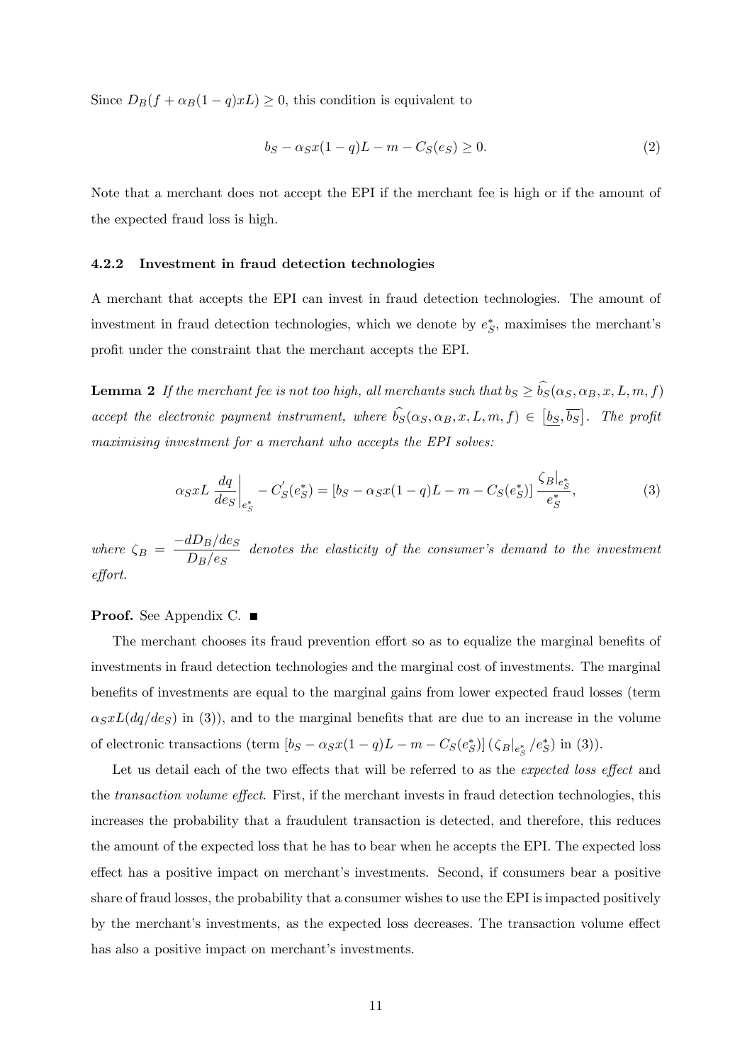Since $D_B(f + \alpha_B(1-q)xL) \geq 0$, this condition is equivalent to

$$b_S - \alpha_S x(1-q)L - m - C_S(e_S) \geq 0. \tag{2}$$

Note that a merchant does not accept the EPI if the merchant fee is high or if the amount of the expected fraud loss is high.

#### 4.2.2 Investment in fraud detection technologies

A merchant that accepts the EPI can invest in fraud detection technologies. The amount of investment in fraud detection technologies, which we denote by $e_S^*$, maximises the merchant's profit under the constraint that the merchant accepts the EPI.

**Lemma 2** *If the merchant fee is not too high, all merchants such that $b_S \geq \widehat{b_S}(\alpha_S, \alpha_B, x, L, m, f)$ accept the electronic payment instrument, where $\widehat{b_S}(\alpha_S, \alpha_B, x, L, m, f) \in [\underline{b_S}, \overline{b_S}]$. The profit maximising investment for a merchant who accepts the EPI solves:*

$$\alpha_S x L \left. \frac{dq}{de_S} \right|_{e_S^*} - C_S'(e_S^*) = [b_S - \alpha_S x(1-q)L - m - C_S(e_S^*)] \frac{\zeta_B|_{e_S^*}}{e_S^*}, \tag{3}$$

*where $\zeta_B = \dfrac{-dD_B/de_S}{D_B/e_S}$ denotes the elasticity of the consumer's demand to the investment effort.*

**Proof.** See Appendix C. ■

The merchant chooses its fraud prevention effort so as to equalize the marginal benefits of investments in fraud detection technologies and the marginal cost of investments. The marginal benefits of investments are equal to the marginal gains from lower expected fraud losses (term $\alpha_S xL(dq/de_S)$ in (3)), and to the marginal benefits that are due to an increase in the volume of electronic transactions (term $[b_S - \alpha_S x(1-q)L - m - C_S(e_S^*)] (\zeta_B|_{e_S^*}/e_S^*)$ in (3)).

Let us detail each of the two effects that will be referred to as the *expected loss effect* and the *transaction volume effect*. First, if the merchant invests in fraud detection technologies, this increases the probability that a fraudulent transaction is detected, and therefore, this reduces the amount of the expected loss that he has to bear when he accepts the EPI. The expected loss effect has a positive impact on merchant's investments. Second, if consumers bear a positive share of fraud losses, the probability that a consumer wishes to use the EPI is impacted positively by the merchant's investments, as the expected loss decreases. The transaction volume effect has also a positive impact on merchant's investments.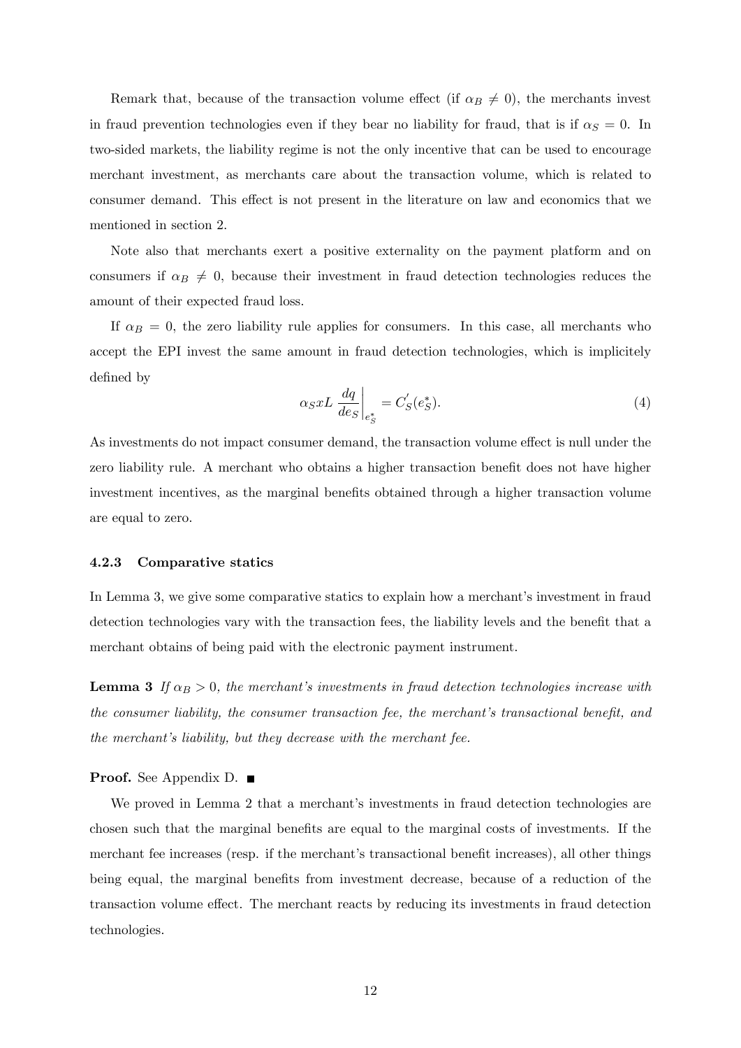Remark that, because of the transaction volume effect (if $\alpha_B \neq 0$), the merchants invest in fraud prevention technologies even if they bear no liability for fraud, that is if $\alpha_S = 0$. In two-sided markets, the liability regime is not the only incentive that can be used to encourage merchant investment, as merchants care about the transaction volume, which is related to consumer demand. This effect is not present in the literature on law and economics that we mentioned in section 2.

Note also that merchants exert a positive externality on the payment platform and on consumers if $\alpha_B \neq 0$, because their investment in fraud detection technologies reduces the amount of their expected fraud loss.

If $\alpha_B = 0$, the zero liability rule applies for consumers. In this case, all merchants who accept the EPI invest the same amount in fraud detection technologies, which is implicitely defined by

$$\alpha_S x L \left.\frac{dq}{de_S}\right|_{e_S^*} = C_S'(e_S^*). \tag{4}$$

As investments do not impact consumer demand, the transaction volume effect is null under the zero liability rule. A merchant who obtains a higher transaction benefit does not have higher investment incentives, as the marginal benefits obtained through a higher transaction volume are equal to zero.

### 4.2.3 Comparative statics

In Lemma 3, we give some comparative statics to explain how a merchant's investment in fraud detection technologies vary with the transaction fees, the liability levels and the benefit that a merchant obtains of being paid with the electronic payment instrument.

**Lemma 3** *If $\alpha_B > 0$, the merchant's investments in fraud detection technologies increase with the consumer liability, the consumer transaction fee, the merchant's transactional benefit, and the merchant's liability, but they decrease with the merchant fee.*

**Proof.** See Appendix D. ■

We proved in Lemma 2 that a merchant's investments in fraud detection technologies are chosen such that the marginal benefits are equal to the marginal costs of investments. If the merchant fee increases (resp. if the merchant's transactional benefit increases), all other things being equal, the marginal benefits from investment decrease, because of a reduction of the transaction volume effect. The merchant reacts by reducing its investments in fraud detection technologies.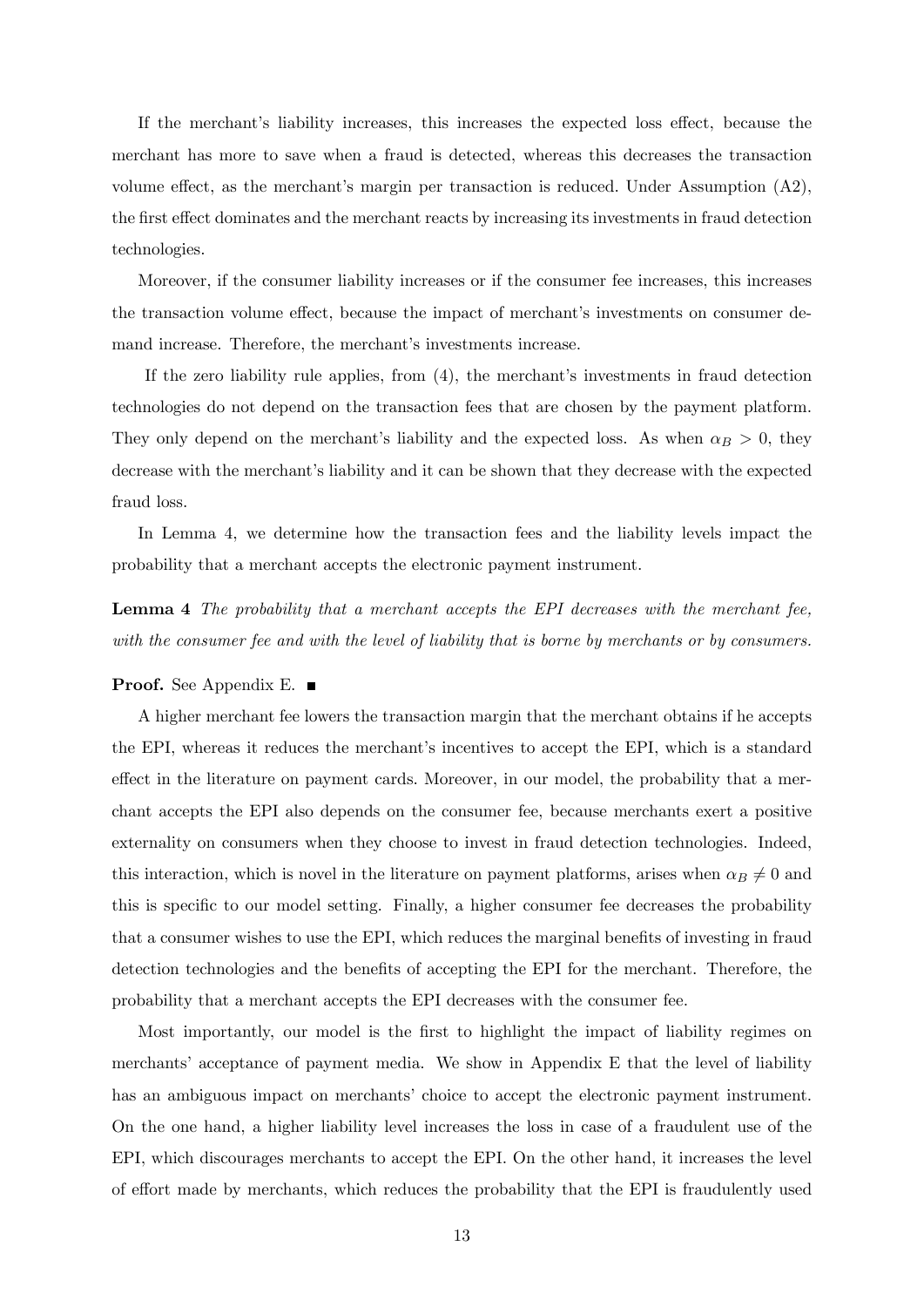If the merchant's liability increases, this increases the expected loss effect, because the merchant has more to save when a fraud is detected, whereas this decreases the transaction volume effect, as the merchant's margin per transaction is reduced. Under Assumption (A2), the first effect dominates and the merchant reacts by increasing its investments in fraud detection technologies.

Moreover, if the consumer liability increases or if the consumer fee increases, this increases the transaction volume effect, because the impact of merchant's investments on consumer demand increase. Therefore, the merchant's investments increase.

If the zero liability rule applies, from (4), the merchant's investments in fraud detection technologies do not depend on the transaction fees that are chosen by the payment platform. They only depend on the merchant's liability and the expected loss. As when $\alpha_B > 0$, they decrease with the merchant's liability and it can be shown that they decrease with the expected fraud loss.

In Lemma 4, we determine how the transaction fees and the liability levels impact the probability that a merchant accepts the electronic payment instrument.

**Lemma 4** *The probability that a merchant accepts the EPI decreases with the merchant fee, with the consumer fee and with the level of liability that is borne by merchants or by consumers.*

**Proof.** See Appendix E. ■

A higher merchant fee lowers the transaction margin that the merchant obtains if he accepts the EPI, whereas it reduces the merchant's incentives to accept the EPI, which is a standard effect in the literature on payment cards. Moreover, in our model, the probability that a merchant accepts the EPI also depends on the consumer fee, because merchants exert a positive externality on consumers when they choose to invest in fraud detection technologies. Indeed, this interaction, which is novel in the literature on payment platforms, arises when $\alpha_B \neq 0$ and this is specific to our model setting. Finally, a higher consumer fee decreases the probability that a consumer wishes to use the EPI, which reduces the marginal benefits of investing in fraud detection technologies and the benefits of accepting the EPI for the merchant. Therefore, the probability that a merchant accepts the EPI decreases with the consumer fee.

Most importantly, our model is the first to highlight the impact of liability regimes on merchants' acceptance of payment media. We show in Appendix E that the level of liability has an ambiguous impact on merchants' choice to accept the electronic payment instrument. On the one hand, a higher liability level increases the loss in case of a fraudulent use of the EPI, which discourages merchants to accept the EPI. On the other hand, it increases the level of effort made by merchants, which reduces the probability that the EPI is fraudulently used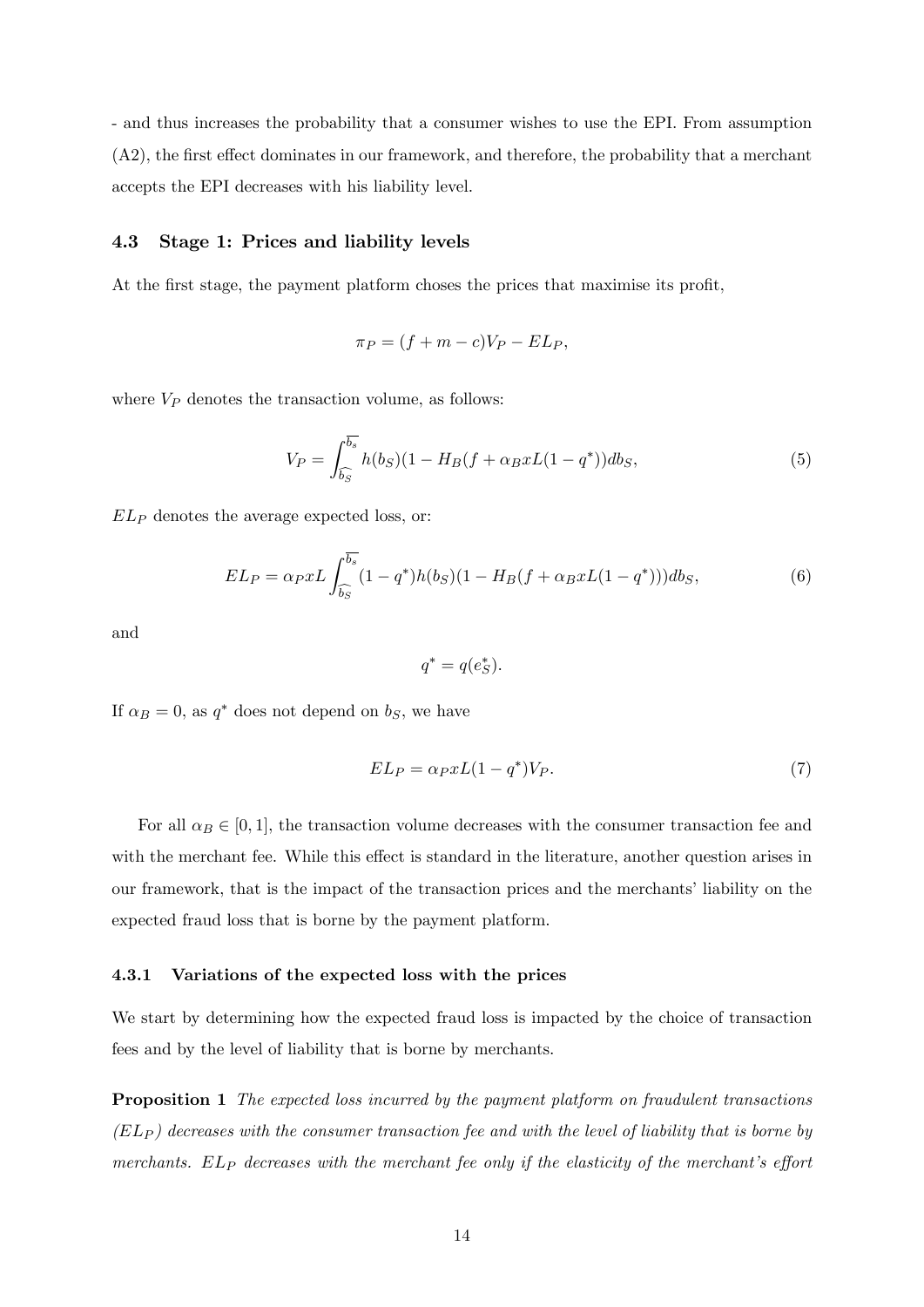- and thus increases the probability that a consumer wishes to use the EPI. From assumption (A2), the first effect dominates in our framework, and therefore, the probability that a merchant accepts the EPI decreases with his liability level.

### 4.3 Stage 1: Prices and liability levels

At the first stage, the payment platform choses the prices that maximise its profit,

$$\pi_P = (f + m - c)V_P - EL_P,$$

where $V_P$ denotes the transaction volume, as follows:

$$V_P = \int_{\widehat{b_S}}^{\overline{b_s}} h(b_S)(1 - H_B(f + \alpha_B x L(1 - q^*))db_S, \tag{5}$$

$EL_P$ denotes the average expected loss, or:

$$EL_P = \alpha_P x L \int_{\widehat{b_S}}^{\overline{b_s}} (1 - q^*)h(b_S)(1 - H_B(f + \alpha_B x L(1 - q^*)))db_S, \tag{6}$$

and

$$q^* = q(e_S^*).$$

If $\alpha_B = 0$, as $q^*$ does not depend on $b_S$, we have

$$EL_P = \alpha_P x L(1 - q^*)V_P. \tag{7}$$

For all $\alpha_B \in [0, 1]$, the transaction volume decreases with the consumer transaction fee and with the merchant fee. While this effect is standard in the literature, another question arises in our framework, that is the impact of the transaction prices and the merchants' liability on the expected fraud loss that is borne by the payment platform.

#### 4.3.1 Variations of the expected loss with the prices

We start by determining how the expected fraud loss is impacted by the choice of transaction fees and by the level of liability that is borne by merchants.

**Proposition 1** *The expected loss incurred by the payment platform on fraudulent transactions ($EL_P$) decreases with the consumer transaction fee and with the level of liability that is borne by merchants. $EL_P$ decreases with the merchant fee only if the elasticity of the merchant's effort*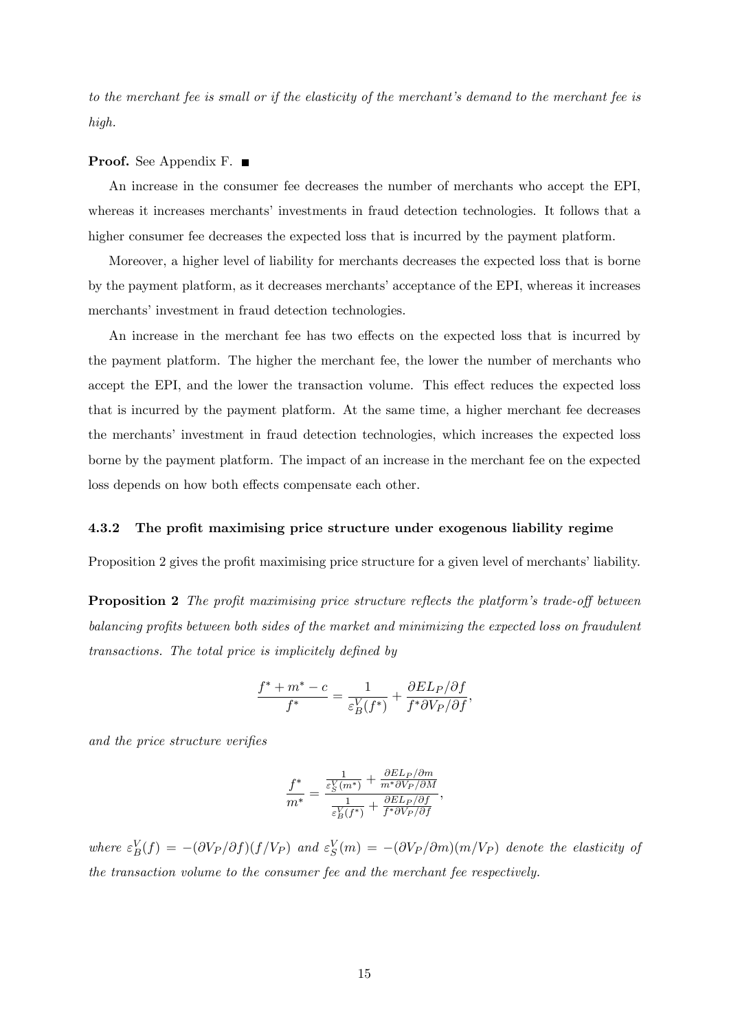*to the merchant fee is small or if the elasticity of the merchant's demand to the merchant fee is high.*

**Proof.** See Appendix F. ■

An increase in the consumer fee decreases the number of merchants who accept the EPI, whereas it increases merchants' investments in fraud detection technologies. It follows that a higher consumer fee decreases the expected loss that is incurred by the payment platform.

Moreover, a higher level of liability for merchants decreases the expected loss that is borne by the payment platform, as it decreases merchants' acceptance of the EPI, whereas it increases merchants' investment in fraud detection technologies.

An increase in the merchant fee has two effects on the expected loss that is incurred by the payment platform. The higher the merchant fee, the lower the number of merchants who accept the EPI, and the lower the transaction volume. This effect reduces the expected loss that is incurred by the payment platform. At the same time, a higher merchant fee decreases the merchants' investment in fraud detection technologies, which increases the expected loss borne by the payment platform. The impact of an increase in the merchant fee on the expected loss depends on how both effects compensate each other.

### 4.3.2 The profit maximising price structure under exogenous liability regime

Proposition 2 gives the profit maximising price structure for a given level of merchants' liability.

**Proposition 2** *The profit maximising price structure reflects the platform's trade-off between balancing profits between both sides of the market and minimizing the expected loss on fraudulent transactions. The total price is implicitely defined by*

$$\frac{f^* + m^* - c}{f^*} = \frac{1}{\varepsilon_B^V(f^*)} + \frac{\partial EL_P/\partial f}{f^* \partial V_P/\partial f},$$

*and the price structure verifies*

$$\frac{f^*}{m^*} = \frac{\frac{1}{\varepsilon_S^V(m^*)} + \frac{\partial EL_P/\partial m}{m^* \partial V_P/\partial M}}{\frac{1}{\varepsilon_B^V(f^*)} + \frac{\partial EL_P/\partial f}{f^* \partial V_P/\partial f}},$$

*where $\varepsilon_B^V(f) = -(\partial V_P/\partial f)(f/V_P)$ and $\varepsilon_S^V(m) = -(\partial V_P/\partial m)(m/V_P)$ denote the elasticity of the transaction volume to the consumer fee and the merchant fee respectively.*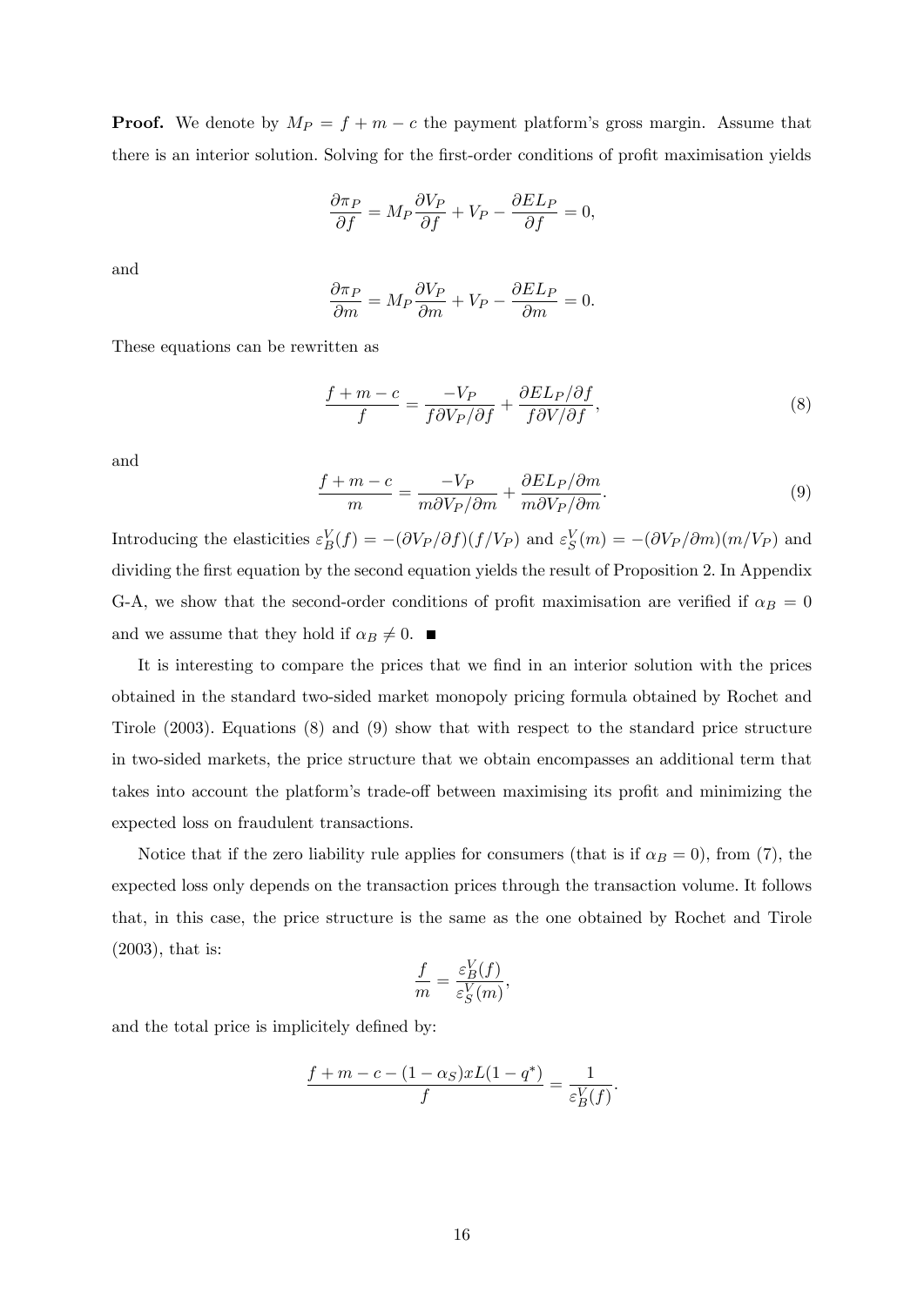**Proof.** We denote by $M_P = f + m - c$ the payment platform's gross margin. Assume that there is an interior solution. Solving for the first-order conditions of profit maximisation yields

$$\frac{\partial \pi_P}{\partial f} = M_P \frac{\partial V_P}{\partial f} + V_P - \frac{\partial EL_P}{\partial f} = 0,$$

and

$$\frac{\partial \pi_P}{\partial m} = M_P \frac{\partial V_P}{\partial m} + V_P - \frac{\partial EL_P}{\partial m} = 0.$$

These equations can be rewritten as

$$\frac{f + m - c}{f} = \frac{-V_P}{f \partial V_P / \partial f} + \frac{\partial EL_P / \partial f}{f \partial V / \partial f}, \tag{8}$$

and

$$\frac{f + m - c}{m} = \frac{-V_P}{m \partial V_P / \partial m} + \frac{\partial EL_P / \partial m}{m \partial V_P / \partial m}. \tag{9}$$

Introducing the elasticities $\varepsilon_B^V(f) = -(\partial V_P / \partial f)(f / V_P)$ and $\varepsilon_S^V(m) = -(\partial V_P / \partial m)(m / V_P)$ and dividing the first equation by the second equation yields the result of Proposition 2. In Appendix G-A, we show that the second-order conditions of profit maximisation are verified if $\alpha_B = 0$ and we assume that they hold if $\alpha_B \neq 0$. ■

It is interesting to compare the prices that we find in an interior solution with the prices obtained in the standard two-sided market monopoly pricing formula obtained by Rochet and Tirole (2003). Equations (8) and (9) show that with respect to the standard price structure in two-sided markets, the price structure that we obtain encompasses an additional term that takes into account the platform's trade-off between maximising its profit and minimizing the expected loss on fraudulent transactions.

Notice that if the zero liability rule applies for consumers (that is if $\alpha_B = 0$), from (7), the expected loss only depends on the transaction prices through the transaction volume. It follows that, in this case, the price structure is the same as the one obtained by Rochet and Tirole (2003), that is:

$$\frac{f}{m} = \frac{\varepsilon_B^V(f)}{\varepsilon_S^V(m)},$$

and the total price is implicitely defined by:

$$\frac{f + m - c - (1 - \alpha_S) x L (1 - q^*)}{f} = \frac{1}{\varepsilon_B^V(f)}.$$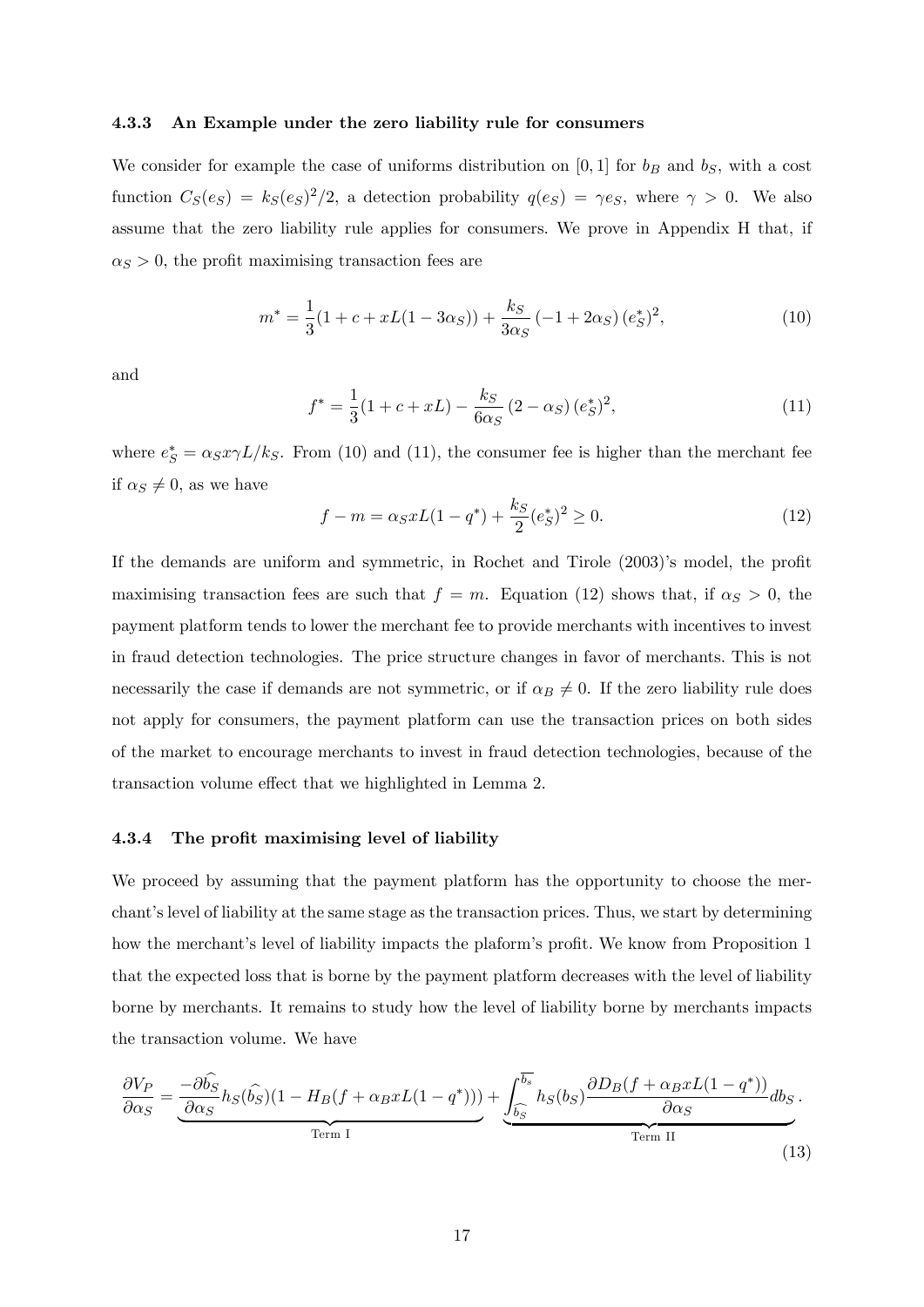#### 4.3.3 An Example under the zero liability rule for consumers

We consider for example the case of uniforms distribution on $[0,1]$ for $b_B$ and $b_S$, with a cost function $C_S(e_S) = k_S(e_S)^2/2$, a detection probability $q(e_S) = \gamma e_S$, where $\gamma > 0$. We also assume that the zero liability rule applies for consumers. We prove in Appendix H that, if $\alpha_S > 0$, the profit maximising transaction fees are

$$m^* = \frac{1}{3}(1 + c + xL(1 - 3\alpha_S)) + \frac{k_S}{3\alpha_S}(-1 + 2\alpha_S)(e_S^*)^2, \tag{10}$$

and

$$f^* = \frac{1}{3}(1 + c + xL) - \frac{k_S}{6\alpha_S}(2 - \alpha_S)(e_S^*)^2, \tag{11}$$

where $e_S^* = \alpha_S x\gamma L/k_S$. From (10) and (11), the consumer fee is higher than the merchant fee if $\alpha_S \neq 0$, as we have

$$f - m = \alpha_S xL(1 - q^*) + \frac{k_S}{2}(e_S^*)^2 \geq 0. \tag{12}$$

If the demands are uniform and symmetric, in Rochet and Tirole (2003)'s model, the profit maximising transaction fees are such that $f = m$. Equation (12) shows that, if $\alpha_S > 0$, the payment platform tends to lower the merchant fee to provide merchants with incentives to invest in fraud detection technologies. The price structure changes in favor of merchants. This is not necessarily the case if demands are not symmetric, or if $\alpha_B \neq 0$. If the zero liability rule does not apply for consumers, the payment platform can use the transaction prices on both sides of the market to encourage merchants to invest in fraud detection technologies, because of the transaction volume effect that we highlighted in Lemma 2.

#### 4.3.4 The profit maximising level of liability

We proceed by assuming that the payment platform has the opportunity to choose the merchant's level of liability at the same stage as the transaction prices. Thus, we start by determining how the merchant's level of liability impacts the plaform's profit. We know from Proposition 1 that the expected loss that is borne by the payment platform decreases with the level of liability borne by merchants. It remains to study how the level of liability borne by merchants impacts the transaction volume. We have

$$\frac{\partial V_P}{\partial \alpha_S} = \underbrace{\frac{-\partial \widehat{b_S}}{\partial \alpha_S} h_S(\widehat{b_S})(1 - H_B(f + \alpha_B xL(1 - q^*)))}_{\text{Term I}} + \underbrace{\int_{\widehat{b_S}}^{\overline{b_s}} h_S(b_S) \frac{\partial D_B(f + \alpha_B xL(1 - q^*))}{\partial \alpha_S} db_S}_{\text{Term II}}. \tag{13}$$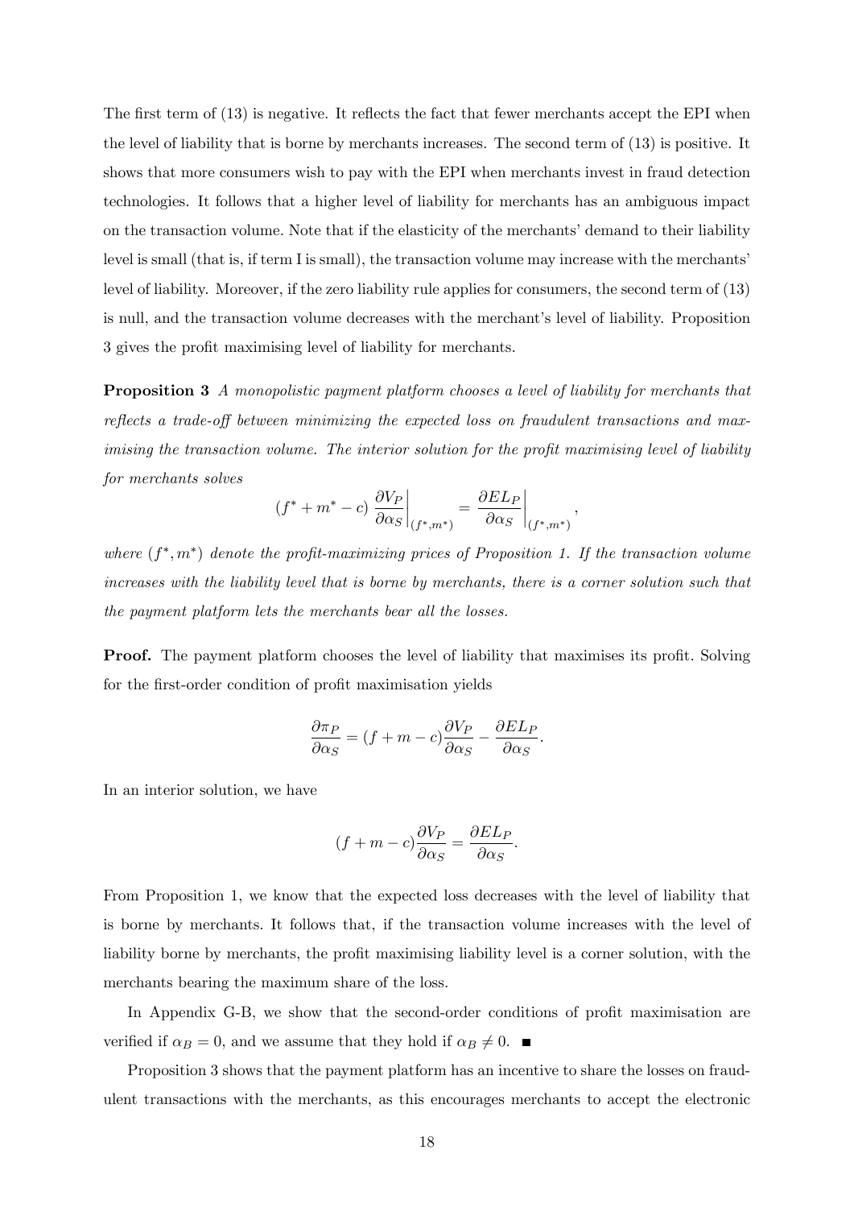The first term of (13) is negative. It reflects the fact that fewer merchants accept the EPI when the level of liability that is borne by merchants increases. The second term of (13) is positive. It shows that more consumers wish to pay with the EPI when merchants invest in fraud detection technologies. It follows that a higher level of liability for merchants has an ambiguous impact on the transaction volume. Note that if the elasticity of the merchants' demand to their liability level is small (that is, if term I is small), the transaction volume may increase with the merchants' level of liability. Moreover, if the zero liability rule applies for consumers, the second term of (13) is null, and the transaction volume decreases with the merchant's level of liability. Proposition 3 gives the profit maximising level of liability for merchants.

**Proposition 3** *A monopolistic payment platform chooses a level of liability for merchants that reflects a trade-off between minimizing the expected loss on fraudulent transactions and maximising the transaction volume. The interior solution for the profit maximising level of liability for merchants solves*

$$(f^* + m^* - c) \left.\frac{\partial V_P}{\partial \alpha_S}\right|_{(f^*,m^*)} = \left.\frac{\partial EL_P}{\partial \alpha_S}\right|_{(f^*,m^*)},$$

*where* $(f^*, m^*)$ *denote the profit-maximizing prices of Proposition 1. If the transaction volume increases with the liability level that is borne by merchants, there is a corner solution such that the payment platform lets the merchants bear all the losses.*

**Proof.** The payment platform chooses the level of liability that maximises its profit. Solving for the first-order condition of profit maximisation yields

$$\frac{\partial \pi_P}{\partial \alpha_S} = (f + m - c)\frac{\partial V_P}{\partial \alpha_S} - \frac{\partial EL_P}{\partial \alpha_S}.$$

In an interior solution, we have

$$(f + m - c)\frac{\partial V_P}{\partial \alpha_S} = \frac{\partial EL_P}{\partial \alpha_S}.$$

From Proposition 1, we know that the expected loss decreases with the level of liability that is borne by merchants. It follows that, if the transaction volume increases with the level of liability borne by merchants, the profit maximising liability level is a corner solution, with the merchants bearing the maximum share of the loss.

In Appendix G-B, we show that the second-order conditions of profit maximisation are verified if $\alpha_B = 0$, and we assume that they hold if $\alpha_B \neq 0$. ■

Proposition 3 shows that the payment platform has an incentive to share the losses on fraudulent transactions with the merchants, as this encourages merchants to accept the electronic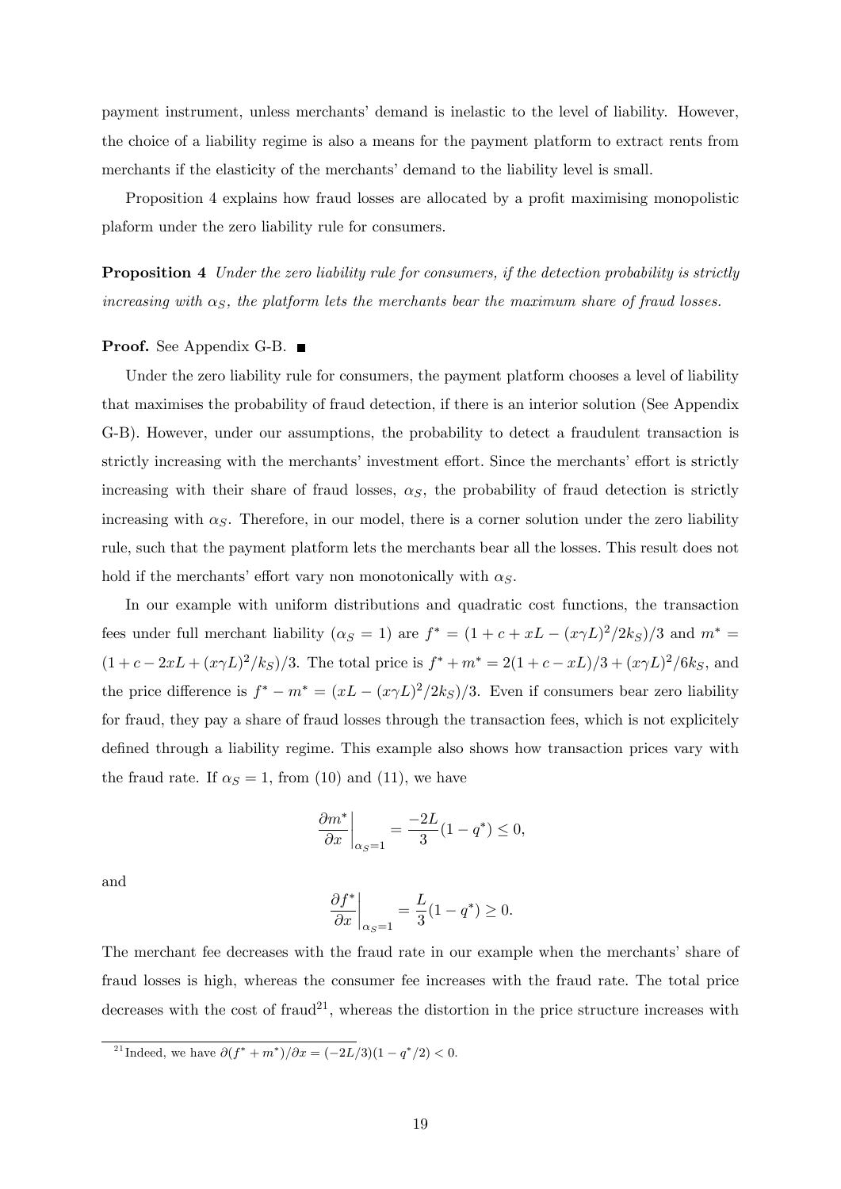payment instrument, unless merchants' demand is inelastic to the level of liability. However, the choice of a liability regime is also a means for the payment platform to extract rents from merchants if the elasticity of the merchants' demand to the liability level is small.

Proposition 4 explains how fraud losses are allocated by a profit maximising monopolistic plaform under the zero liability rule for consumers.

**Proposition 4** *Under the zero liability rule for consumers, if the detection probability is strictly increasing with $\alpha_S$, the platform lets the merchants bear the maximum share of fraud losses.*

**Proof.** See Appendix G-B. ∎

Under the zero liability rule for consumers, the payment platform chooses a level of liability that maximises the probability of fraud detection, if there is an interior solution (See Appendix G-B). However, under our assumptions, the probability to detect a fraudulent transaction is strictly increasing with the merchants' investment effort. Since the merchants' effort is strictly increasing with their share of fraud losses, $\alpha_S$, the probability of fraud detection is strictly increasing with $\alpha_S$. Therefore, in our model, there is a corner solution under the zero liability rule, such that the payment platform lets the merchants bear all the losses. This result does not hold if the merchants' effort vary non monotonically with $\alpha_S$.

In our example with uniform distributions and quadratic cost functions, the transaction fees under full merchant liability ($\alpha_S = 1$) are $f^* = (1 + c + xL - (x\gamma L)^2/2k_S)/3$ and $m^* = (1 + c - 2xL + (x\gamma L)^2/k_S)/3$. The total price is $f^* + m^* = 2(1 + c - xL)/3 + (x\gamma L)^2/6k_S$, and the price difference is $f^* - m^* = (xL - (x\gamma L)^2/2k_S)/3$. Even if consumers bear zero liability for fraud, they pay a share of fraud losses through the transaction fees, which is not explicitely defined through a liability regime. This example also shows how transaction prices vary with the fraud rate. If $\alpha_S = 1$, from (10) and (11), we have

$$\left.\frac{\partial m^*}{\partial x}\right|_{\alpha_S=1} = \frac{-2L}{3}(1 - q^*) \leq 0,$$

and

$$\left.\frac{\partial f^*}{\partial x}\right|_{\alpha_S=1} = \frac{L}{3}(1 - q^*) \geq 0.$$

The merchant fee decreases with the fraud rate in our example when the merchants' share of fraud losses is high, whereas the consumer fee increases with the fraud rate. The total price decreases with the cost of fraud[21], whereas the distortion in the price structure increases with

[21] Indeed, we have $\partial(f^* + m^*)/\partial x = (-2L/3)(1 - q^*/2) < 0$.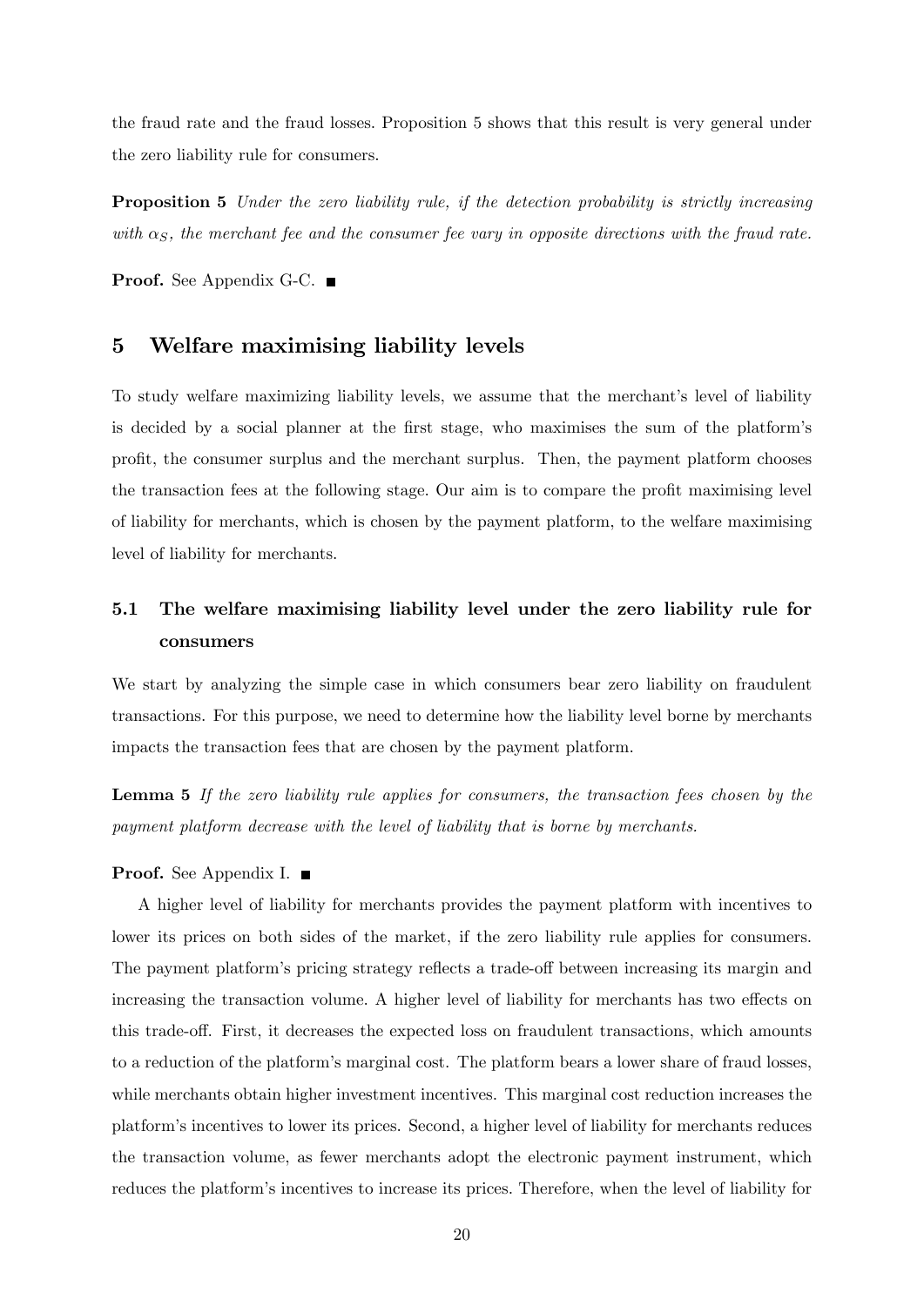the fraud rate and the fraud losses. Proposition 5 shows that this result is very general under the zero liability rule for consumers.

**Proposition 5** *Under the zero liability rule, if the detection probability is strictly increasing with $\alpha_S$, the merchant fee and the consumer fee vary in opposite directions with the fraud rate.*

**Proof.** See Appendix G-C. ■

## 5 Welfare maximising liability levels

To study welfare maximizing liability levels, we assume that the merchant's level of liability is decided by a social planner at the first stage, who maximises the sum of the platform's profit, the consumer surplus and the merchant surplus. Then, the payment platform chooses the transaction fees at the following stage. Our aim is to compare the profit maximising level of liability for merchants, which is chosen by the payment platform, to the welfare maximising level of liability for merchants.

### 5.1 The welfare maximising liability level under the zero liability rule for consumers

We start by analyzing the simple case in which consumers bear zero liability on fraudulent transactions. For this purpose, we need to determine how the liability level borne by merchants impacts the transaction fees that are chosen by the payment platform.

**Lemma 5** *If the zero liability rule applies for consumers, the transaction fees chosen by the payment platform decrease with the level of liability that is borne by merchants.*

**Proof.** See Appendix I. ■

A higher level of liability for merchants provides the payment platform with incentives to lower its prices on both sides of the market, if the zero liability rule applies for consumers. The payment platform's pricing strategy reflects a trade-off between increasing its margin and increasing the transaction volume. A higher level of liability for merchants has two effects on this trade-off. First, it decreases the expected loss on fraudulent transactions, which amounts to a reduction of the platform's marginal cost. The platform bears a lower share of fraud losses, while merchants obtain higher investment incentives. This marginal cost reduction increases the platform's incentives to lower its prices. Second, a higher level of liability for merchants reduces the transaction volume, as fewer merchants adopt the electronic payment instrument, which reduces the platform's incentives to increase its prices. Therefore, when the level of liability for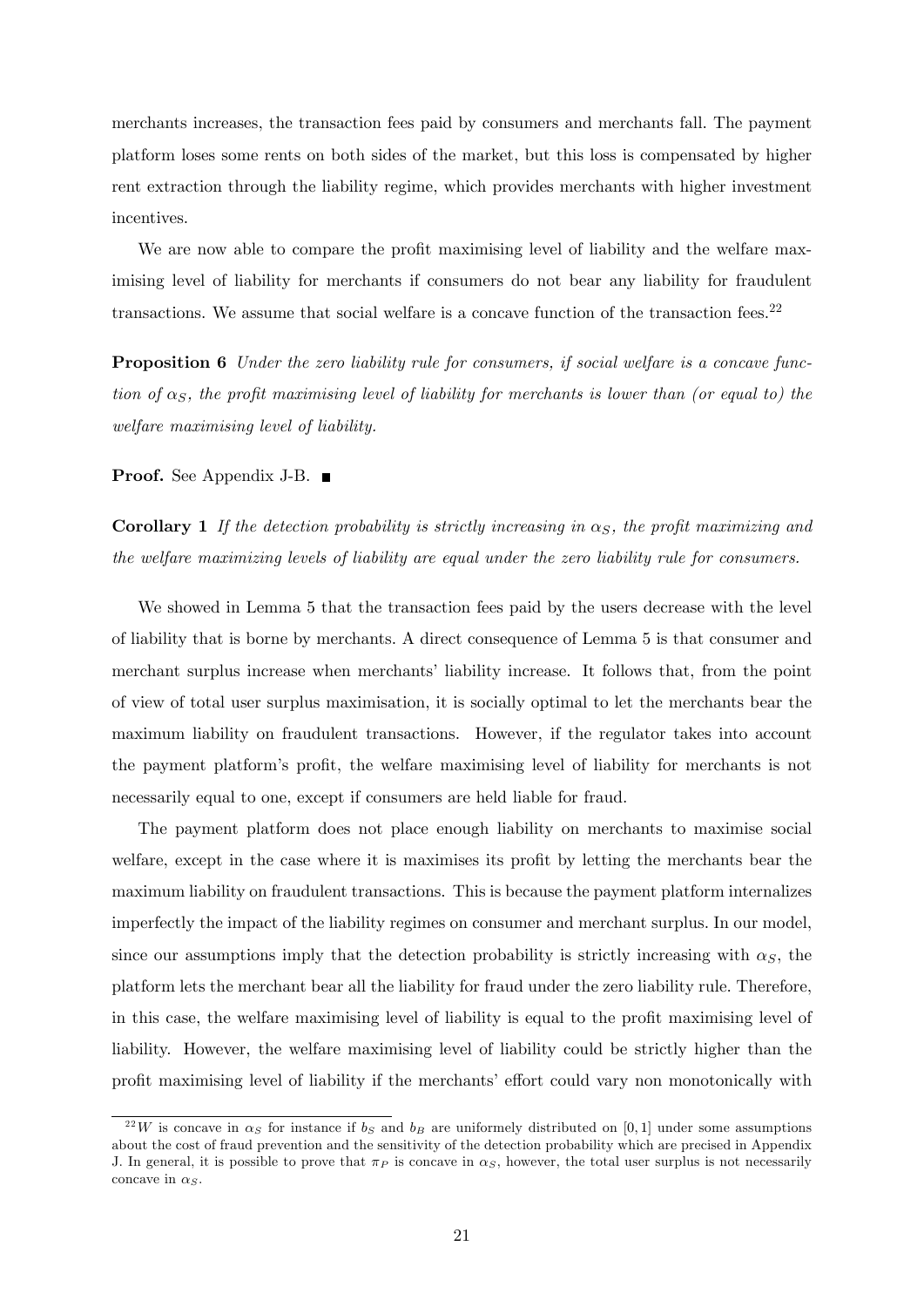merchants increases, the transaction fees paid by consumers and merchants fall. The payment platform loses some rents on both sides of the market, but this loss is compensated by higher rent extraction through the liability regime, which provides merchants with higher investment incentives.

We are now able to compare the profit maximising level of liability and the welfare maximising level of liability for merchants if consumers do not bear any liability for fraudulent transactions. We assume that social welfare is a concave function of the transaction fees.[22]

**Proposition 6** *Under the zero liability rule for consumers, if social welfare is a concave function of $\alpha_S$, the profit maximising level of liability for merchants is lower than (or equal to) the welfare maximising level of liability.*

**Proof.** See Appendix J-B. ■

**Corollary 1** *If the detection probability is strictly increasing in $\alpha_S$, the profit maximizing and the welfare maximizing levels of liability are equal under the zero liability rule for consumers.*

We showed in Lemma 5 that the transaction fees paid by the users decrease with the level of liability that is borne by merchants. A direct consequence of Lemma 5 is that consumer and merchant surplus increase when merchants' liability increase. It follows that, from the point of view of total user surplus maximisation, it is socially optimal to let the merchants bear the maximum liability on fraudulent transactions. However, if the regulator takes into account the payment platform's profit, the welfare maximising level of liability for merchants is not necessarily equal to one, except if consumers are held liable for fraud.

The payment platform does not place enough liability on merchants to maximise social welfare, except in the case where it is maximises its profit by letting the merchants bear the maximum liability on fraudulent transactions. This is because the payment platform internalizes imperfectly the impact of the liability regimes on consumer and merchant surplus. In our model, since our assumptions imply that the detection probability is strictly increasing with $\alpha_S$, the platform lets the merchant bear all the liability for fraud under the zero liability rule. Therefore, in this case, the welfare maximising level of liability is equal to the profit maximising level of liability. However, the welfare maximising level of liability could be strictly higher than the profit maximising level of liability if the merchants' effort could vary non monotonically with

[22] $W$ is concave in $\alpha_S$ for instance if $b_S$ and $b_B$ are uniformely distributed on $[0, 1]$ under some assumptions about the cost of fraud prevention and the sensitivity of the detection probability which are precised in Appendix J. In general, it is possible to prove that $\pi_P$ is concave in $\alpha_S$, however, the total user surplus is not necessarily concave in $\alpha_S$.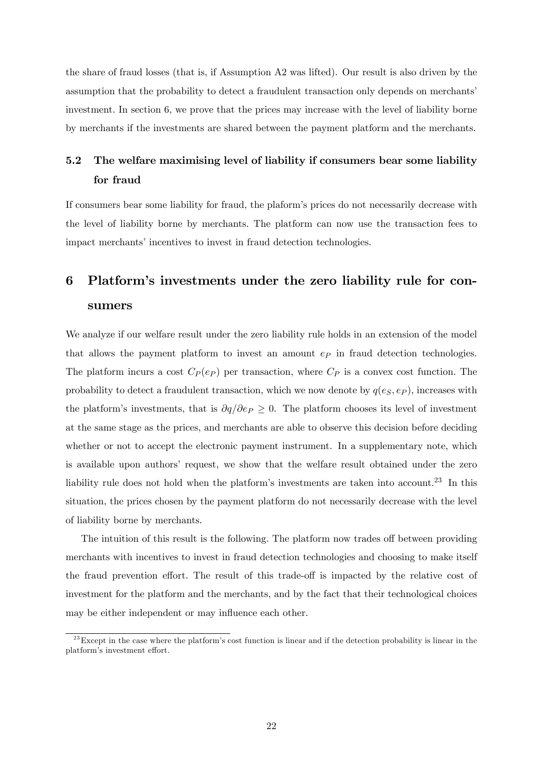the share of fraud losses (that is, if Assumption A2 was lifted). Our result is also driven by the assumption that the probability to detect a fraudulent transaction only depends on merchants' investment. In section 6, we prove that the prices may increase with the level of liability borne by merchants if the investments are shared between the payment platform and the merchants.

## 5.2 The welfare maximising level of liability if consumers bear some liability for fraud

If consumers bear some liability for fraud, the plaform's prices do not necessarily decrease with the level of liability borne by merchants. The platform can now use the transaction fees to impact merchants' incentives to invest in fraud detection technologies.

# 6 Platform's investments under the zero liability rule for consumers

We analyze if our welfare result under the zero liability rule holds in an extension of the model that allows the payment platform to invest an amount $e_P$ in fraud detection technologies. The platform incurs a cost $C_P(e_P)$ per transaction, where $C_P$ is a convex cost function. The probability to detect a fraudulent transaction, which we now denote by $q(e_S, e_P)$, increases with the platform's investments, that is $\partial q/\partial e_P \geq 0$. The platform chooses its level of investment at the same stage as the prices, and merchants are able to observe this decision before deciding whether or not to accept the electronic payment instrument. In a supplementary note, which is available upon authors' request, we show that the welfare result obtained under the zero liability rule does not hold when the platform's investments are taken into account.[23] In this situation, the prices chosen by the payment platform do not necessarily decrease with the level of liability borne by merchants.

The intuition of this result is the following. The platform now trades off between providing merchants with incentives to invest in fraud detection technologies and choosing to make itself the fraud prevention effort. The result of this trade-off is impacted by the relative cost of investment for the platform and the merchants, and by the fact that their technological choices may be either independent or may influence each other.

[23] Except in the case where the platform's cost function is linear and if the detection probability is linear in the platform's investment effort.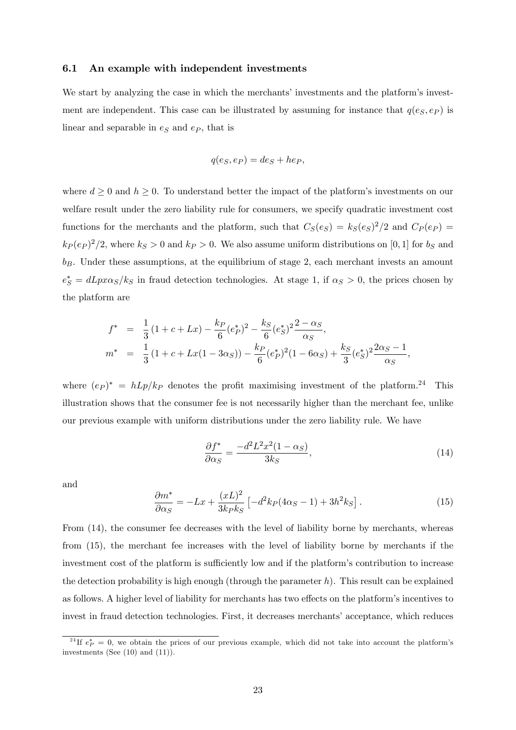### 6.1 An example with independent investments

We start by analyzing the case in which the merchants' investments and the platform's investment are independent. This case can be illustrated by assuming for instance that $q(e_S, e_P)$ is linear and separable in $e_S$ and $e_P$, that is

$$q(e_S, e_P) = de_S + he_P,$$

where $d \geq 0$ and $h \geq 0$. To understand better the impact of the platform's investments on our welfare result under the zero liability rule for consumers, we specify quadratic investment cost functions for the merchants and the platform, such that $C_S(e_S) = k_S(e_S)^2/2$ and $C_P(e_P) = k_P(e_P)^2/2$, where $k_S > 0$ and $k_P > 0$. We also assume uniform distributions on $[0,1]$ for $b_S$ and $b_B$. Under these assumptions, at the equilibrium of stage 2, each merchant invests an amount $e_S^* = dLpx\alpha_S/k_S$ in fraud detection technologies. At stage 1, if $\alpha_S > 0$, the prices chosen by the platform are

$$
\begin{aligned}
f^* &= \frac{1}{3}\left(1 + c + Lx\right) - \frac{k_P}{6}(e_P^*)^2 - \frac{k_S}{6}(e_S^*)^2 \frac{2 - \alpha_S}{\alpha_S}, \\
m^* &= \frac{1}{3}\left(1 + c + Lx(1 - 3\alpha_S)\right) - \frac{k_P}{6}(e_P^*)^2(1 - 6\alpha_S) + \frac{k_S}{3}(e_S^*)^2 \frac{2\alpha_S - 1}{\alpha_S},
\end{aligned}
$$

where $(e_P)^* = hLp/k_P$ denotes the profit maximising investment of the platform.[24] This illustration shows that the consumer fee is not necessarily higher than the merchant fee, unlike our previous example with uniform distributions under the zero liability rule. We have

$$\frac{\partial f^*}{\partial \alpha_S} = \frac{-d^2L^2x^2(1 - \alpha_S)}{3k_S}, \tag{14}$$

and

$$\frac{\partial m^*}{\partial \alpha_S} = -Lx + \frac{(xL)^2}{3k_P k_S}\left[-d^2k_P(4\alpha_S - 1) + 3h^2k_S\right]. \tag{15}$$

From (14), the consumer fee decreases with the level of liability borne by merchants, whereas from (15), the merchant fee increases with the level of liability borne by merchants if the investment cost of the platform is sufficiently low and if the platform's contribution to increase the detection probability is high enough (through the parameter $h$). This result can be explained as follows. A higher level of liability for merchants has two effects on the platform's incentives to invest in fraud detection technologies. First, it decreases merchants' acceptance, which reduces

[24] If $e_P^* = 0$, we obtain the prices of our previous example, which did not take into account the platform's investments (See (10) and (11)).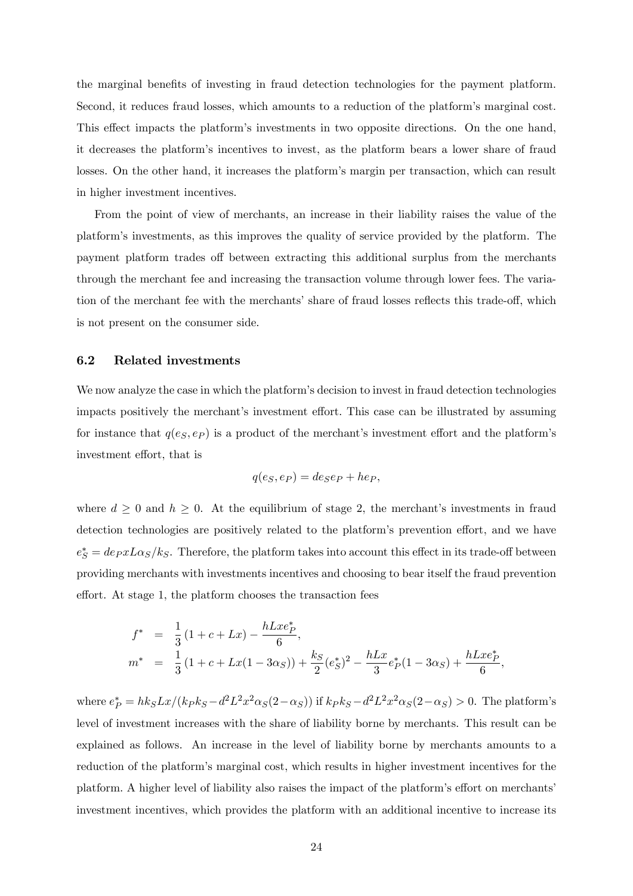the marginal benefits of investing in fraud detection technologies for the payment platform. Second, it reduces fraud losses, which amounts to a reduction of the platform's marginal cost. This effect impacts the platform's investments in two opposite directions. On the one hand, it decreases the platform's incentives to invest, as the platform bears a lower share of fraud losses. On the other hand, it increases the platform's margin per transaction, which can result in higher investment incentives.

From the point of view of merchants, an increase in their liability raises the value of the platform's investments, as this improves the quality of service provided by the platform. The payment platform trades off between extracting this additional surplus from the merchants through the merchant fee and increasing the transaction volume through lower fees. The variation of the merchant fee with the merchants' share of fraud losses reflects this trade-off, which is not present on the consumer side.

### 6.2 Related investments

We now analyze the case in which the platform's decision to invest in fraud detection technologies impacts positively the merchant's investment effort. This case can be illustrated by assuming for instance that $q(e_S, e_P)$ is a product of the merchant's investment effort and the platform's investment effort, that is

$$q(e_S, e_P) = de_S e_P + he_P,$$

where $d \geq 0$ and $h \geq 0$. At the equilibrium of stage 2, the merchant's investments in fraud detection technologies are positively related to the platform's prevention effort, and we have $e_S^* = de_P xL\alpha_S / k_S$. Therefore, the platform takes into account this effect in its trade-off between providing merchants with investments incentives and choosing to bear itself the fraud prevention effort. At stage 1, the platform chooses the transaction fees

$$\begin{aligned} f^* &= \frac{1}{3}(1 + c + Lx) - \frac{hLxe_P^*}{6}, \\ m^* &= \frac{1}{3}(1 + c + Lx(1 - 3\alpha_S)) + \frac{k_S}{2}(e_S^*)^2 - \frac{hLx}{3}e_P^*(1 - 3\alpha_S) + \frac{hLxe_P^*}{6}, \end{aligned}$$

where $e_P^* = hk_S Lx / (k_P k_S - d^2 L^2 x^2 \alpha_S (2 - \alpha_S))$ if $k_P k_S - d^2 L^2 x^2 \alpha_S (2 - \alpha_S) > 0$. The platform's level of investment increases with the share of liability borne by merchants. This result can be explained as follows. An increase in the level of liability borne by merchants amounts to a reduction of the platform's marginal cost, which results in higher investment incentives for the platform. A higher level of liability also raises the impact of the platform's effort on merchants' investment incentives, which provides the platform with an additional incentive to increase its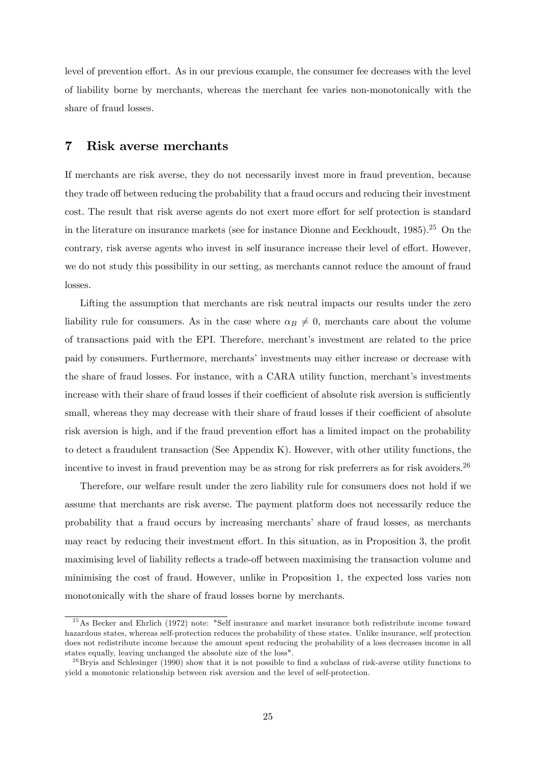level of prevention effort. As in our previous example, the consumer fee decreases with the level of liability borne by merchants, whereas the merchant fee varies non-monotonically with the share of fraud losses.

## 7 Risk averse merchants

If merchants are risk averse, they do not necessarily invest more in fraud prevention, because they trade off between reducing the probability that a fraud occurs and reducing their investment cost. The result that risk averse agents do not exert more effort for self protection is standard in the literature on insurance markets (see for instance Dionne and Eeckhoudt, 1985).[25] On the contrary, risk averse agents who invest in self insurance increase their level of effort. However, we do not study this possibility in our setting, as merchants cannot reduce the amount of fraud losses.

Lifting the assumption that merchants are risk neutral impacts our results under the zero liability rule for consumers. As in the case where $\alpha_B \neq 0$, merchants care about the volume of transactions paid with the EPI. Therefore, merchant's investment are related to the price paid by consumers. Furthermore, merchants' investments may either increase or decrease with the share of fraud losses. For instance, with a CARA utility function, merchant's investments increase with their share of fraud losses if their coefficient of absolute risk aversion is sufficiently small, whereas they may decrease with their share of fraud losses if their coefficient of absolute risk aversion is high, and if the fraud prevention effort has a limited impact on the probability to detect a fraudulent transaction (See Appendix K). However, with other utility functions, the incentive to invest in fraud prevention may be as strong for risk preferrers as for risk avoiders.[26]

Therefore, our welfare result under the zero liability rule for consumers does not hold if we assume that merchants are risk averse. The payment platform does not necessarily reduce the probability that a fraud occurs by increasing merchants' share of fraud losses, as merchants may react by reducing their investment effort. In this situation, as in Proposition 3, the profit maximising level of liability reflects a trade-off between maximising the transaction volume and minimising the cost of fraud. However, unlike in Proposition 1, the expected loss varies non monotonically with the share of fraud losses borne by merchants.

[25] As Becker and Ehrlich (1972) note: "Self insurance and market insurance both redistribute income toward hazardous states, whereas self-protection reduces the probability of these states. Unlike insurance, self protection does not redistribute income because the amount spent reducing the probability of a loss decreases income in all states equally, leaving unchanged the absolute size of the loss".

[26] Bryis and Schlesinger (1990) show that it is not possible to find a subclass of risk-averse utility functions to yield a monotonic relationship between risk aversion and the level of self-protection.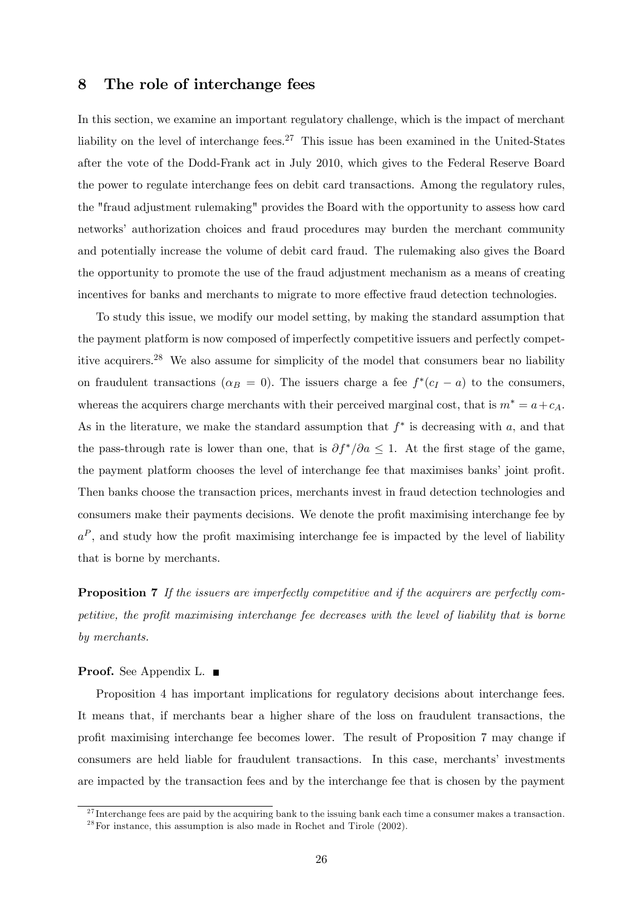## 8 The role of interchange fees

In this section, we examine an important regulatory challenge, which is the impact of merchant liability on the level of interchange fees.[27] This issue has been examined in the United-States after the vote of the Dodd-Frank act in July 2010, which gives to the Federal Reserve Board the power to regulate interchange fees on debit card transactions. Among the regulatory rules, the "fraud adjustment rulemaking" provides the Board with the opportunity to assess how card networks' authorization choices and fraud procedures may burden the merchant community and potentially increase the volume of debit card fraud. The rulemaking also gives the Board the opportunity to promote the use of the fraud adjustment mechanism as a means of creating incentives for banks and merchants to migrate to more effective fraud detection technologies.

To study this issue, we modify our model setting, by making the standard assumption that the payment platform is now composed of imperfectly competitive issuers and perfectly competitive acquirers.[28] We also assume for simplicity of the model that consumers bear no liability on fraudulent transactions ($\alpha_B = 0$). The issuers charge a fee $f^*(c_I - a)$ to the consumers, whereas the acquirers charge merchants with their perceived marginal cost, that is $m^* = a + c_A$. As in the literature, we make the standard assumption that $f^*$ is decreasing with $a$, and that the pass-through rate is lower than one, that is $\partial f^*/\partial a \leq 1$. At the first stage of the game, the payment platform chooses the level of interchange fee that maximises banks' joint profit. Then banks choose the transaction prices, merchants invest in fraud detection technologies and consumers make their payments decisions. We denote the profit maximising interchange fee by $a^P$, and study how the profit maximising interchange fee is impacted by the level of liability that is borne by merchants.

**Proposition 7** *If the issuers are imperfectly competitive and if the acquirers are perfectly competitive, the profit maximising interchange fee decreases with the level of liability that is borne by merchants.*

**Proof.** See Appendix L. ■

Proposition 4 has important implications for regulatory decisions about interchange fees. It means that, if merchants bear a higher share of the loss on fraudulent transactions, the profit maximising interchange fee becomes lower. The result of Proposition 7 may change if consumers are held liable for fraudulent transactions. In this case, merchants' investments are impacted by the transaction fees and by the interchange fee that is chosen by the payment

[27] Interchange fees are paid by the acquiring bank to the issuing bank each time a consumer makes a transaction.

[28] For instance, this assumption is also made in Rochet and Tirole (2002).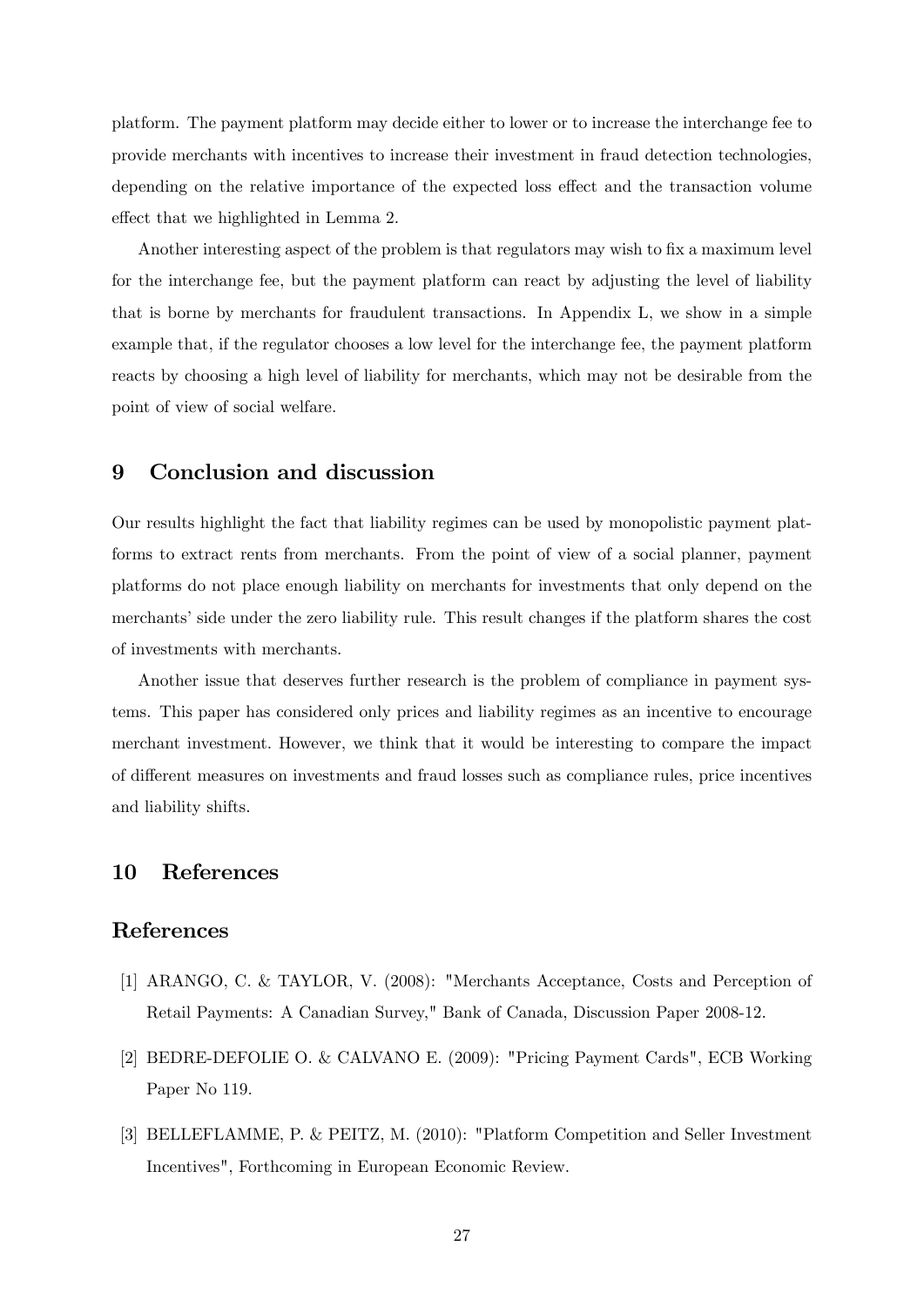platform. The payment platform may decide either to lower or to increase the interchange fee to provide merchants with incentives to increase their investment in fraud detection technologies, depending on the relative importance of the expected loss effect and the transaction volume effect that we highlighted in Lemma 2.

Another interesting aspect of the problem is that regulators may wish to fix a maximum level for the interchange fee, but the payment platform can react by adjusting the level of liability that is borne by merchants for fraudulent transactions. In Appendix L, we show in a simple example that, if the regulator chooses a low level for the interchange fee, the payment platform reacts by choosing a high level of liability for merchants, which may not be desirable from the point of view of social welfare.

## 9 Conclusion and discussion

Our results highlight the fact that liability regimes can be used by monopolistic payment platforms to extract rents from merchants. From the point of view of a social planner, payment platforms do not place enough liability on merchants for investments that only depend on the merchants' side under the zero liability rule. This result changes if the platform shares the cost of investments with merchants.

Another issue that deserves further research is the problem of compliance in payment systems. This paper has considered only prices and liability regimes as an incentive to encourage merchant investment. However, we think that it would be interesting to compare the impact of different measures on investments and fraud losses such as compliance rules, price incentives and liability shifts.

## 10 References

## References

[1] ARANGO, C. & TAYLOR, V. (2008): "Merchants Acceptance, Costs and Perception of Retail Payments: A Canadian Survey," Bank of Canada, Discussion Paper 2008-12.

[2] BEDRE-DEFOLIE O. & CALVANO E. (2009): "Pricing Payment Cards", ECB Working Paper No 119.

[3] BELLEFLAMME, P. & PEITZ, M. (2010): "Platform Competition and Seller Investment Incentives", Forthcoming in European Economic Review.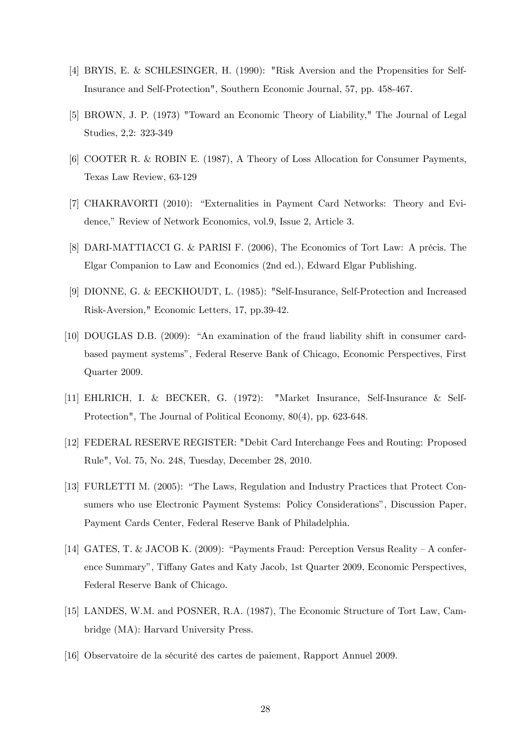[4] BRYIS, E. & SCHLESINGER, H. (1990): "Risk Aversion and the Propensities for Self-Insurance and Self-Protection", Southern Economic Journal, 57, pp. 458-467.

[5] BROWN, J. P. (1973) "Toward an Economic Theory of Liability," The Journal of Legal Studies, 2,2: 323-349

[6] COOTER R. & ROBIN E. (1987), A Theory of Loss Allocation for Consumer Payments, Texas Law Review, 63-129

[7] CHAKRAVORTI (2010): "Externalities in Payment Card Networks: Theory and Evidence," Review of Network Economics, vol.9, Issue 2, Article 3.

[8] DARI-MATTIACCI G. & PARISI F. (2006), The Economics of Tort Law: A précis. The Elgar Companion to Law and Economics (2nd ed.), Edward Elgar Publishing.

[9] DIONNE, G. & EECKHOUDT, L. (1985): "Self-Insurance, Self-Protection and Increased Risk-Aversion," Economic Letters, 17, pp.39-42.

[10] DOUGLAS D.B. (2009): "An examination of the fraud liability shift in consumer card-based payment systems", Federal Reserve Bank of Chicago, Economic Perspectives, First Quarter 2009.

[11] EHLRICH, I. & BECKER, G. (1972): "Market Insurance, Self-Insurance & Self-Protection", The Journal of Political Economy, 80(4), pp. 623-648.

[12] FEDERAL RESERVE REGISTER: "Debit Card Interchange Fees and Routing: Proposed Rule", Vol. 75, No. 248, Tuesday, December 28, 2010.

[13] FURLETTI M. (2005): "The Laws, Regulation and Industry Practices that Protect Consumers who use Electronic Payment Systems: Policy Considerations", Discussion Paper, Payment Cards Center, Federal Reserve Bank of Philadelphia.

[14] GATES, T. & JACOB K. (2009): "Payments Fraud: Perception Versus Reality – A conference Summary", Tiffany Gates and Katy Jacob, 1st Quarter 2009, Economic Perspectives, Federal Reserve Bank of Chicago.

[15] LANDES, W.M. and POSNER, R.A. (1987), The Economic Structure of Tort Law, Cambridge (MA): Harvard University Press.

[16] Observatoire de la sécurité des cartes de paiement, Rapport Annuel 2009.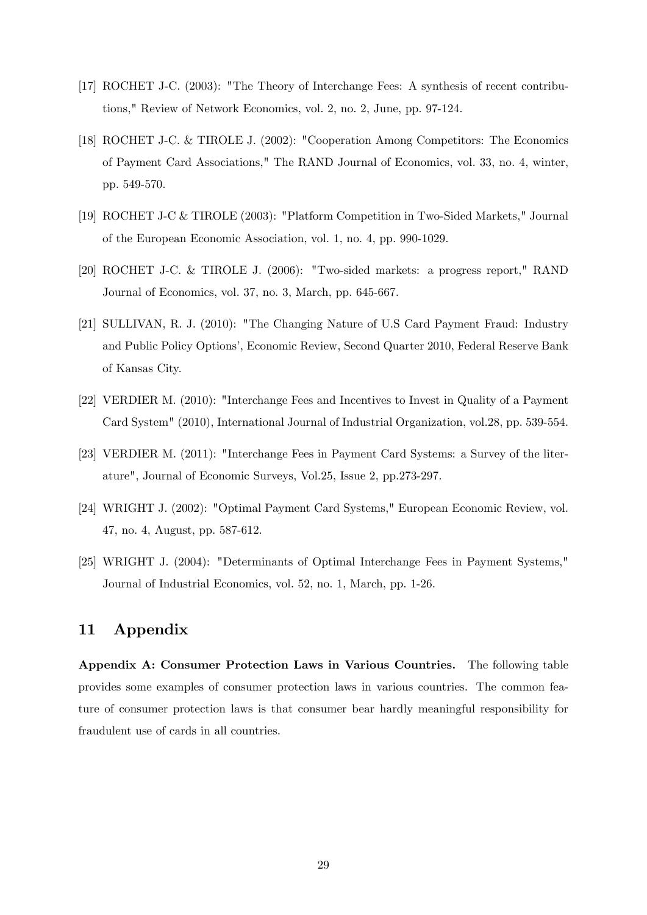[17] ROCHET J-C. (2003): "The Theory of Interchange Fees: A synthesis of recent contributions," Review of Network Economics, vol. 2, no. 2, June, pp. 97-124.

[18] ROCHET J-C. & TIROLE J. (2002): "Cooperation Among Competitors: The Economics of Payment Card Associations," The RAND Journal of Economics, vol. 33, no. 4, winter, pp. 549-570.

[19] ROCHET J-C & TIROLE (2003): "Platform Competition in Two-Sided Markets," Journal of the European Economic Association, vol. 1, no. 4, pp. 990-1029.

[20] ROCHET J-C. & TIROLE J. (2006): "Two-sided markets: a progress report," RAND Journal of Economics, vol. 37, no. 3, March, pp. 645-667.

[21] SULLIVAN, R. J. (2010): "The Changing Nature of U.S Card Payment Fraud: Industry and Public Policy Options', Economic Review, Second Quarter 2010, Federal Reserve Bank of Kansas City.

[22] VERDIER M. (2010): "Interchange Fees and Incentives to Invest in Quality of a Payment Card System" (2010), International Journal of Industrial Organization, vol.28, pp. 539-554.

[23] VERDIER M. (2011): "Interchange Fees in Payment Card Systems: a Survey of the literature", Journal of Economic Surveys, Vol.25, Issue 2, pp.273-297.

[24] WRIGHT J. (2002): "Optimal Payment Card Systems," European Economic Review, vol. 47, no. 4, August, pp. 587-612.

[25] WRIGHT J. (2004): "Determinants of Optimal Interchange Fees in Payment Systems," Journal of Industrial Economics, vol. 52, no. 1, March, pp. 1-26.

## 11 Appendix

**Appendix A: Consumer Protection Laws in Various Countries.** The following table provides some examples of consumer protection laws in various countries. The common feature of consumer protection laws is that consumer bear hardly meaningful responsibility for fraudulent use of cards in all countries.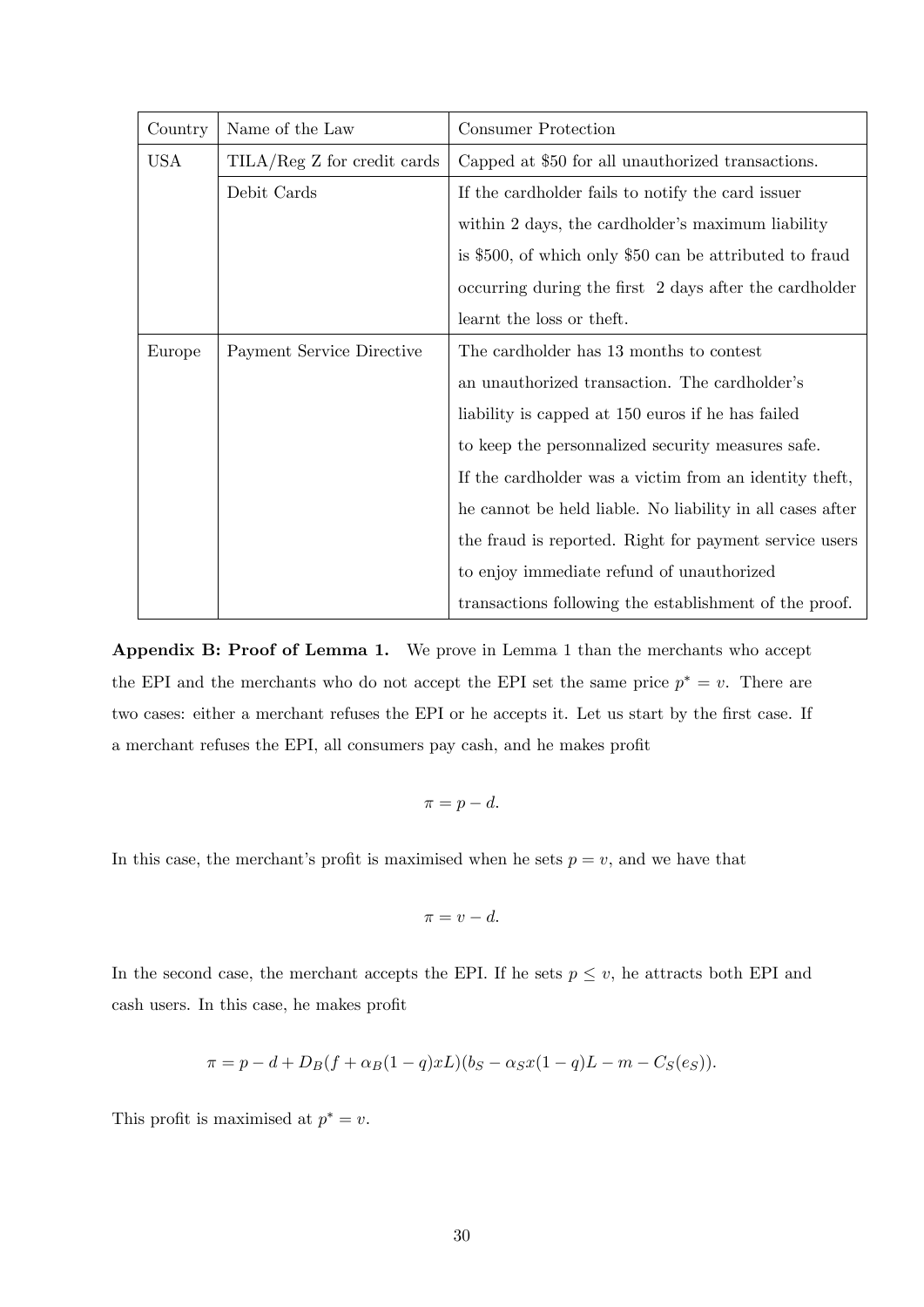| Country | Name of the Law | Consumer Protection |
|---|---|---|
| USA | TILA/Reg Z for credit cards | Capped at $50 for all unauthorized transactions. |
| | Debit Cards | If the cardholder fails to notify the card issuer within 2 days, the cardholder's maximum liability is $500, of which only $50 can be attributed to fraud occurring during the first 2 days after the cardholder learnt the loss or theft. |
| Europe | Payment Service Directive | The cardholder has 13 months to contest an unauthorized transaction. The cardholder's liability is capped at 150 euros if he has failed to keep the personnalized security measures safe. If the cardholder was a victim from an identity theft, he cannot be held liable. No liability in all cases after the fraud is reported. Right for payment service users to enjoy immediate refund of unauthorized transactions following the establishment of the proof. |

**Appendix B: Proof of Lemma 1.** We prove in Lemma 1 than the merchants who accept the EPI and the merchants who do not accept the EPI set the same price $p^* = v$. There are two cases: either a merchant refuses the EPI or he accepts it. Let us start by the first case. If a merchant refuses the EPI, all consumers pay cash, and he makes profit

$$\pi = p - d.$$

In this case, the merchant's profit is maximised when he sets $p = v$, and we have that

$$\pi = v - d.$$

In the second case, the merchant accepts the EPI. If he sets $p \leq v$, he attracts both EPI and cash users. In this case, he makes profit

$$\pi = p - d + D_B(f + \alpha_B(1-q)xL)(b_S - \alpha_S x(1-q)L - m - C_S(e_S)).$$

This profit is maximised at $p^* = v$.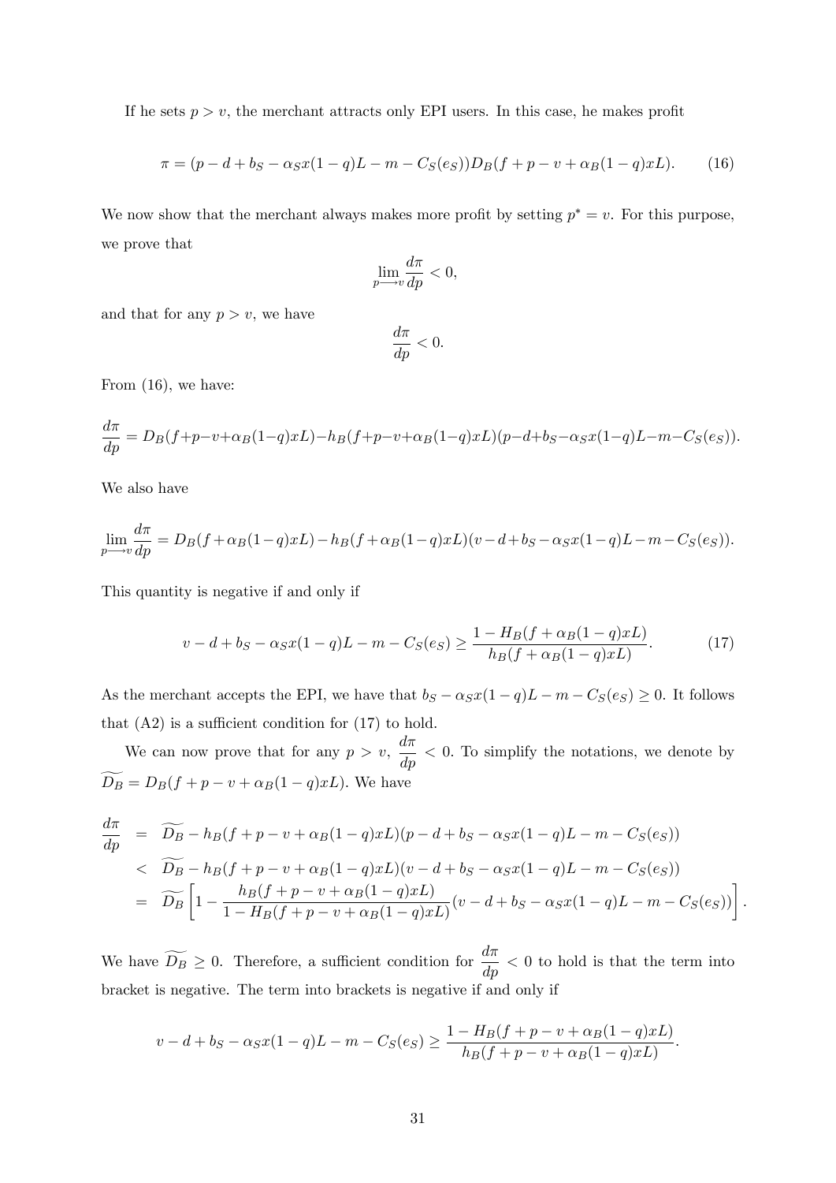If he sets $p > v$, the merchant attracts only EPI users. In this case, he makes profit

$$\pi = (p - d + b_S - \alpha_S x(1-q)L - m - C_S(e_S))D_B(f + p - v + \alpha_B(1-q)xL). \tag{16}$$

We now show that the merchant always makes more profit by setting $p^* = v$. For this purpose, we prove that

$$\lim_{p \longrightarrow v} \frac{d\pi}{dp} < 0,$$

and that for any $p > v$, we have

$$\frac{d\pi}{dp} < 0.$$

From (16), we have:

$$\frac{d\pi}{dp} = D_B(f+p-v+\alpha_B(1-q)xL) - h_B(f+p-v+\alpha_B(1-q)xL)(p-d+b_S-\alpha_S x(1-q)L-m-C_S(e_S)).$$

We also have

$$\lim_{p \longrightarrow v} \frac{d\pi}{dp} = D_B(f+\alpha_B(1-q)xL) - h_B(f+\alpha_B(1-q)xL)(v-d+b_S-\alpha_S x(1-q)L-m-C_S(e_S)).$$

This quantity is negative if and only if

$$v - d + b_S - \alpha_S x(1-q)L - m - C_S(e_S) \geq \frac{1 - H_B(f + \alpha_B(1-q)xL)}{h_B(f + \alpha_B(1-q)xL)}. \tag{17}$$

As the merchant accepts the EPI, we have that $b_S - \alpha_S x(1-q)L - m - C_S(e_S) \geq 0$. It follows that (A2) is a sufficient condition for (17) to hold.

We can now prove that for any $p > v$, $\frac{d\pi}{dp} < 0$. To simplify the notations, we denote by $\widetilde{D_B} = D_B(f + p - v + \alpha_B(1-q)xL)$. We have

$$\begin{aligned}
\frac{d\pi}{dp} &= \widetilde{D_B} - h_B(f+p-v+\alpha_B(1-q)xL)(p-d+b_S-\alpha_S x(1-q)L-m-C_S(e_S)) \\
&< \widetilde{D_B} - h_B(f+p-v+\alpha_B(1-q)xL)(v-d+b_S-\alpha_S x(1-q)L-m-C_S(e_S)) \\
&= \widetilde{D_B}\left[1 - \frac{h_B(f+p-v+\alpha_B(1-q)xL)}{1-H_B(f+p-v+\alpha_B(1-q)xL)}(v-d+b_S-\alpha_S x(1-q)L-m-C_S(e_S))\right].
\end{aligned}$$

We have $\widetilde{D_B} \geq 0$. Therefore, a sufficient condition for $\frac{d\pi}{dp} < 0$ to hold is that the term into bracket is negative. The term into brackets is negative if and only if

$$v - d + b_S - \alpha_S x(1-q)L - m - C_S(e_S) \geq \frac{1 - H_B(f + p - v + \alpha_B(1-q)xL)}{h_B(f + p - v + \alpha_B(1-q)xL)}.$$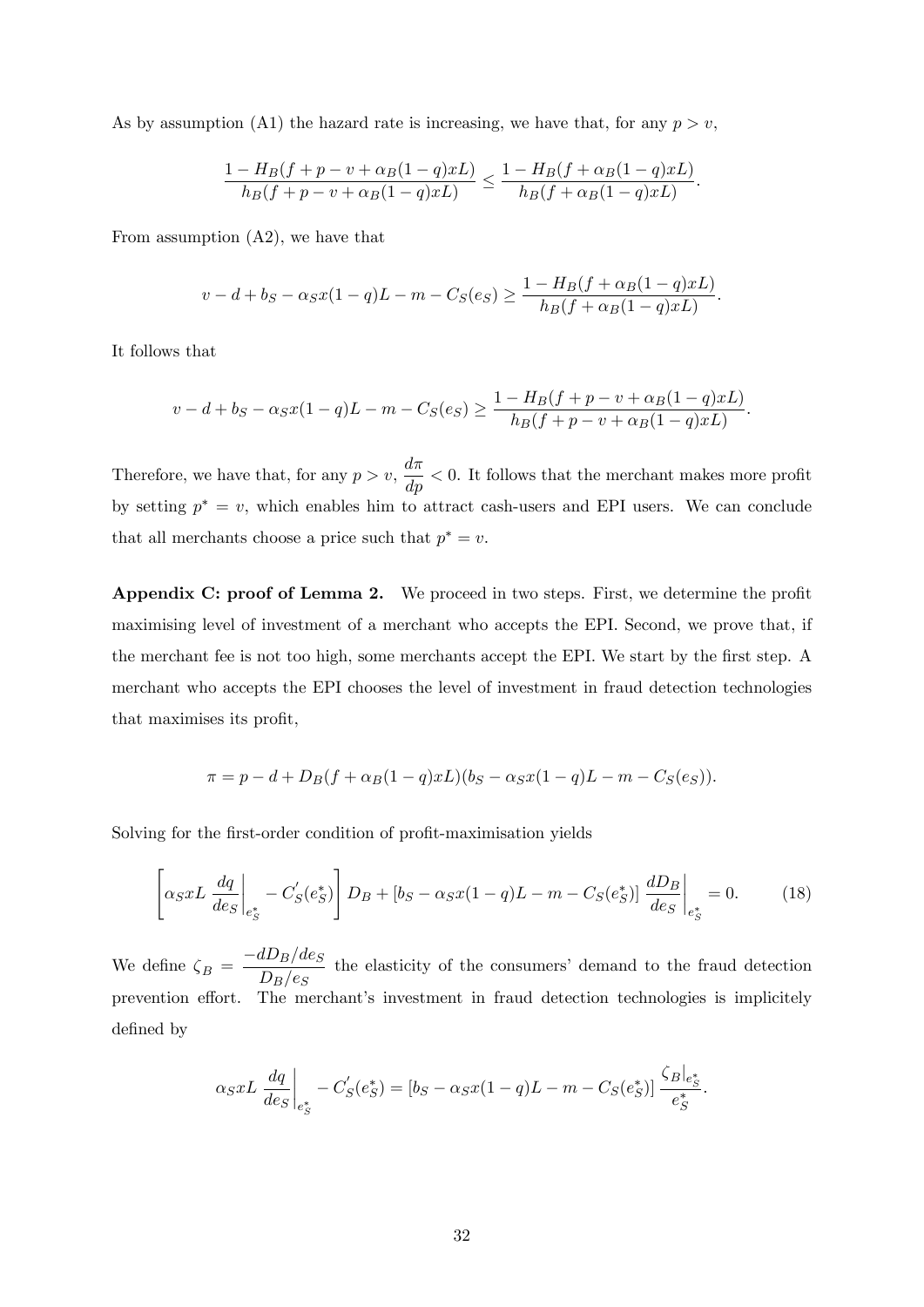As by assumption (A1) the hazard rate is increasing, we have that, for any $p > v$,

$$\frac{1 - H_B(f + p - v + \alpha_B(1-q)xL)}{h_B(f + p - v + \alpha_B(1-q)xL)} \leq \frac{1 - H_B(f + \alpha_B(1-q)xL)}{h_B(f + \alpha_B(1-q)xL)}.$$

From assumption (A2), we have that

$$v - d + b_S - \alpha_S x(1-q)L - m - C_S(e_S) \geq \frac{1 - H_B(f + \alpha_B(1-q)xL)}{h_B(f + \alpha_B(1-q)xL)}.$$

It follows that

$$v - d + b_S - \alpha_S x(1-q)L - m - C_S(e_S) \geq \frac{1 - H_B(f + p - v + \alpha_B(1-q)xL)}{h_B(f + p - v + \alpha_B(1-q)xL)}.$$

Therefore, we have that, for any $p > v$, $\dfrac{d\pi}{dp} < 0$. It follows that the merchant makes more profit by setting $p^* = v$, which enables him to attract cash-users and EPI users. We can conclude that all merchants choose a price such that $p^* = v$.

**Appendix C: proof of Lemma 2.** We proceed in two steps. First, we determine the profit maximising level of investment of a merchant who accepts the EPI. Second, we prove that, if the merchant fee is not too high, some merchants accept the EPI. We start by the first step. A merchant who accepts the EPI chooses the level of investment in fraud detection technologies that maximises its profit,

$$\pi = p - d + D_B(f + \alpha_B(1-q)xL)(b_S - \alpha_S x(1-q)L - m - C_S(e_S)).$$

Solving for the first-order condition of profit-maximisation yields

$$\left[\alpha_S xL \left.\frac{dq}{de_S}\right|_{e_S^*} - C_S'(e_S^*)\right] D_B + \left[b_S - \alpha_S x(1-q)L - m - C_S(e_S^*)\right] \left.\frac{dD_B}{de_S}\right|_{e_S^*} = 0. \tag{18}$$

We define $\zeta_B = \dfrac{-dD_B/de_S}{D_B/e_S}$ the elasticity of the consumers' demand to the fraud detection prevention effort. The merchant's investment in fraud detection technologies is implicitely defined by

$$\alpha_S xL \left.\frac{dq}{de_S}\right|_{e_S^*} - C_S'(e_S^*) = \left[b_S - \alpha_S x(1-q)L - m - C_S(e_S^*)\right] \frac{\zeta_B|_{e_S^*}}{e_S^*}.$$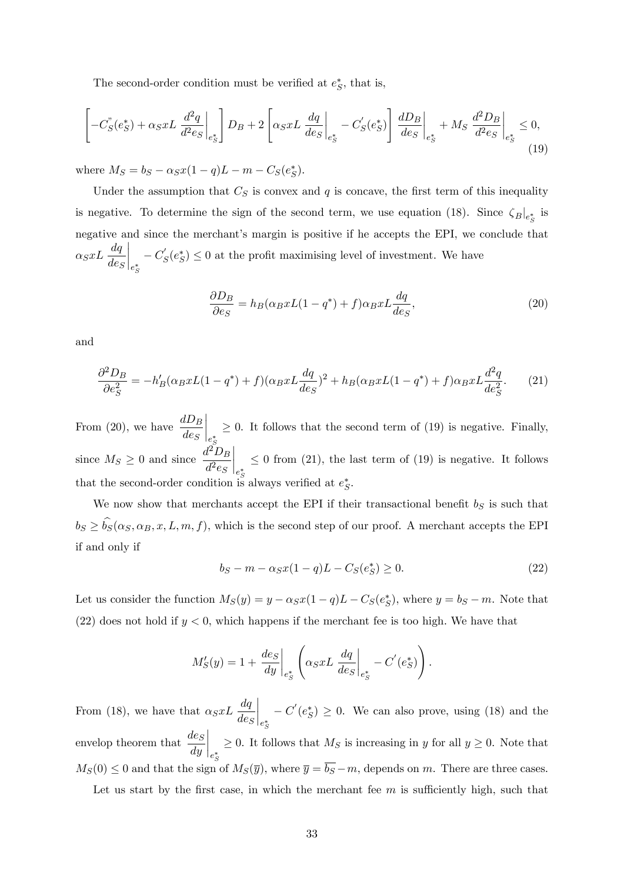The second-order condition must be verified at $e_S^*$, that is,

$$\left[-C_S^{"}(e_S^*) + \alpha_S x L \left.\frac{d^2 q}{d^2 e_S}\right|_{e_S^*}\right] D_B + 2\left[\alpha_S x L \left.\frac{dq}{de_S}\right|_{e_S^*} - C_S^{'}(e_S^*)\right] \left.\frac{dD_B}{de_S}\right|_{e_S^*} + M_S \left.\frac{d^2 D_B}{d^2 e_S}\right|_{e_S^*} \leq 0, \tag{19}$$

where $M_S = b_S - \alpha_S x(1-q)L - m - C_S(e_S^*)$.

Under the assumption that $C_S$ is convex and $q$ is concave, the first term of this inequality is negative. To determine the sign of the second term, we use equation (18). Since $\zeta_B|_{e_S^*}$ is negative and since the merchant's margin is positive if he accepts the EPI, we conclude that $\alpha_S x L \left.\frac{dq}{de_S}\right|_{e_S^*} - C_S^{'}(e_S^*) \leq 0$ at the profit maximising level of investment. We have

$$\frac{\partial D_B}{\partial e_S} = h_B(\alpha_B x L(1-q^*) + f)\alpha_B x L \frac{dq}{de_S}, \tag{20}$$

and

$$\frac{\partial^2 D_B}{\partial e_S^2} = -h_B^{\prime}(\alpha_B x L(1-q^*) + f)(\alpha_B x L \frac{dq}{de_S})^2 + h_B(\alpha_B x L(1-q^*) + f)\alpha_B x L \frac{d^2 q}{de_S^2}. \tag{21}$$

From (20), we have $\left.\frac{dD_B}{de_S}\right|_{e_S^*} \geq 0$. It follows that the second term of (19) is negative. Finally, since $M_S \geq 0$ and since $\left.\frac{d^2 D_B}{d^2 e_S}\right|_{e_S^*} \leq 0$ from (21), the last term of (19) is negative. It follows that the second-order condition is always verified at $e_S^*$.

We now show that merchants accept the EPI if their transactional benefit $b_S$ is such that $b_S \geq \widehat{b_S}(\alpha_S, \alpha_B, x, L, m, f)$, which is the second step of our proof. A merchant accepts the EPI if and only if

$$b_S - m - \alpha_S x(1-q)L - C_S(e_S^*) \geq 0. \tag{22}$$

Let us consider the function $M_S(y) = y - \alpha_S x(1-q)L - C_S(e_S^*)$, where $y = b_S - m$. Note that (22) does not hold if $y < 0$, which happens if the merchant fee is too high. We have that

$$M_S^{\prime}(y) = 1 + \left.\frac{de_S}{dy}\right|_{e_S^*} \left(\alpha_S x L \left.\frac{dq}{de_S}\right|_{e_S^*} - C^{'}(e_S^*)\right).$$

From (18), we have that $\alpha_S x L \left.\frac{dq}{de_S}\right|_{e_S^*} - C^{'}(e_S^*) \geq 0$. We can also prove, using (18) and the envelop theorem that $\left.\frac{de_S}{dy}\right|_{e_S^*} \geq 0$. It follows $M_S$ is increasing in $y$ for all $y \geq 0$. Note that $M_S(0) \leq 0$ and that the sign of $M_S(\overline{y})$, where $\overline{y} = \overline{b_S} - m$, depends on $m$. There are three cases.

Let us start by the first case, in which the merchant fee $m$ is sufficiently high, such that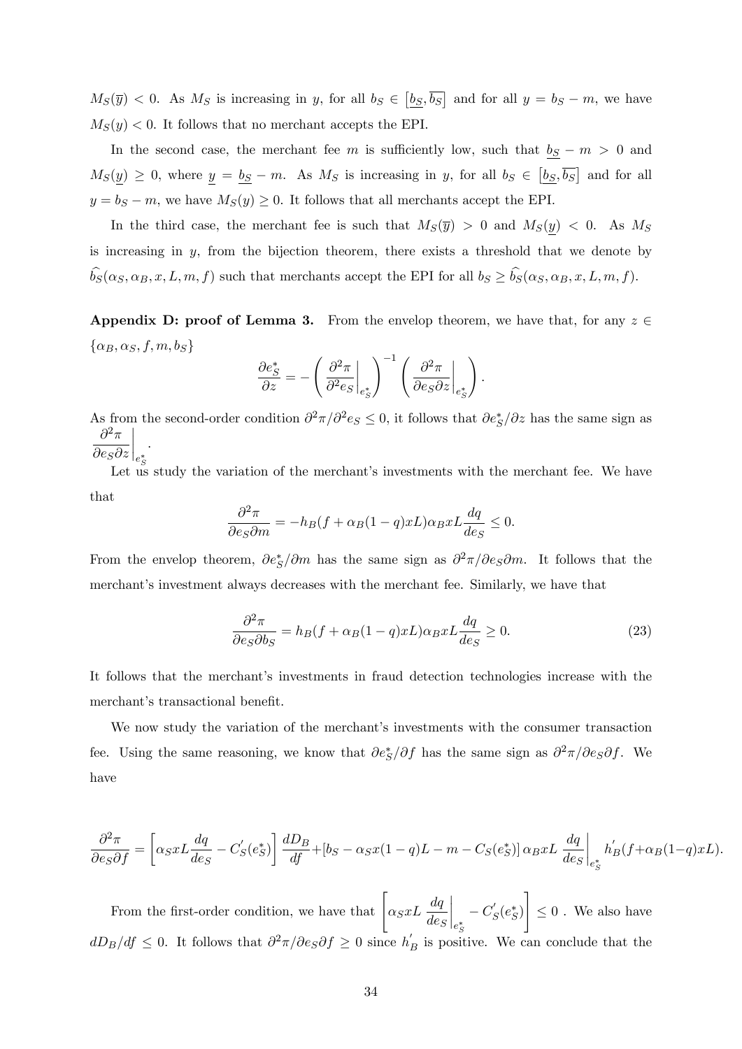$M_S(\overline{y}) < 0$. As $M_S$ is increasing in $y$, for all $b_S \in [\underline{b_S}, \overline{b_S}]$ and for all $y = b_S - m$, we have $M_S(y) < 0$. It follows that no merchant accepts the EPI.

In the second case, the merchant fee $m$ is sufficiently low, such that $\underline{b_S} - m > 0$ and $M_S(\underline{y}) \geq 0$, where $\underline{y} = \underline{b_S} - m$. As $M_S$ is increasing in $y$, for all $b_S \in [\underline{b_S}, \overline{b_S}]$ and for all $y = b_S - m$, we have $M_S(y) \geq 0$. It follows that all merchants accept the EPI.

In the third case, the merchant fee is such that $M_S(\overline{y}) > 0$ and $M_S(\underline{y}) < 0$. As $M_S$ is increasing in $y$, from the bijection theorem, there exists a threshold that we denote by $\widehat{b_S}(\alpha_S, \alpha_B, x, L, m, f)$ such that merchants accept the EPI for all $b_S \geq \widehat{b_S}(\alpha_S, \alpha_B, x, L, m, f)$.

**Appendix D: proof of Lemma 3.** From the envelop theorem, we have that, for any $z \in \{\alpha_B, \alpha_S, f, m, b_S\}$

$$\frac{\partial e_S^*}{\partial z} = -\left(\left.\frac{\partial^2 \pi}{\partial^2 e_S}\right|_{e_S^*}\right)^{-1}\left(\left.\frac{\partial^2 \pi}{\partial e_S \partial z}\right|_{e_S^*}\right).$$

As from the second-order condition $\partial^2\pi/\partial^2 e_S \leq 0$, it follows that $\partial e_S^*/\partial z$ has the same sign as $\left.\frac{\partial^2 \pi}{\partial e_S \partial z}\right|_{e_S^*}$.

Let us study the variation of the merchant's investments with the merchant fee. We have that

$$\frac{\partial^2 \pi}{\partial e_S \partial m} = -h_B(f + \alpha_B(1-q)xL)\alpha_B x L \frac{dq}{de_S} \leq 0.$$

From the envelop theorem, $\partial e_S^*/\partial m$ has the same sign as $\partial^2\pi/\partial e_S \partial m$. It follows that the merchant's investment always decreases with the merchant fee. Similarly, we have that

$$\frac{\partial^2 \pi}{\partial e_S \partial b_S} = h_B(f + \alpha_B(1-q)xL)\alpha_B x L \frac{dq}{de_S} \geq 0. \tag{23}$$

It follows that the merchant's investments in fraud detection technologies increase with the merchant's transactional benefit.

We now study the variation of the merchant's investments with the consumer transaction fee. Using the same reasoning, we know that $\partial e_S^*/\partial f$ has the same sign as $\partial^2\pi/\partial e_S \partial f$. We have

$$\frac{\partial^2 \pi}{\partial e_S \partial f} = \left[\alpha_S x L \frac{dq}{de_S} - C_S'(e_S^*)\right]\frac{dD_B}{df} + \left[b_S - \alpha_S x(1-q)L - m - C_S(e_S^*)\right]\alpha_B x L \left.\frac{dq}{de_S}\right|_{e_S^*} h_B'(f + \alpha_B(1-q)xL).$$

From the first-order condition, we have that $\left[\alpha_S x L \left.\frac{dq}{de_S}\right|_{e_S^*} - C_S'(e_S^*)\right] \leq 0$. We also have $dD_B/df \leq 0$. It follows that $\partial^2\pi/\partial e_S \partial f \geq 0$ since $h_B'$ is positive. We can conclude that the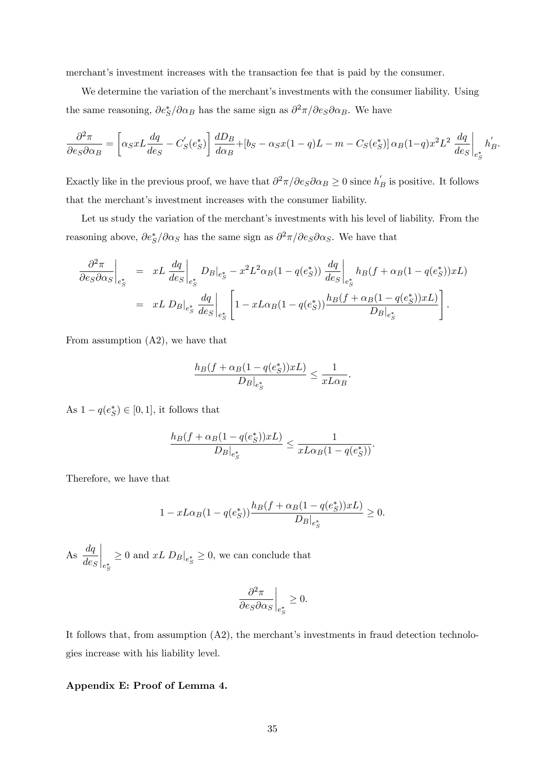merchant's investment increases with the transaction fee that is paid by the consumer.

We determine the variation of the merchant's investments with the consumer liability. Using the same reasoning, $\partial e_S^*/\partial \alpha_B$ has the same sign as $\partial^2 \pi/\partial e_S \partial \alpha_B$. We have

$$\frac{\partial^2 \pi}{\partial e_S \partial \alpha_B} = \left[\alpha_S x L \frac{dq}{de_S} - C_S^{'}(e_S^*)\right] \frac{dD_B}{d\alpha_B} + [b_S - \alpha_S x(1-q)L - m - C_S(e_S^*)]\, \alpha_B (1-q) x^2 L^2 \left.\frac{dq}{de_S}\right|_{e_S^*} h_B^{'}.$$

Exactly like in the previous proof, we have that $\partial^2 \pi/\partial e_S \partial \alpha_B \geq 0$ since $h_B^{'}$ is positive. It follows that the merchant's investment increases with the consumer liability.

Let us study the variation of the merchant's investments with his level of liability. From the reasoning above, $\partial e_S^*/\partial \alpha_S$ has the same sign as $\partial^2 \pi/\partial e_S \partial \alpha_S$. We have that

$$\begin{aligned}
\left.\frac{\partial^2 \pi}{\partial e_S \partial \alpha_S}\right|_{e_S^*} &= xL \left.\frac{dq}{de_S}\right|_{e_S^*} D_B|_{e_S^*} - x^2 L^2 \alpha_B (1 - q(e_S^*)) \left.\frac{dq}{de_S}\right|_{e_S^*} h_B(f + \alpha_B(1-q(e_S^*))xL) \\
&= xL\, D_B|_{e_S^*} \left.\frac{dq}{de_S}\right|_{e_S^*} \left[1 - xL\alpha_B(1-q(e_S^*)) \frac{h_B(f + \alpha_B(1-q(e_S^*))xL)}{D_B|_{e_S^*}}\right].
\end{aligned}$$

From assumption (A2), we have that

$$\frac{h_B(f + \alpha_B(1-q(e_S^*))xL)}{D_B|_{e_S^*}} \leq \frac{1}{xL\alpha_B}.$$

As $1 - q(e_S^*) \in [0,1]$, it follows that

$$\frac{h_B(f + \alpha_B(1-q(e_S^*))xL)}{D_B|_{e_S^*}} \leq \frac{1}{xL\alpha_B(1-q(e_S^*))}.$$

Therefore, we have that

$$1 - xL\alpha_B(1-q(e_S^*)) \frac{h_B(f + \alpha_B(1-q(e_S^*))xL)}{D_B|_{e_S^*}} \geq 0.$$

As $\left.\dfrac{dq}{de_S}\right|_{e_S^*} \geq 0$ and $xL\, D_B|_{e_S^*} \geq 0$, we can conclude that

$$\left.\frac{\partial^2 \pi}{\partial e_S \partial \alpha_S}\right|_{e_S^*} \geq 0.$$

It follows that, from assumption (A2), the merchant's investments in fraud detection technologies increase with his liability level.

**Appendix E: Proof of Lemma 4.**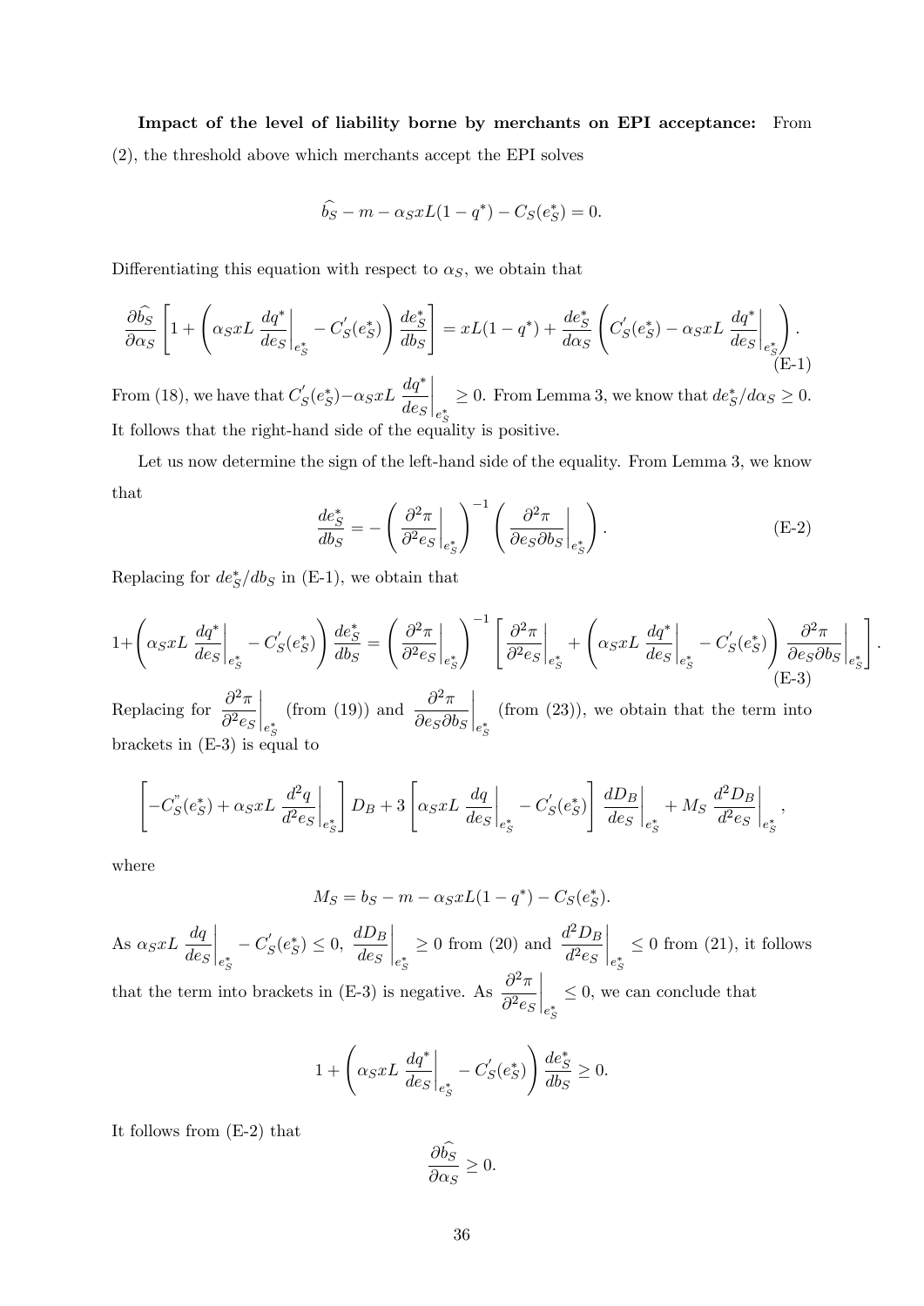**Impact of the level of liability borne by merchants on EPI acceptance:** From (2), the threshold above which merchants accept the EPI solves

$$\widehat{b_S} - m - \alpha_S x L(1-q^*) - C_S(e_S^*) = 0.$$

Differentiating this equation with respect to $\alpha_S$, we obtain that

$$\frac{\partial \widehat{b_S}}{\partial \alpha_S}\left[1 + \left(\alpha_S x L \left.\frac{dq^*}{de_S}\right|_{e_S^*} - C_S^{'}(e_S^*)\right)\frac{de_S^*}{db_S}\right] = xL(1-q^*) + \frac{de_S^*}{d\alpha_S}\left(C_S^{'}(e_S^*) - \alpha_S x L \left.\frac{dq^*}{de_S}\right|_{e_S^*}\right). \tag{E-1}$$

From (18), we have that $C_S^{'}(e_S^*) - \alpha_S x L \left.\frac{dq^*}{de_S}\right|_{e_S^*} \geq 0$. From Lemma 3, we know that $de_S^*/d\alpha_S \geq 0$. It follows that the right-hand side of the equality is positive.

Let us now determine the sign of the left-hand side of the equality. From Lemma 3, we know that

$$\frac{de_S^*}{db_S} = -\left(\left.\frac{\partial^2 \pi}{\partial^2 e_S}\right|_{e_S^*}\right)^{-1}\left(\left.\frac{\partial^2 \pi}{\partial e_S \partial b_S}\right|_{e_S^*}\right). \tag{E-2}$$

Replacing for $de_S^*/db_S$ in (E-1), we obtain that

$$1+\left(\alpha_S x L \left.\frac{dq^*}{de_S}\right|_{e_S^*} - C_S^{'}(e_S^*)\right)\frac{de_S^*}{db_S} = \left(\left.\frac{\partial^2 \pi}{\partial^2 e_S}\right|_{e_S^*}\right)^{-1}\left[\left.\frac{\partial^2 \pi}{\partial^2 e_S}\right|_{e_S^*} + \left(\alpha_S x L \left.\frac{dq^*}{de_S}\right|_{e_S^*} - C_S^{'}(e_S^*)\right)\left.\frac{\partial^2 \pi}{\partial e_S \partial b_S}\right|_{e_S^*}\right]. \tag{E-3}$$

Replacing for $\left.\frac{\partial^2 \pi}{\partial^2 e_S}\right|_{e_S^*}$ (from (19)) and $\left.\frac{\partial^2 \pi}{\partial e_S \partial b_S}\right|_{e_S^*}$ (from (23)), we obtain that the term into brackets in (E-3) is equal to

$$\left[-C_S^{"}(e_S^*) + \alpha_S x L \left.\frac{d^2 q}{d^2 e_S}\right|_{e_S^*}\right] D_B + 3\left[\alpha_S x L \left.\frac{dq}{de_S}\right|_{e_S^*} - C_S^{'}(e_S^*)\right]\left.\frac{dD_B}{de_S}\right|_{e_S^*} + M_S \left.\frac{d^2 D_B}{d^2 e_S}\right|_{e_S^*},$$

where

$$M_S = b_S - m - \alpha_S x L(1-q^*) - C_S(e_S^*).$$

As $\alpha_S x L \left.\frac{dq}{de_S}\right|_{e_S^*} - C_S^{'}(e_S^*) \leq 0$, $\left.\frac{dD_B}{de_S}\right|_{e_S^*} \geq 0$ from (20) and $\left.\frac{d^2 D_B}{d^2 e_S}\right|_{e_S^*} \leq 0$ from (21), it follows that the term into brackets in (E-3) is negative. As $\left.\frac{\partial^2 \pi}{\partial^2 e_S}\right|_{e_S^*} \leq 0$, we can conclude that

$$1 + \left(\alpha_S x L \left.\frac{dq^*}{de_S}\right|_{e_S^*} - C_S^{'}(e_S^*)\right)\frac{de_S^*}{db_S} \geq 0.$$

It follows from (E-2) that

$$\frac{\partial \widehat{b_S}}{\partial \alpha_S} \geq 0.$$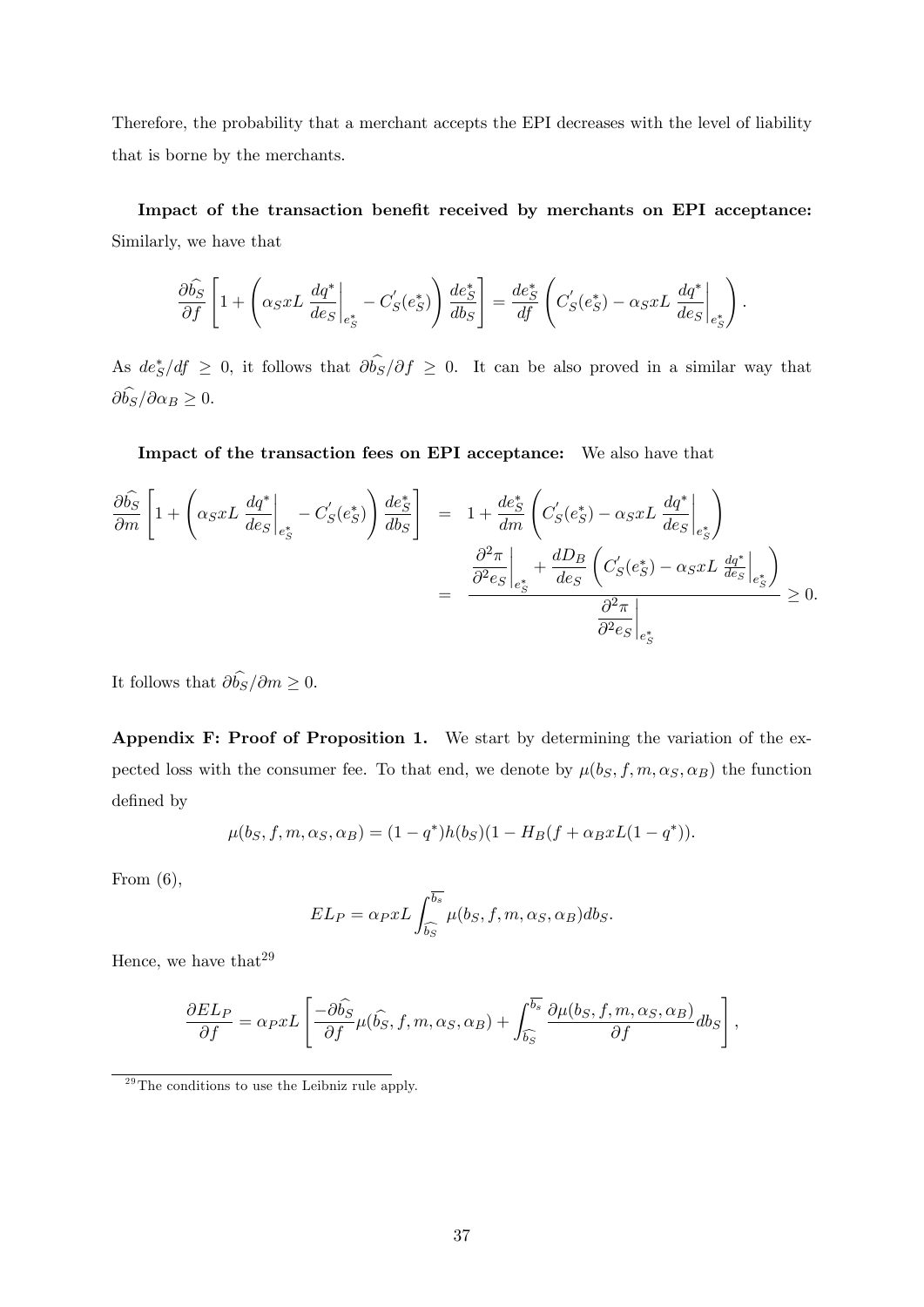Therefore, the probability that a merchant accepts the EPI decreases with the level of liability that is borne by the merchants.

**Impact of the transaction benefit received by merchants on EPI acceptance:** Similarly, we have that

$$\frac{\partial \widehat{b_S}}{\partial f}\left[1+\left(\alpha_S xL\left.\frac{dq^*}{de_S}\right|_{e_S^*}-C_S^{'}(e_S^*)\right)\frac{de_S^*}{db_S}\right]=\frac{de_S^*}{df}\left(C_S^{'}(e_S^*)-\alpha_S xL\left.\frac{dq^*}{de_S}\right|_{e_S^*}\right).$$

As $de_S^*/df \geq 0$, it follows that $\partial\widehat{b_S}/\partial f \geq 0$. It can be also proved in a similar way that $\partial\widehat{b_S}/\partial \alpha_B \geq 0$.

**Impact of the transaction fees on EPI acceptance:** We also have that

$$\begin{aligned}
\frac{\partial \widehat{b_S}}{\partial m}\left[1+\left(\alpha_S xL\left.\frac{dq^*}{de_S}\right|_{e_S^*}-C_S^{'}(e_S^*)\right)\frac{de_S^*}{db_S}\right] &= 1+\frac{de_S^*}{dm}\left(C_S^{'}(e_S^*)-\alpha_S xL\left.\frac{dq^*}{de_S}\right|_{e_S^*}\right)\\
&= \frac{\left.\dfrac{\partial^2\pi}{\partial^2 e_S}\right|_{e_S^*}+\dfrac{dD_B}{de_S}\left(C_S^{'}(e_S^*)-\alpha_S xL\left.\frac{dq^*}{de_S}\right|_{e_S^*}\right)}{\left.\dfrac{\partial^2\pi}{\partial^2 e_S}\right|_{e_S^*}} \geq 0.
\end{aligned}$$

It follows that $\partial\widehat{b_S}/\partial m \geq 0$.

**Appendix F: Proof of Proposition 1.** We start by determining the variation of the expected loss with the consumer fee. To that end, we denote by $\mu(b_S, f, m, \alpha_S, \alpha_B)$ the function defined by

$$\mu(b_S, f, m, \alpha_S, \alpha_B) = (1-q^*)h(b_S)(1-H_B(f+\alpha_B xL(1-q^*)).$$

From (6),

$$EL_P = \alpha_P xL\int_{\widehat{b_S}}^{\overline{b_s}}\mu(b_S, f, m, \alpha_S, \alpha_B)db_S.$$

Hence, we have that[29]

$$\frac{\partial EL_P}{\partial f} = \alpha_P xL\left[\frac{-\partial\widehat{b_S}}{\partial f}\mu(\widehat{b_S}, f, m, \alpha_S, \alpha_B)+\int_{\widehat{b_S}}^{\overline{b_s}}\frac{\partial\mu(b_S, f, m, \alpha_S, \alpha_B)}{\partial f}db_S\right],$$

[29] The conditions to use the Leibniz rule apply.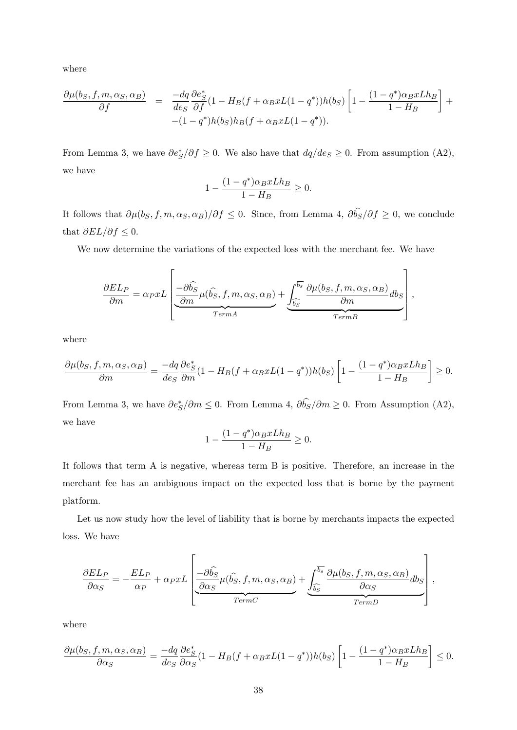where

$$\frac{\partial \mu(b_S, f, m, \alpha_S, \alpha_B)}{\partial f} = \frac{-dq}{de_S}\frac{\partial e_S^*}{\partial f}(1 - H_B(f + \alpha_B xL(1-q^*))h(b_S)\left[1 - \frac{(1-q^*)\alpha_B xLh_B}{1-H_B}\right] + \\ -(1-q^*)h(b_S)h_B(f + \alpha_B xL(1-q^*)).$$

From Lemma 3, we have $\partial e_S^*/\partial f \geq 0$. We also have that $dq/de_S \geq 0$. From assumption (A2), we have

$$1 - \frac{(1-q^*)\alpha_B xLh_B}{1-H_B} \geq 0.$$

It follows that $\partial \mu(b_S, f, m, \alpha_S, \alpha_B)/\partial f \leq 0$. Since, from Lemma 4, $\partial \widehat{b_S}/\partial f \geq 0$, we conclude that $\partial EL/\partial f \leq 0$.

We now determine the variations of the expected loss with the merchant fee. We have

$$\frac{\partial EL_P}{\partial m} = \alpha_P xL\left[\underbrace{\frac{-\partial \widehat{b_S}}{\partial m}\mu(\widehat{b_S}, f, m, \alpha_S, \alpha_B)}_{TermA} + \underbrace{\int_{\widehat{b_S}}^{\overline{b_s}} \frac{\partial \mu(b_S, f, m, \alpha_S, \alpha_B)}{\partial m} db_S}_{TermB}\right],$$

where

$$\frac{\partial \mu(b_S, f, m, \alpha_S, \alpha_B)}{\partial m} = \frac{-dq}{de_S}\frac{\partial e_S^*}{\partial m}(1 - H_B(f + \alpha_B xL(1-q^*))h(b_S)\left[1 - \frac{(1-q^*)\alpha_B xLh_B}{1-H_B}\right] \geq 0.$$

From Lemma 3, we have $\partial e_S^*/\partial m \leq 0$. From Lemma 4, $\partial \widehat{b_S}/\partial m \geq 0$. From Assumption (A2), we have

$$1 - \frac{(1-q^*)\alpha_B xLh_B}{1-H_B} \geq 0.$$

It follows that term A is negative, whereas term B is positive. Therefore, an increase in the merchant fee has an ambiguous impact on the expected loss that is borne by the payment platform.

Let us now study how the level of liability that is borne by merchants impacts the expected loss. We have

$$\frac{\partial EL_P}{\partial \alpha_S} = -\frac{EL_P}{\alpha_P} + \alpha_P xL\left[\underbrace{\frac{-\partial \widehat{b_S}}{\partial \alpha_S}\mu(\widehat{b_S}, f, m, \alpha_S, \alpha_B)}_{TermC} + \underbrace{\int_{\widehat{b_S}}^{\overline{b_s}} \frac{\partial \mu(b_S, f, m, \alpha_S, \alpha_B)}{\partial \alpha_S} db_S}_{TermD}\right],$$

where

$$\frac{\partial \mu(b_S, f, m, \alpha_S, \alpha_B)}{\partial \alpha_S} = \frac{-dq}{de_S}\frac{\partial e_S^*}{\partial \alpha_S}(1 - H_B(f + \alpha_B xL(1-q^*))h(b_S)\left[1 - \frac{(1-q^*)\alpha_B xLh_B}{1-H_B}\right] \leq 0.$$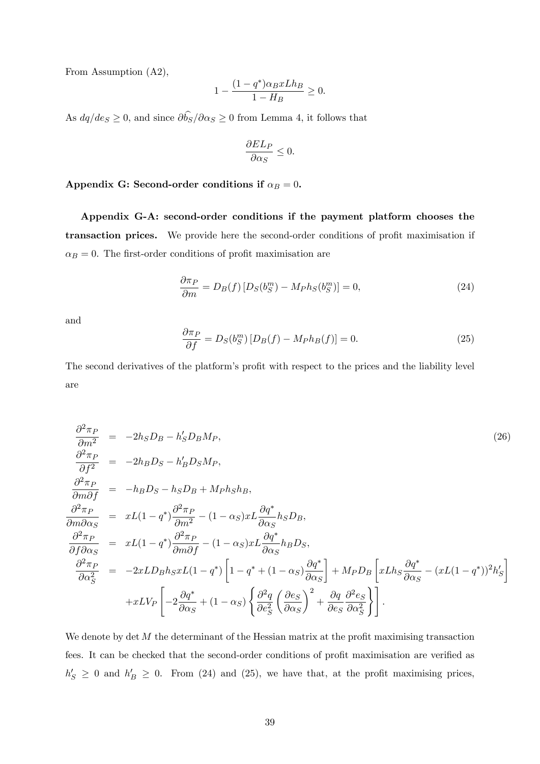From Assumption (A2),

$$1 - \frac{(1-q^*)\alpha_B x L h_B}{1-H_B} \geq 0.$$

As $dq/de_S \geq 0$, and since $\partial \widehat{b_S}/\partial \alpha_S \geq 0$ from Lemma 4, it follows that

$$\frac{\partial EL_P}{\partial \alpha_S} \leq 0.$$

**Appendix G: Second-order conditions if $\alpha_B = 0$.**

**Appendix G-A: second-order conditions if the payment platform chooses the transaction prices.** We provide here the second-order conditions of profit maximisation if $\alpha_B = 0$. The first-order conditions of profit maximisation are

$$\frac{\partial \pi_P}{\partial m} = D_B(f)\left[D_S(b_S^m) - M_P h_S(b_S^m)\right] = 0, \tag{24}$$

and

$$\frac{\partial \pi_P}{\partial f} = D_S(b_S^m)\left[D_B(f) - M_P h_B(f)\right] = 0. \tag{25}$$

The second derivatives of the platform's profit with respect to the prices and the liability level are

$$\begin{aligned}
\frac{\partial^2 \pi_P}{\partial m^2} &= -2h_S D_B - h_S' D_B M_P, \\
\frac{\partial^2 \pi_P}{\partial f^2} &= -2h_B D_S - h_B' D_S M_P, \\
\frac{\partial^2 \pi_P}{\partial m \partial f} &= -h_B D_S - h_S D_B + M_P h_S h_B, \\
\frac{\partial^2 \pi_P}{\partial m \partial \alpha_S} &= xL(1-q^*)\frac{\partial^2 \pi_P}{\partial m^2} - (1-\alpha_S)xL\frac{\partial q^*}{\partial \alpha_S} h_S D_B, \\
\frac{\partial^2 \pi_P}{\partial f \partial \alpha_S} &= xL(1-q^*)\frac{\partial^2 \pi_P}{\partial m \partial f} - (1-\alpha_S)xL\frac{\partial q^*}{\partial \alpha_S} h_B D_S, \\
\frac{\partial^2 \pi_P}{\partial \alpha_S^2} &= -2xLD_B h_S xL(1-q^*)\left[1-q^* + (1-\alpha_S)\frac{\partial q^*}{\partial \alpha_S}\right] + M_P D_B\left[xLh_S\frac{\partial q^*}{\partial \alpha_S} - (xL(1-q^*))^2 h_S'\right] \\
&\quad + xLV_P\left[-2\frac{\partial q^*}{\partial \alpha_S} + (1-\alpha_S)\left\{\frac{\partial^2 q}{\partial e_S^2}\left(\frac{\partial e_S}{\partial \alpha_S}\right)^2 + \frac{\partial q}{\partial e_S}\frac{\partial^2 e_S}{\partial \alpha_S^2}\right\}\right].
\end{aligned} \tag{26}$$

We denote by $\det M$ the determinant of the Hessian matrix at the profit maximising transaction fees. It can be checked that the second-order conditions of profit maximisation are verified as $h_S' \geq 0$ and $h_B' \geq 0$. From (24) and (25), we have that, at the profit maximising prices,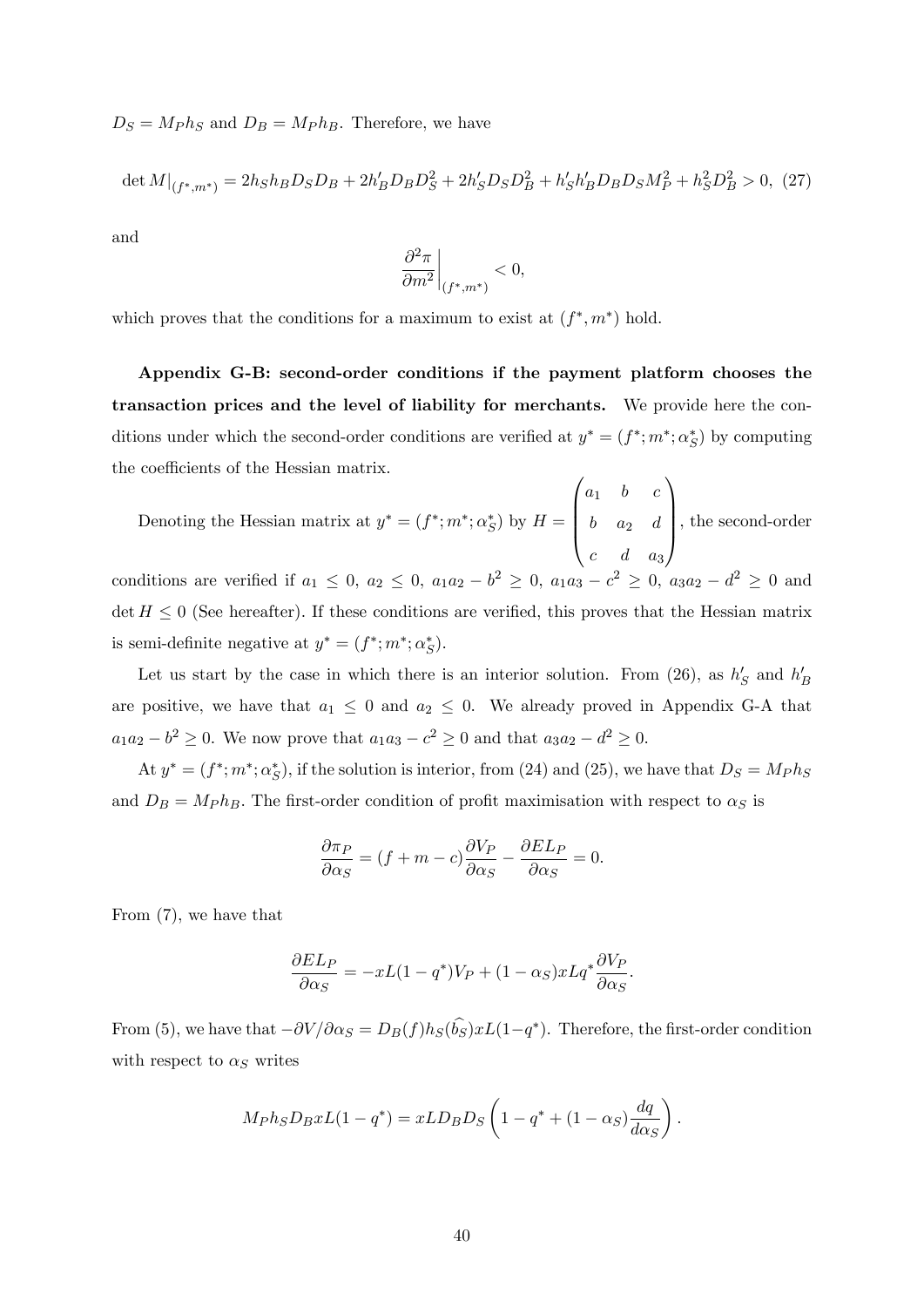$D_S = M_P h_S$ and $D_B = M_P h_B$. Therefore, we have

$$\det M|_{(f^*,m^*)} = 2h_S h_B D_S D_B + 2h'_B D_B D_S^2 + 2h'_S D_S D_B^2 + h'_S h'_B D_B D_S M_P^2 + h_S^2 D_B^2 > 0, \quad (27)$$

and

$$\left.\frac{\partial^2 \pi}{\partial m^2}\right|_{(f^*,m^*)} < 0,$$

which proves that the conditions for a maximum to exist at $(f^*, m^*)$ hold.

**Appendix G-B: second-order conditions if the payment platform chooses the transaction prices and the level of liability for merchants.** We provide here the conditions under which the second-order conditions are verified at $y^* = (f^*; m^*; \alpha_S^*)$ by computing the coefficients of the Hessian matrix.

Denoting the Hessian matrix at $y^* = (f^*; m^*; \alpha_S^*)$ by $H = \begin{pmatrix} a_1 & b & c \\ b & a_2 & d \\ c & d & a_3 \end{pmatrix}$, the second-order conditions are verified if $a_1 \leq 0$, $a_2 \leq 0$, $a_1 a_2 - b^2 \geq 0$, $a_1 a_3 - c^2 \geq 0$, $a_3 a_2 - d^2 \geq 0$ and $\det H \leq 0$ (See hereafter). If these conditions are verified, this proves that the Hessian matrix is semi-definite negative at $y^* = (f^*; m^*; \alpha_S^*)$.

Let us start by the case in which there is an interior solution. From (26), as $h'_S$ and $h'_B$ are positive, we have that $a_1 \leq 0$ and $a_2 \leq 0$. We already proved in Appendix G-A that $a_1 a_2 - b^2 \geq 0$. We now prove that $a_1 a_3 - c^2 \geq 0$ and that $a_3 a_2 - d^2 \geq 0$.

At $y^* = (f^*; m^*; \alpha_S^*)$, if the solution is interior, from (24) and (25), we have that $D_S = M_P h_S$ and $D_B = M_P h_B$. The first-order condition of profit maximisation with respect to $\alpha_S$ is

$$\frac{\partial \pi_P}{\partial \alpha_S} = (f + m - c)\frac{\partial V_P}{\partial \alpha_S} - \frac{\partial EL_P}{\partial \alpha_S} = 0.$$

From (7), we have that

$$\frac{\partial EL_P}{\partial \alpha_S} = -xL(1 - q^*)V_P + (1 - \alpha_S)xLq^* \frac{\partial V_P}{\partial \alpha_S}.$$

From (5), we have that $-\partial V / \partial \alpha_S = D_B(f) h_S(\widehat{b_S}) xL(1 - q^*)$. Therefore, the first-order condition with respect to $\alpha_S$ writes

$$M_P h_S D_B xL(1 - q^*) = xLD_B D_S \left(1 - q^* + (1 - \alpha_S)\frac{dq}{d\alpha_S}\right).$$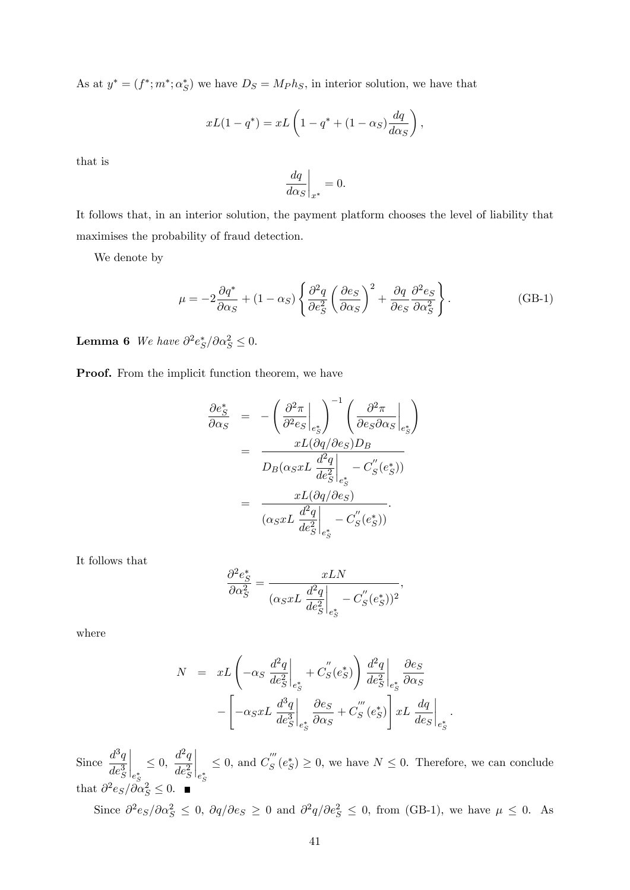As at $y^* = (f^*; m^*; \alpha_S^*)$ we have $D_S = M_P h_S$, in interior solution, we have that

$$xL(1 - q^*) = xL\left(1 - q^* + (1 - \alpha_S)\frac{dq}{d\alpha_S}\right),$$

that is

$$\left.\frac{dq}{d\alpha_S}\right|_{x^*} = 0.$$

It follows that, in an interior solution, the payment platform chooses the level of liability that maximises the probability of fraud detection.

We denote by

$$\mu = -2\frac{\partial q^*}{\partial \alpha_S} + (1 - \alpha_S)\left\{\frac{\partial^2 q}{\partial e_S^2}\left(\frac{\partial e_S}{\partial \alpha_S}\right)^2 + \frac{\partial q}{\partial e_S}\frac{\partial^2 e_S}{\partial \alpha_S^2}\right\}. \tag{GB-1}$$

**Lemma 6** *We have* $\partial^2 e_S^*/\partial \alpha_S^2 \leq 0$.

**Proof.** From the implicit function theorem, we have

$$\begin{aligned}
\frac{\partial e_S^*}{\partial \alpha_S} &= -\left(\left.\frac{\partial^2 \pi}{\partial^2 e_S}\right|_{e_S^*}\right)^{-1}\left(\left.\frac{\partial^2 \pi}{\partial e_S \partial \alpha_S}\right|_{e_S^*}\right) \\
&= \frac{xL(\partial q/\partial e_S)D_B}{D_B(\alpha_S xL \left.\frac{d^2 q}{de_S^2}\right|_{e_S^*} - C_S''(e_S^*))} \\
&= \frac{xL(\partial q/\partial e_S)}{(\alpha_S xL \left.\frac{d^2 q}{de_S^2}\right|_{e_S^*} - C_S''(e_S^*))}.
\end{aligned}$$

It follows that

$$\frac{\partial^2 e_S^*}{\partial \alpha_S^2} = \frac{xLN}{(\alpha_S xL \left.\frac{d^2 q}{de_S^2}\right|_{e_S^*} - C_S''(e_S^*))^2},$$

where

$$\begin{aligned}
N &= xL\left(-\alpha_S \left.\frac{d^2 q}{de_S^2}\right|_{e_S^*} + C_S''(e_S^*)\right)\left.\frac{d^2 q}{de_S^2}\right|_{e_S^*}\frac{\partial e_S}{\partial \alpha_S} \\
&\quad - \left[-\alpha_S xL \left.\frac{d^3 q}{de_S^3}\right|_{e_S^*}\frac{\partial e_S}{\partial \alpha_S} + C_S'''(e_S^*)\right] xL \left.\frac{dq}{de_S}\right|_{e_S^*}.
\end{aligned}$$

Since $\left.\frac{d^3 q}{de_S^3}\right|_{e_S^*} \leq 0$, $\left.\frac{d^2 q}{de_S^2}\right|_{e_S^*} \leq 0$, and $C_S'''(e_S^*) \geq 0$, we have $N \leq 0$. Therefore, we can conclude that $\partial^2 e_S/\partial \alpha_S^2 \leq 0$. ∎

Since $\partial^2 e_S/\partial \alpha_S^2 \leq 0$, $\partial q/\partial e_S \geq 0$ and $\partial^2 q/\partial e_S^2 \leq 0$, from (GB-1), we have $\mu \leq 0$. As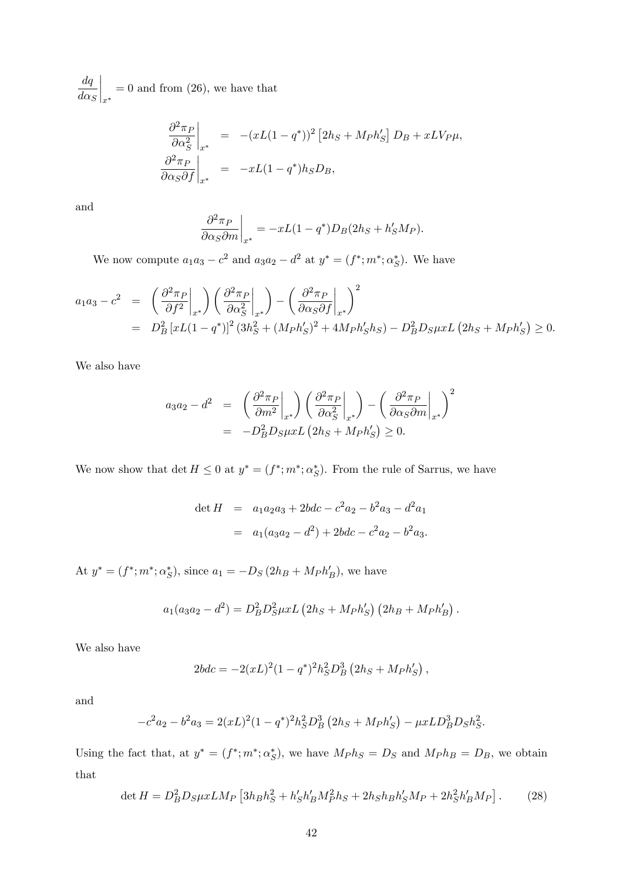$\left.\frac{dq}{d\alpha_S}\right|_{x^*} = 0$ and from (26), we have that

$$
\begin{aligned}
\left.\frac{\partial^2 \pi_P}{\partial \alpha_S^2}\right|_{x^*} &= -(xL(1-q^*))^2 \left[2h_S + M_P h'_S\right] D_B + xLV_P\mu, \\
\left.\frac{\partial^2 \pi_P}{\partial \alpha_S \partial f}\right|_{x^*} &= -xL(1-q^*)h_S D_B,
\end{aligned}
$$

and

$$
\left.\frac{\partial^2 \pi_P}{\partial \alpha_S \partial m}\right|_{x^*} = -xL(1-q^*)D_B(2h_S + h'_S M_P).
$$

We now compute $a_1 a_3 - c^2$ and $a_3 a_2 - d^2$ at $y^* = (f^*; m^*; \alpha_S^*)$. We have

$$
\begin{aligned}
a_1 a_3 - c^2 &= \left(\left.\frac{\partial^2 \pi_P}{\partial f^2}\right|_{x^*}\right)\left(\left.\frac{\partial^2 \pi_P}{\partial \alpha_S^2}\right|_{x^*}\right) - \left(\left.\frac{\partial^2 \pi_P}{\partial \alpha_S \partial f}\right|_{x^*}\right)^2 \\
&= D_B^2 \left[xL(1-q^*)\right]^2 \left(3h_S^2 + (M_P h'_S)^2 + 4M_P h'_S h_S\right) - D_B^2 D_S \mu x L \left(2h_S + M_P h'_S\right) \geq 0.
\end{aligned}
$$

We also have

$$
\begin{aligned}
a_3 a_2 - d^2 &= \left(\left.\frac{\partial^2 \pi_P}{\partial m^2}\right|_{x^*}\right)\left(\left.\frac{\partial^2 \pi_P}{\partial \alpha_S^2}\right|_{x^*}\right) - \left(\left.\frac{\partial^2 \pi_P}{\partial \alpha_S \partial m}\right|_{x^*}\right)^2 \\
&= -D_B^2 D_S \mu x L \left(2h_S + M_P h'_S\right) \geq 0.
\end{aligned}
$$

We now show that $\det H \leq 0$ at $y^* = (f^*; m^*; \alpha_S^*)$. From the rule of Sarrus, we have

$$
\begin{aligned}
\det H &= a_1 a_2 a_3 + 2bdc - c^2 a_2 - b^2 a_3 - d^2 a_1 \\
&= a_1(a_3 a_2 - d^2) + 2bdc - c^2 a_2 - b^2 a_3.
\end{aligned}
$$

At $y^* = (f^*; m^*; \alpha_S^*)$, since $a_1 = -D_S\left(2h_B + M_P h'_B\right)$, we have

$$
a_1(a_3 a_2 - d^2) = D_B^2 D_S^2 \mu x L \left(2h_S + M_P h'_S\right)\left(2h_B + M_P h'_B\right).
$$

We also have

$$
2bdc = -2(xL)^2(1-q^*)^2 h_S^2 D_B^3 \left(2h_S + M_P h'_S\right),
$$

and

$$
-c^2 a_2 - b^2 a_3 = 2(xL)^2(1-q^*)^2 h_S^2 D_B^3 \left(2h_S + M_P h'_S\right) - \mu x L D_B^3 D_S h_S^2.
$$

Using the fact that, at $y^* = (f^*; m^*; \alpha_S^*)$, we have $M_P h_S = D_S$ and $M_P h_B = D_B$, we obtain that

$$
\det H = D_B^2 D_S \mu x L M_P \left[3h_B h_S^2 + h'_S h'_B M_P^2 h_S + 2h_S h_B h'_S M_P + 2h_S^2 h'_B M_P\right]. \tag{28}
$$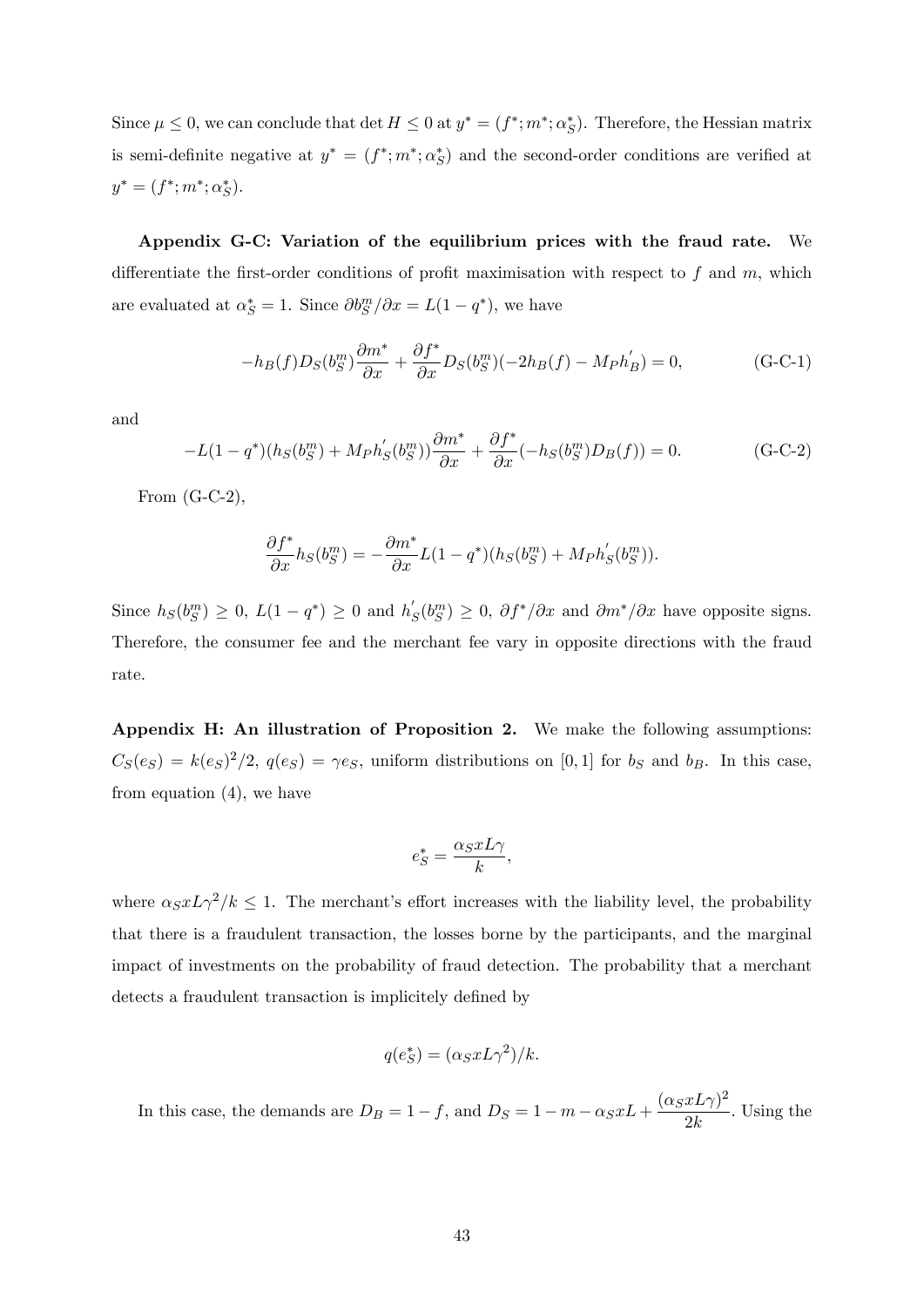Since $\mu \leq 0$, we can conclude that $\det H \leq 0$ at $y^* = (f^*; m^*; \alpha_S^*)$. Therefore, the Hessian matrix is semi-definite negative at $y^* = (f^*; m^*; \alpha_S^*)$ and the second-order conditions are verified at $y^* = (f^*; m^*; \alpha_S^*)$.

**Appendix G-C: Variation of the equilibrium prices with the fraud rate.** We differentiate the first-order conditions of profit maximisation with respect to $f$ and $m$, which are evaluated at $\alpha_S^* = 1$. Since $\partial b_S^m / \partial x = L(1 - q^*)$, we have

$$-h_B(f) D_S(b_S^m) \frac{\partial m^*}{\partial x} + \frac{\partial f^*}{\partial x} D_S(b_S^m)(-2h_B(f) - M_P h_B^{'}) = 0, \tag{G-C-1}$$

and

$$-L(1-q^*)(h_S(b_S^m) + M_P h_S^{'}(b_S^m)) \frac{\partial m^*}{\partial x} + \frac{\partial f^*}{\partial x}(-h_S(b_S^m) D_B(f)) = 0. \tag{G-C-2}$$

From (G-C-2),

$$\frac{\partial f^*}{\partial x} h_S(b_S^m) = -\frac{\partial m^*}{\partial x} L(1-q^*)(h_S(b_S^m) + M_P h_S^{'}(b_S^m)).$$

Since $h_S(b_S^m) \geq 0$, $L(1-q^*) \geq 0$ and $h_S^{'}(b_S^m) \geq 0$, $\partial f^* / \partial x$ and $\partial m^* / \partial x$ have opposite signs. Therefore, the consumer fee and the merchant fee vary in opposite directions with the fraud rate.

**Appendix H: An illustration of Proposition 2.** We make the following assumptions: $C_S(e_S) = k(e_S)^2/2$, $q(e_S) = \gamma e_S$, uniform distributions on $[0, 1]$ for $b_S$ and $b_B$. In this case, from equation (4), we have

$$e_S^* = \frac{\alpha_S x L \gamma}{k},$$

where $\alpha_S x L \gamma^2 / k \leq 1$. The merchant's effort increases with the liability level, the probability that there is a fraudulent transaction, the losses borne by the participants, and the marginal impact of investments on the probability of fraud detection. The probability that a merchant detects a fraudulent transaction is implicitely defined by

$$q(e_S^*) = (\alpha_S x L \gamma^2)/k.$$

In this case, the demands are $D_B = 1 - f$, and $D_S = 1 - m - \alpha_S x L + \dfrac{(\alpha_S x L \gamma)^2}{2k}$. Using the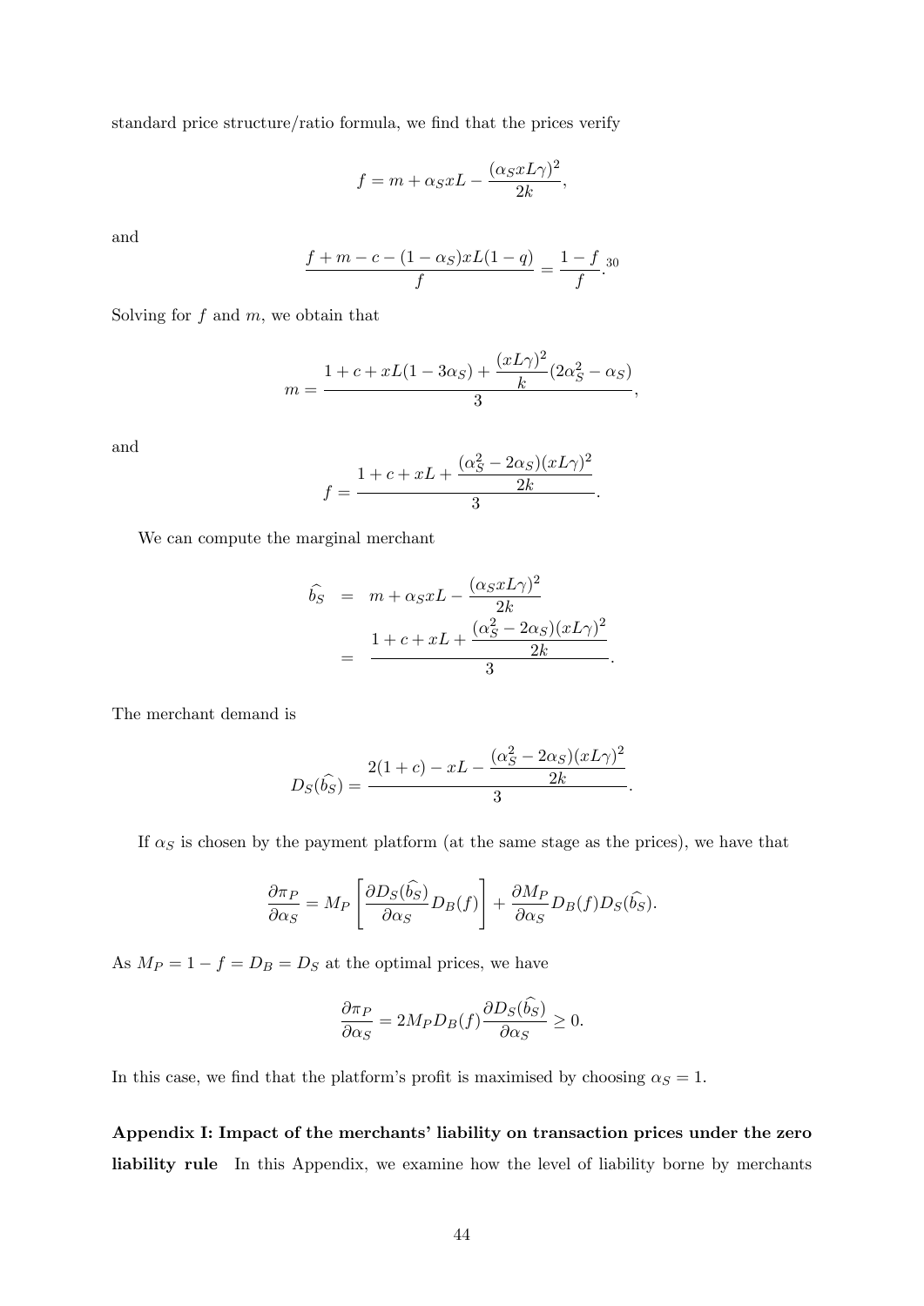standard price structure/ratio formula, we find that the prices verify

$$f = m + \alpha_S xL - \frac{(\alpha_S xL\gamma)^2}{2k},$$

and

$$\frac{f + m - c - (1-\alpha_S)xL(1-q)}{f} = \frac{1-f}{f}.^{30}$$

Solving for $f$ and $m$, we obtain that

$$m = \frac{1 + c + xL(1-3\alpha_S) + \dfrac{(xL\gamma)^2}{k}(2\alpha_S^2 - \alpha_S)}{3},$$

and

$$f = \frac{1 + c + xL + \dfrac{(\alpha_S^2 - 2\alpha_S)(xL\gamma)^2}{2k}}{3}.$$

We can compute the marginal merchant

$$\begin{aligned}
\widehat{b_S} &= m + \alpha_S xL - \frac{(\alpha_S xL\gamma)^2}{2k} \\
&= \frac{1 + c + xL + \dfrac{(\alpha_S^2 - 2\alpha_S)(xL\gamma)^2}{2k}}{3}.
\end{aligned}$$

The merchant demand is

$$D_S(\widehat{b_S}) = \frac{2(1+c) - xL - \dfrac{(\alpha_S^2 - 2\alpha_S)(xL\gamma)^2}{2k}}{3}.$$

If $\alpha_S$ is chosen by the payment platform (at the same stage as the prices), we have that

$$\frac{\partial \pi_P}{\partial \alpha_S} = M_P\left[\frac{\partial D_S(\widehat{b_S})}{\partial \alpha_S} D_B(f)\right] + \frac{\partial M_P}{\partial \alpha_S} D_B(f) D_S(\widehat{b_S}).$$

As $M_P = 1 - f = D_B = D_S$ at the optimal prices, we have

$$\frac{\partial \pi_P}{\partial \alpha_S} = 2M_P D_B(f)\frac{\partial D_S(\widehat{b_S})}{\partial \alpha_S} \geq 0.$$

In this case, we find that the platform's profit is maximised by choosing $\alpha_S = 1$.

**Appendix I: Impact of the merchants' liability on transaction prices under the zero liability rule** In this Appendix, we examine how the level of liability borne by merchants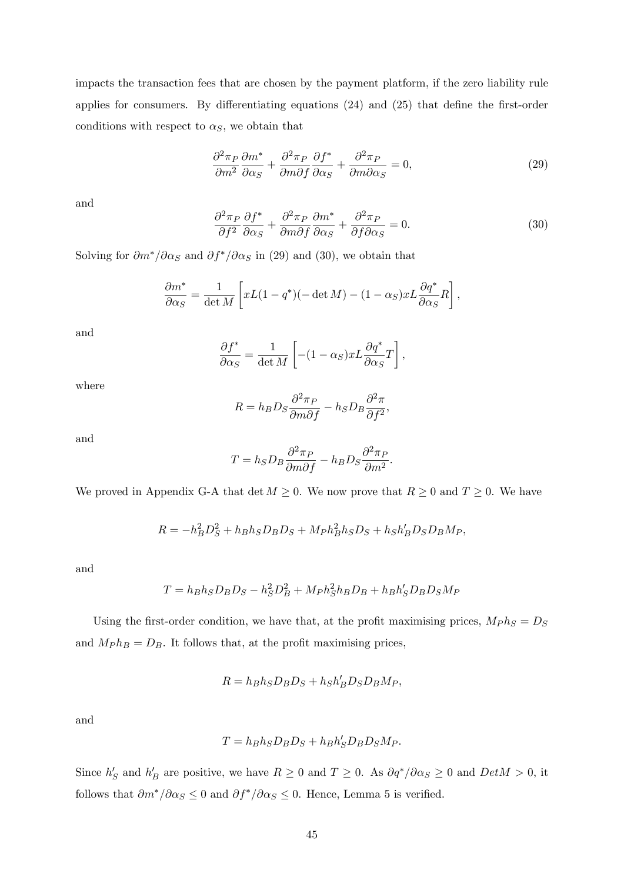impacts the transaction fees that are chosen by the payment platform, if the zero liability rule applies for consumers. By differentiating equations (24) and (25) that define the first-order conditions with respect to $\alpha_S$, we obtain that

$$\frac{\partial^2 \pi_P}{\partial m^2}\frac{\partial m^*}{\partial \alpha_S} + \frac{\partial^2 \pi_P}{\partial m \partial f}\frac{\partial f^*}{\partial \alpha_S} + \frac{\partial^2 \pi_P}{\partial m \partial \alpha_S} = 0, \tag{29}$$

and

$$\frac{\partial^2 \pi_P}{\partial f^2}\frac{\partial f^*}{\partial \alpha_S} + \frac{\partial^2 \pi_P}{\partial m \partial f}\frac{\partial m^*}{\partial \alpha_S} + \frac{\partial^2 \pi_P}{\partial f \partial \alpha_S} = 0. \tag{30}$$

Solving for $\partial m^*/\partial \alpha_S$ and $\partial f^*/\partial \alpha_S$ in (29) and (30), we obtain that

$$\frac{\partial m^*}{\partial \alpha_S} = \frac{1}{\det M}\left[xL(1-q^*)(-\det M) - (1-\alpha_S)xL\frac{\partial q^*}{\partial \alpha_S}R\right],$$

and

$$\frac{\partial f^*}{\partial \alpha_S} = \frac{1}{\det M}\left[-(1-\alpha_S)xL\frac{\partial q^*}{\partial \alpha_S}T\right],$$

where

$$R = h_B D_S \frac{\partial^2 \pi_P}{\partial m \partial f} - h_S D_B \frac{\partial^2 \pi}{\partial f^2},$$

and

$$T = h_S D_B \frac{\partial^2 \pi_P}{\partial m \partial f} - h_B D_S \frac{\partial^2 \pi_P}{\partial m^2}.$$

We proved in Appendix G-A that $\det M \geq 0$. We now prove that $R \geq 0$ and $T \geq 0$. We have

$$R = -h_B^2 D_S^2 + h_B h_S D_B D_S + M_P h_B^2 h_S D_S + h_S h_B' D_S D_B M_P,$$

and

$$T = h_B h_S D_B D_S - h_S^2 D_B^2 + M_P h_S^2 h_B D_B + h_B h_S' D_B D_S M_P$$

Using the first-order condition, we have that, at the profit maximising prices, $M_P h_S = D_S$ and $M_P h_B = D_B$. It follows that, at the profit maximising prices,

$$R = h_B h_S D_B D_S + h_S h_B' D_S D_B M_P,$$

and

$$T = h_B h_S D_B D_S + h_B h_S' D_B D_S M_P.$$

Since $h_S'$ and $h_B'$ are positive, we have $R \geq 0$ and $T \geq 0$. As $\partial q^*/\partial \alpha_S \geq 0$ and $DetM > 0$, it follows that $\partial m^*/\partial \alpha_S \leq 0$ and $\partial f^*/\partial \alpha_S \leq 0$. Hence, Lemma 5 is verified.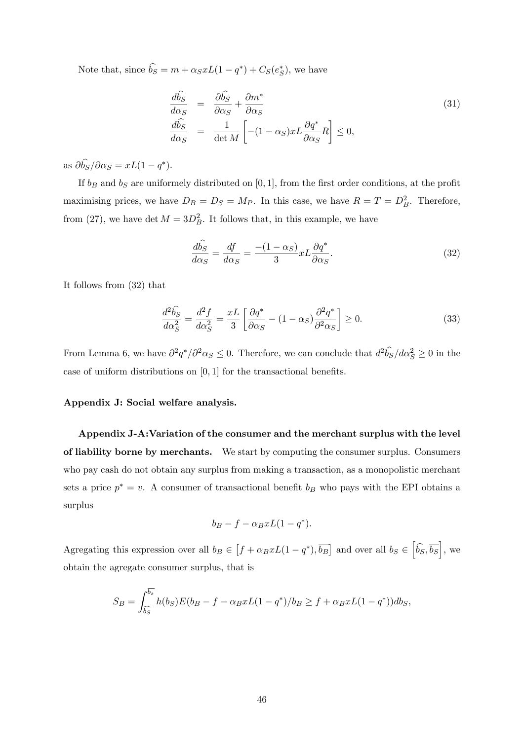Note that, since $\widehat{b_S} = m + \alpha_S x L(1-q^*) + C_S(e_S^*)$, we have

$$\begin{aligned}
\frac{d\widehat{b_S}}{d\alpha_S} &= \frac{\partial \widehat{b_S}}{\partial \alpha_S} + \frac{\partial m^*}{\partial \alpha_S} \\
\frac{d\widehat{b_S}}{d\alpha_S} &= \frac{1}{\det M}\left[-(1-\alpha_S)xL\frac{\partial q^*}{\partial \alpha_S}R\right] \leq 0,
\end{aligned} \tag{31}$$

as $\partial\widehat{b_S}/\partial\alpha_S = xL(1-q^*)$.

If $b_B$ and $b_S$ are uniformely distributed on $[0,1]$, from the first order conditions, at the profit maximising prices, we have $D_B = D_S = M_P$. In this case, we have $R = T = D_B^2$. Therefore, from (27), we have $\det M = 3D_B^2$. It follows that, in this example, we have

$$\frac{d\widehat{b_S}}{d\alpha_S} = \frac{df}{d\alpha_S} = \frac{-(1-\alpha_S)}{3}xL\frac{\partial q^*}{\partial \alpha_S}. \tag{32}$$

It follows from (32) that

$$\frac{d^2\widehat{b_S}}{d\alpha_S^2} = \frac{d^2 f}{d\alpha_S^2} = \frac{xL}{3}\left[\frac{\partial q^*}{\partial \alpha_S} - (1-\alpha_S)\frac{\partial^2 q^*}{\partial^2 \alpha_S}\right] \geq 0. \tag{33}$$

From Lemma 6, we have $\partial^2 q^*/\partial^2\alpha_S \leq 0$. Therefore, we can conclude that $d^2\widehat{b_S}/d\alpha_S^2 \geq 0$ in the case of uniform distributions on $[0,1]$ for the transactional benefits.

**Appendix J: Social welfare analysis.**

**Appendix J-A:Variation of the consumer and the merchant surplus with the level of liability borne by merchants.** We start by computing the consumer surplus. Consumers who pay cash do not obtain any surplus from making a transaction, as a monopolistic merchant sets a price $p^* = v$. A consumer of transactional benefit $b_B$ who pays with the EPI obtains a surplus

$$b_B - f - \alpha_B x L(1-q^*).$$

Agregating this expression over all $b_B \in \left[f + \alpha_B xL(1-q^*), \overline{b_B}\right]$ and over all $b_S \in \left[\widehat{b_S}, \overline{b_S}\right]$, we obtain the agregate consumer surplus, that is

$$S_B = \int_{\widehat{b_S}}^{\overline{b_s}} h(b_S)E(b_B - f - \alpha_B xL(1-q^*)/b_B \geq f + \alpha_B xL(1-q^*))db_S,$$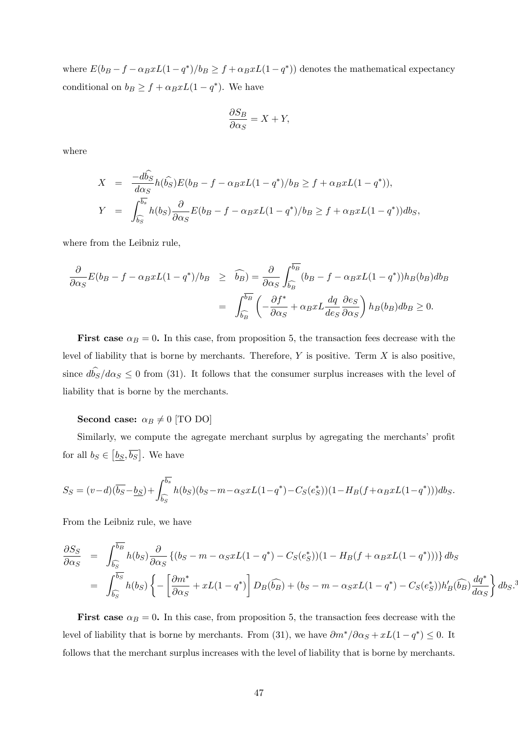where $E(b_B - f - \alpha_B xL(1-q^*)/b_B \geq f + \alpha_B xL(1-q^*))$ denotes the mathematical expectancy conditional on $b_B \geq f + \alpha_B xL(1-q^*)$. We have

$$\frac{\partial S_B}{\partial \alpha_S} = X + Y,$$

where

$$\begin{aligned}
X &= \frac{-d\widehat{b_S}}{d\alpha_S} h(\widehat{b_S}) E(b_B - f - \alpha_B xL(1-q^*)/b_B \geq f + \alpha_B xL(1-q^*)), \\
Y &= \int_{\widehat{b_S}}^{\overline{b_s}} h(b_S) \frac{\partial}{\partial \alpha_S} E(b_B - f - \alpha_B xL(1-q^*)/b_B \geq f + \alpha_B xL(1-q^*)) db_S,
\end{aligned}$$

where from the Leibniz rule,

$$\begin{aligned}
\frac{\partial}{\partial \alpha_S} E(b_B - f - \alpha_B xL(1-q^*)/b_B &\geq \widehat{b_B}) = \frac{\partial}{\partial \alpha_S} \int_{\widehat{b_B}}^{\overline{b_B}} (b_B - f - \alpha_B xL(1-q^*)) h_B(b_B) db_B \\
&= \int_{\widehat{b_B}}^{\overline{b_B}} \left( -\frac{\partial f^*}{\partial \alpha_S} + \alpha_B xL \frac{dq}{de_S} \frac{\partial e_S}{\partial \alpha_S} \right) h_B(b_B) db_B \geq 0.
\end{aligned}$$

**First case $\alpha_B = 0$.** In this case, from proposition 5, the transaction fees decrease with the level of liability that is borne by merchants. Therefore, $Y$ is positive. Term $X$ is also positive, since $d\widehat{b_S}/d\alpha_S \leq 0$ from (31). It follows that the consumer surplus increases with the level of liability that is borne by the merchants.

**Second case: $\alpha_B \neq 0$** [TO DO]

Similarly, we compute the agregate merchant surplus by agregating the merchants' profit for all $b_S \in [\underline{b_S}, \overline{b_S}]$. We have

$$S_S = (v-d)(\overline{b_S} - \underline{b_S}) + \int_{\widehat{b_S}}^{\overline{b_s}} h(b_S)(b_S - m - \alpha_S xL(1-q^*) - C_S(e_S^*))(1 - H_B(f + \alpha_B xL(1-q^*))) db_S.$$

From the Leibniz rule, we have

$$\begin{aligned}
\frac{\partial S_S}{\partial \alpha_S} &= \int_{\widehat{b_S}}^{\overline{b_B}} h(b_S) \frac{\partial}{\partial \alpha_S} \left\{ (b_S - m - \alpha_S xL(1-q^*) - C_S(e_S^*))(1 - H_B(f + \alpha_B xL(1-q^*))) \right\} db_S \\
&= \int_{\widehat{b_S}}^{\overline{b_S}} h(b_S) \left\{ -\left[ \frac{\partial m^*}{\partial \alpha_S} + xL(1-q^*) \right] D_B(\widehat{b_B}) + (b_S - m - \alpha_S xL(1-q^*) - C_S(e_S^*)) h_B'(\widehat{b_B}) \frac{dq^*}{d\alpha_S} \right\} db_S.[3]
\end{aligned}$$

**First case $\alpha_B = 0$.** In this case, from proposition 5, the transaction fees decrease with the level of liability that is borne by merchants. From (31), we have $\partial m^*/\partial \alpha_S + xL(1-q^*) \leq 0$. It follows that the merchant surplus increases with the level of liability that is borne by merchants.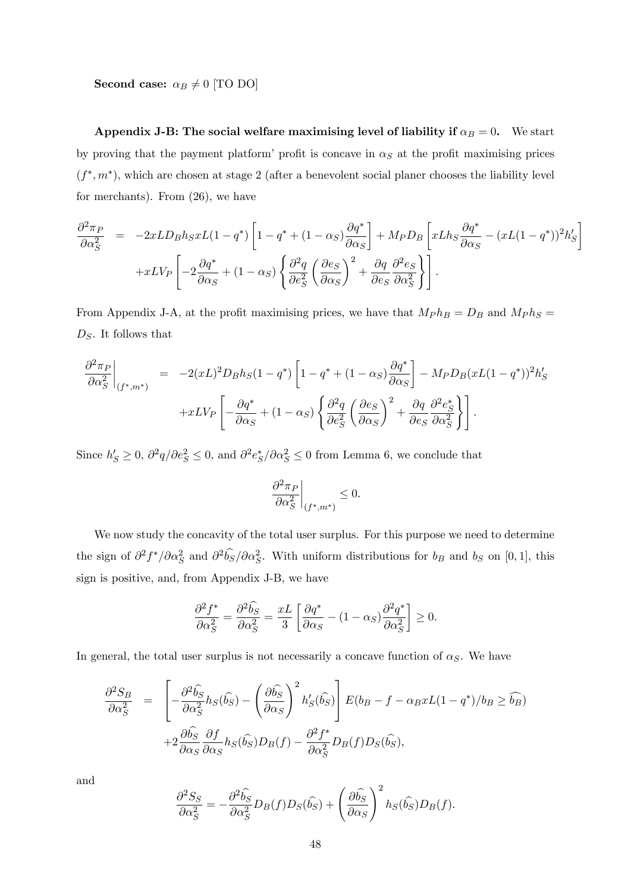**Second case:** $\alpha_B \neq 0$ [TO DO]

**Appendix J-B: The social welfare maximising level of liability if** $\alpha_B = 0$**.** We start by proving that the payment platform' profit is concave in $\alpha_S$ at the profit maximising prices $(f^*, m^*)$, which are chosen at stage 2 (after a benevolent social planer chooses the liability level for merchants). From (26), we have

$$
\begin{aligned}
\frac{\partial^2 \pi_P}{\partial \alpha_S^2} &= -2xLD_B h_S xL(1-q^*)\left[1-q^*+(1-\alpha_S)\frac{\partial q^*}{\partial \alpha_S}\right] + M_P D_B\left[xLh_S\frac{\partial q^*}{\partial \alpha_S} - (xL(1-q^*))^2 h_S'\right] \\
&\quad + xLV_P\left[-2\frac{\partial q^*}{\partial \alpha_S} + (1-\alpha_S)\left\{\frac{\partial^2 q}{\partial e_S^2}\left(\frac{\partial e_S}{\partial \alpha_S}\right)^2 + \frac{\partial q}{\partial e_S}\frac{\partial^2 e_S}{\partial \alpha_S^2}\right\}\right].
\end{aligned}
$$

From Appendix J-A, at the profit maximising prices, we have that $M_P h_B = D_B$ and $M_P h_S = D_S$. It follows that

$$
\begin{aligned}
\left.\frac{\partial^2 \pi_P}{\partial \alpha_S^2}\right|_{(f^*,m^*)} &= -2(xL)^2 D_B h_S (1-q^*)\left[1-q^*+(1-\alpha_S)\frac{\partial q^*}{\partial \alpha_S}\right] - M_P D_B (xL(1-q^*))^2 h_S' \\
&\quad + xLV_P\left[-\frac{\partial q^*}{\partial \alpha_S} + (1-\alpha_S)\left\{\frac{\partial^2 q}{\partial e_S^2}\left(\frac{\partial e_S}{\partial \alpha_S}\right)^2 + \frac{\partial q}{\partial e_S}\frac{\partial^2 e_S^*}{\partial \alpha_S^2}\right\}\right].
\end{aligned}
$$

Since $h_S' \geq 0$, $\partial^2 q/\partial e_S^2 \leq 0$, and $\partial^2 e_S^*/\partial \alpha_S^2 \leq 0$ from Lemma 6, we conclude that

$$
\left.\frac{\partial^2 \pi_P}{\partial \alpha_S^2}\right|_{(f^*,m^*)} \leq 0.
$$

We now study the concavity of the total user surplus. For this purpose we need to determine the sign of $\partial^2 f^*/\partial \alpha_S^2$ and $\partial^2 \widehat{b_S}/\partial \alpha_S^2$. With uniform distributions for $b_B$ and $b_S$ on $[0,1]$, this sign is positive, and, from Appendix J-B, we have

$$
\frac{\partial^2 f^*}{\partial \alpha_S^2} = \frac{\partial^2 \widehat{b_S}}{\partial \alpha_S^2} = \frac{xL}{3}\left[\frac{\partial q^*}{\partial \alpha_S} - (1-\alpha_S)\frac{\partial^2 q^*}{\partial \alpha_S^2}\right] \geq 0.
$$

In general, the total user surplus is not necessarily a concave function of $\alpha_S$. We have

$$
\begin{aligned}
\frac{\partial^2 S_B}{\partial \alpha_S^2} &= \left[-\frac{\partial^2 \widehat{b_S}}{\partial \alpha_S^2} h_S(\widehat{b_S}) - \left(\frac{\partial \widehat{b_S}}{\partial \alpha_S}\right)^2 h_S'(\widehat{b_S})\right] E(b_B - f - \alpha_B xL(1-q^*)/b_B \geq \widehat{b_B}) \\
&\quad + 2\frac{\partial \widehat{b_S}}{\partial \alpha_S}\frac{\partial f}{\partial \alpha_S} h_S(\widehat{b_S}) D_B(f) - \frac{\partial^2 f^*}{\partial \alpha_S^2} D_B(f) D_S(\widehat{b_S}),
\end{aligned}
$$

and

$$
\frac{\partial^2 S_S}{\partial \alpha_S^2} = -\frac{\partial^2 \widehat{b_S}}{\partial \alpha_S^2} D_B(f) D_S(\widehat{b_S}) + \left(\frac{\partial \widehat{b_S}}{\partial \alpha_S}\right)^2 h_S(\widehat{b_S}) D_B(f).
$$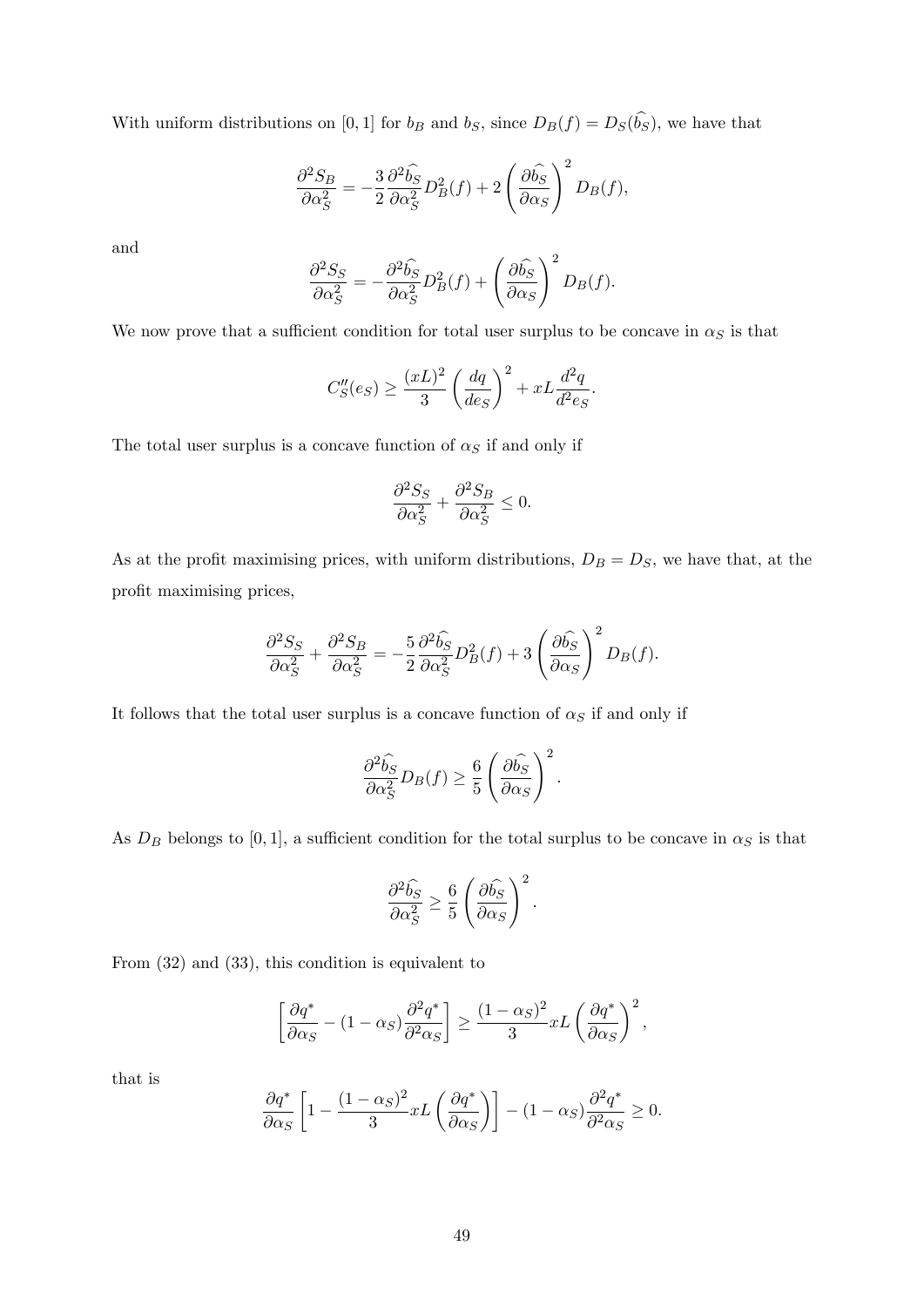With uniform distributions on $[0, 1]$ for $b_B$ and $b_S$, since $D_B(f) = D_S(\widehat{b_S})$, we have that

$$\frac{\partial^2 S_B}{\partial \alpha_S^2} = -\frac{3}{2}\frac{\partial^2 \widehat{b_S}}{\partial \alpha_S^2} D_B^2(f) + 2\left(\frac{\partial \widehat{b_S}}{\partial \alpha_S}\right)^2 D_B(f),$$

and

$$\frac{\partial^2 S_S}{\partial \alpha_S^2} = -\frac{\partial^2 \widehat{b_S}}{\partial \alpha_S^2} D_B^2(f) + \left(\frac{\partial \widehat{b_S}}{\partial \alpha_S}\right)^2 D_B(f).$$

We now prove that a sufficient condition for total user surplus to be concave in $\alpha_S$ is that

$$C_S''(e_S) \geq \frac{(xL)^2}{3}\left(\frac{dq}{de_S}\right)^2 + xL\frac{d^2 q}{d^2 e_S}.$$

The total user surplus is a concave function of $\alpha_S$ if and only if

$$\frac{\partial^2 S_S}{\partial \alpha_S^2} + \frac{\partial^2 S_B}{\partial \alpha_S^2} \leq 0.$$

As at the profit maximising prices, with uniform distributions, $D_B = D_S$, we have that, at the profit maximising prices,

$$\frac{\partial^2 S_S}{\partial \alpha_S^2} + \frac{\partial^2 S_B}{\partial \alpha_S^2} = -\frac{5}{2}\frac{\partial^2 \widehat{b_S}}{\partial \alpha_S^2} D_B^2(f) + 3\left(\frac{\partial \widehat{b_S}}{\partial \alpha_S}\right)^2 D_B(f).$$

It follows that the total user surplus is a concave function of $\alpha_S$ if and only if

$$\frac{\partial^2 \widehat{b_S}}{\partial \alpha_S^2} D_B(f) \geq \frac{6}{5}\left(\frac{\partial \widehat{b_S}}{\partial \alpha_S}\right)^2.$$

As $D_B$ belongs to $[0, 1]$, a sufficient condition for the total surplus to be concave in $\alpha_S$ is that

$$\frac{\partial^2 \widehat{b_S}}{\partial \alpha_S^2} \geq \frac{6}{5}\left(\frac{\partial \widehat{b_S}}{\partial \alpha_S}\right)^2.$$

From (32) and (33), this condition is equivalent to

$$\left[\frac{\partial q^*}{\partial \alpha_S} - (1 - \alpha_S)\frac{\partial^2 q^*}{\partial^2 \alpha_S}\right] \geq \frac{(1 - \alpha_S)^2}{3} xL\left(\frac{\partial q^*}{\partial \alpha_S}\right)^2,$$

that is

$$\frac{\partial q^*}{\partial \alpha_S}\left[1 - \frac{(1 - \alpha_S)^2}{3} xL\left(\frac{\partial q^*}{\partial \alpha_S}\right)\right] - (1 - \alpha_S)\frac{\partial^2 q^*}{\partial^2 \alpha_S} \geq 0.$$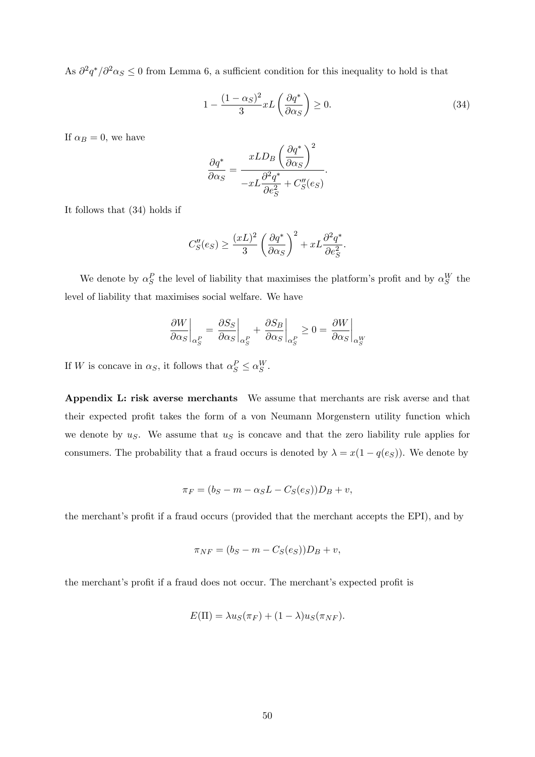As $\partial^2 q^*/\partial^2\alpha_S \leq 0$ from Lemma 6, a sufficient condition for this inequality to hold is that

$$1 - \frac{(1-\alpha_S)^2}{3} xL \left(\frac{\partial q^*}{\partial \alpha_S}\right) \geq 0. \tag{34}$$

If $\alpha_B = 0$, we have

$$\frac{\partial q^*}{\partial \alpha_S} = \frac{xLD_B \left(\dfrac{\partial q^*}{\partial \alpha_S}\right)^2}{-xL\dfrac{\partial^2 q^*}{\partial e_S^2} + C_S''(e_S)}.$$

It follows that (34) holds if

$$C_S''(e_S) \geq \frac{(xL)^2}{3}\left(\frac{\partial q^*}{\partial \alpha_S}\right)^2 + xL\frac{\partial^2 q^*}{\partial e_S^2}.$$

We denote by $\alpha_S^P$ the level of liability that maximises the platform's profit and by $\alpha_S^W$ the level of liability that maximises social welfare. We have

$$\left.\frac{\partial W}{\partial \alpha_S}\right|_{\alpha_S^P} = \left.\frac{\partial S_S}{\partial \alpha_S}\right|_{\alpha_S^P} + \left.\frac{\partial S_B}{\partial \alpha_S}\right|_{\alpha_S^P} \geq 0 = \left.\frac{\partial W}{\partial \alpha_S}\right|_{\alpha_S^W}$$

If $W$ is concave in $\alpha_S$, it follows that $\alpha_S^P \leq \alpha_S^W$.

**Appendix L: risk averse merchants** We assume that merchants are risk averse and that their expected profit takes the form of a von Neumann Morgenstern utility function which we denote by $u_S$. We assume that $u_S$ is concave and that the zero liability rule applies for consumers. The probability that a fraud occurs is denoted by $\lambda = x(1-q(e_S))$. We denote by

$$\pi_F = (b_S - m - \alpha_S L - C_S(e_S))D_B + v,$$

the merchant's profit if a fraud occurs (provided that the merchant accepts the EPI), and by

$$\pi_{NF} = (b_S - m - C_S(e_S))D_B + v,$$

the merchant's profit if a fraud does not occur. The merchant's expected profit is

$$E(\Pi) = \lambda u_S(\pi_F) + (1-\lambda)u_S(\pi_{NF}).$$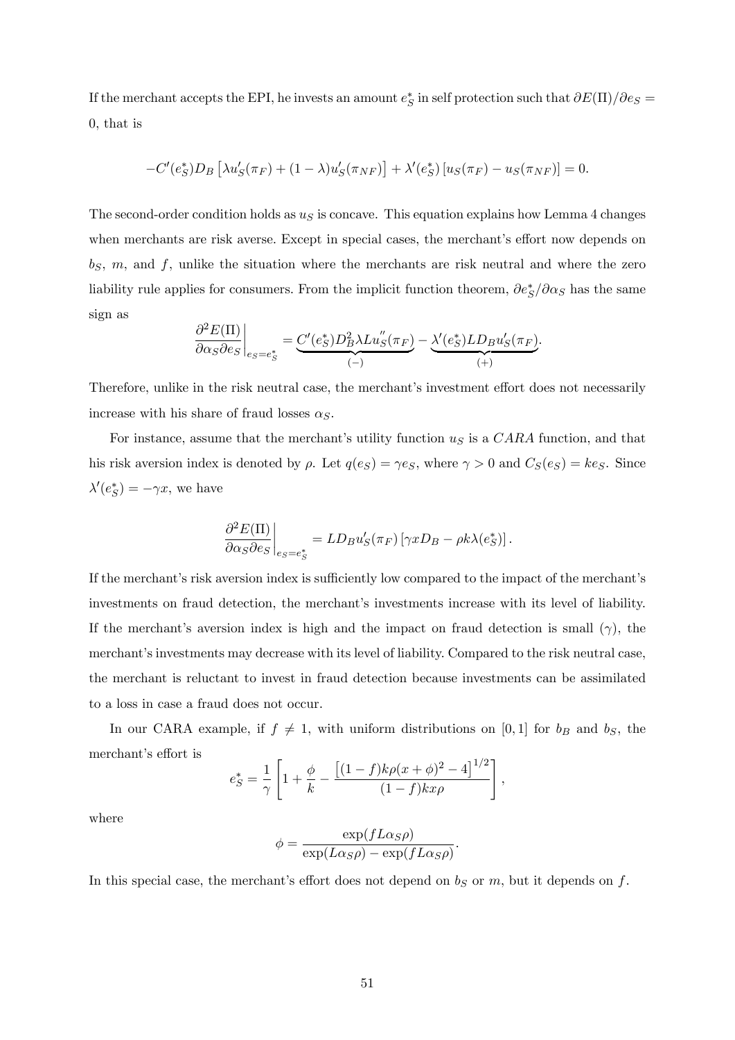If the merchant accepts the EPI, he invests an amount $e_S^*$ in self protection such that $\partial E(\Pi)/\partial e_S = 0$, that is

$$-C'(e_S^*)D_B\left[\lambda u_S'(\pi_F) + (1-\lambda)u_S'(\pi_{NF})\right] + \lambda'(e_S^*)\left[u_S(\pi_F) - u_S(\pi_{NF})\right] = 0.$$

The second-order condition holds as $u_S$ is concave. This equation explains how Lemma 4 changes when merchants are risk averse. Except in special cases, the merchant's effort now depends on $b_S$, $m$, and $f$, unlike the situation where the merchants are risk neutral and where the zero liability rule applies for consumers. From the implicit function theorem, $\partial e_S^*/\partial \alpha_S$ has the same sign as

$$\left.\frac{\partial^2 E(\Pi)}{\partial \alpha_S \partial e_S}\right|_{e_S = e_S^*} = \underbrace{C'(e_S^*)D_B^2 \lambda L u_S''(\pi_F)}_{(-)} - \underbrace{\lambda'(e_S^*) L D_B u_S'(\pi_F)}_{(+)}.$$

Therefore, unlike in the risk neutral case, the merchant's investment effort does not necessarily increase with his share of fraud losses $\alpha_S$.

For instance, assume that the merchant's utility function $u_S$ is a $CARA$ function, and that his risk aversion index is denoted by $\rho$. Let $q(e_S) = \gamma e_S$, where $\gamma > 0$ and $C_S(e_S) = k e_S$. Since $\lambda'(e_S^*) = -\gamma x$, we have

$$\left.\frac{\partial^2 E(\Pi)}{\partial \alpha_S \partial e_S}\right|_{e_S = e_S^*} = L D_B u_S'(\pi_F)\left[\gamma x D_B - \rho k \lambda(e_S^*)\right].$$

If the merchant's risk aversion index is sufficiently low compared to the impact of the merchant's investments on fraud detection, the merchant's investments increase with its level of liability. If the merchant's aversion index is high and the impact on fraud detection is small ($\gamma$), the merchant's investments may decrease with its level of liability. Compared to the risk neutral case, the merchant is reluctant to invest in fraud detection because investments can be assimilated to a loss in case a fraud does not occur.

In our CARA example, if $f \neq 1$, with uniform distributions on $[0,1]$ for $b_B$ and $b_S$, the merchant's effort is

$$e_S^* = \frac{1}{\gamma}\left[1 + \frac{\phi}{k} - \frac{\left[(1-f)k\rho(x+\phi)^2 - 4\right]^{1/2}}{(1-f)kx\rho}\right],$$

where

$$\phi = \frac{\exp(fL\alpha_S\rho)}{\exp(L\alpha_S\rho) - \exp(fL\alpha_S\rho)}.$$

In this special case, the merchant's effort does not depend on $b_S$ or $m$, but it depends on $f$.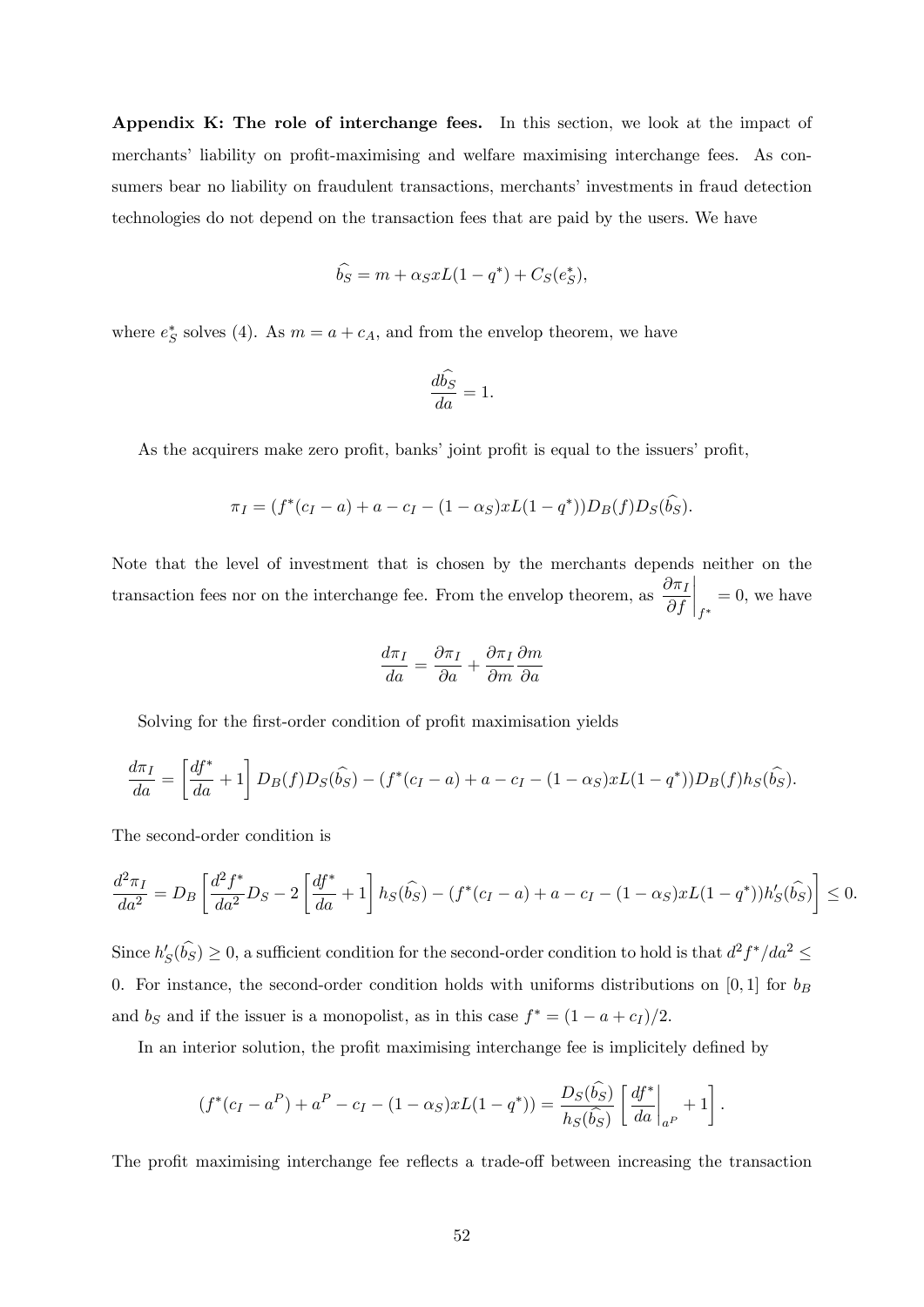**Appendix K: The role of interchange fees.** In this section, we look at the impact of merchants' liability on profit-maximising and welfare maximising interchange fees. As consumers bear no liability on fraudulent transactions, merchants' investments in fraud detection technologies do not depend on the transaction fees that are paid by the users. We have

$$\widehat{b_S} = m + \alpha_S x L(1 - q^*) + C_S(e_S^*),$$

where $e_S^*$ solves (4). As $m = a + c_A$, and from the envelop theorem, we have

$$\frac{d\widehat{b_S}}{da} = 1.$$

As the acquirers make zero profit, banks' joint profit is equal to the issuers' profit,

$$\pi_I = (f^*(c_I - a) + a - c_I - (1 - \alpha_S)xL(1 - q^*))D_B(f)D_S(\widehat{b_S}).$$

Note that the level of investment that is chosen by the merchants depends neither on the transaction fees nor on the interchange fee. From the envelop theorem, as $\left.\frac{\partial \pi_I}{\partial f}\right|_{f^*} = 0$, we have

$$\frac{d\pi_I}{da} = \frac{\partial \pi_I}{\partial a} + \frac{\partial \pi_I}{\partial m}\frac{\partial m}{\partial a}$$

Solving for the first-order condition of profit maximisation yields

$$\frac{d\pi_I}{da} = \left[\frac{df^*}{da} + 1\right] D_B(f) D_S(\widehat{b_S}) - (f^*(c_I - a) + a - c_I - (1 - \alpha_S)xL(1 - q^*))D_B(f)h_S(\widehat{b_S}).$$

The second-order condition is

$$\frac{d^2\pi_I}{da^2} = D_B\left[\frac{d^2f^*}{da^2}D_S - 2\left[\frac{df^*}{da} + 1\right]h_S(\widehat{b_S}) - (f^*(c_I - a) + a - c_I - (1 - \alpha_S)xL(1 - q^*))h_S'(\widehat{b_S})\right] \leq 0.$$

Since $h_S'(\widehat{b_S}) \geq 0$, a sufficient condition for the second-order condition to hold is that $d^2f^*/da^2 \leq 0$. For instance, the second-order condition holds with uniforms distributions on $[0, 1]$ for $b_B$ and $b_S$ and if the issuer is a monopolist, as in this case $f^* = (1 - a + c_I)/2$.

In an interior solution, the profit maximising interchange fee is implicitely defined by

$$(f^*(c_I - a^P) + a^P - c_I - (1 - \alpha_S)xL(1 - q^*)) = \frac{D_S(\widehat{b_S})}{h_S(\widehat{b_S})}\left[\left.\frac{df^*}{da}\right|_{a^P} + 1\right].$$

The profit maximising interchange fee reflects a trade-off between increasing the transaction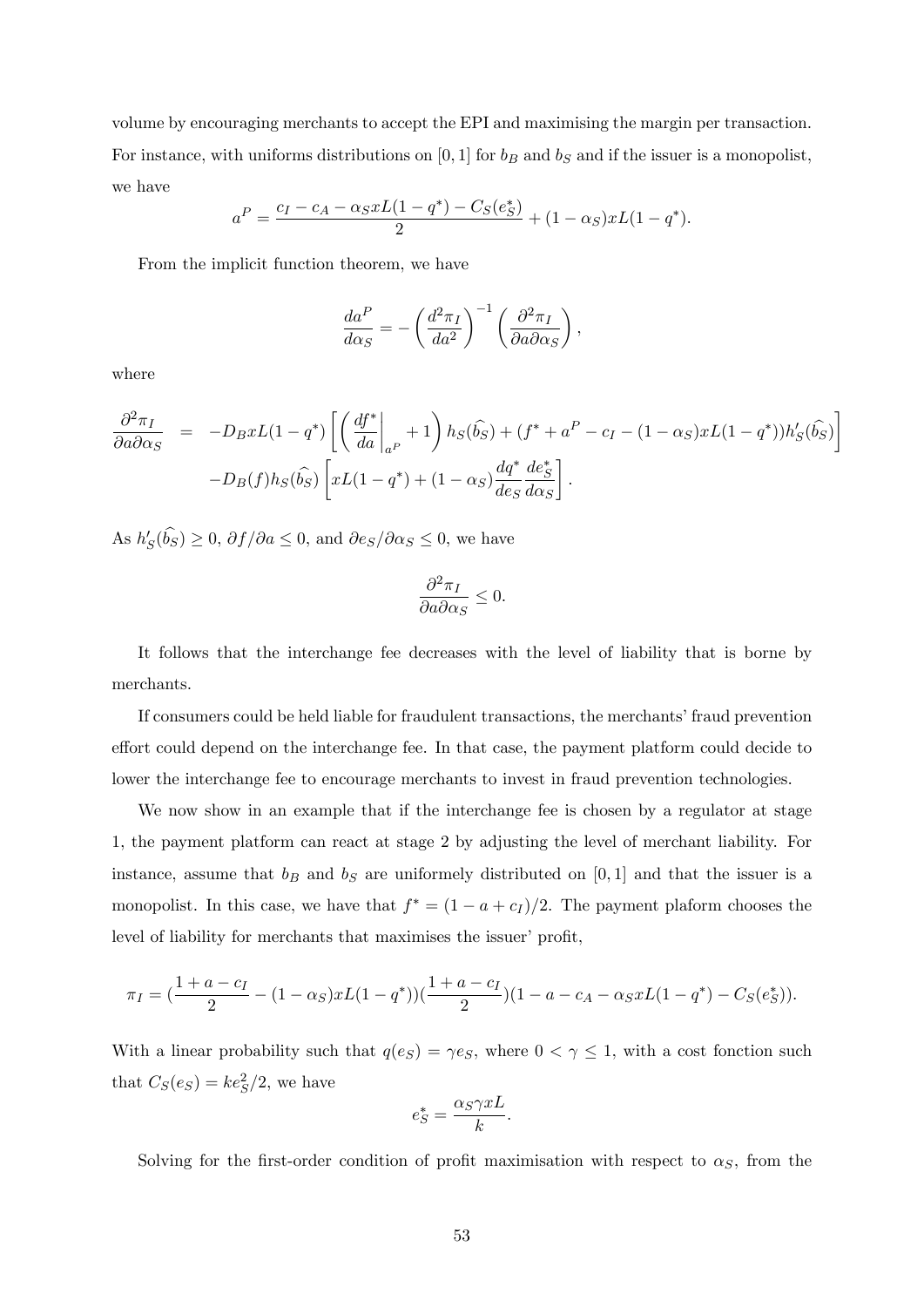volume by encouraging merchants to accept the EPI and maximising the margin per transaction. For instance, with uniforms distributions on $[0,1]$ for $b_B$ and $b_S$ and if the issuer is a monopolist, we have

$$a^P = \frac{c_I - c_A - \alpha_S x L(1-q^*) - C_S(e_S^*)}{2} + (1-\alpha_S) x L(1-q^*).$$

From the implicit function theorem, we have

$$\frac{da^P}{d\alpha_S} = -\left(\frac{d^2\pi_I}{da^2}\right)^{-1}\left(\frac{\partial^2 \pi_I}{\partial a \partial \alpha_S}\right),$$

where

$$\begin{aligned}
\frac{\partial^2 \pi_I}{\partial a \partial \alpha_S} &= -D_B x L(1-q^*)\left[\left(\left.\frac{df^*}{da}\right|_{a^P} + 1\right) h_S(\widehat{b_S}) + (f^* + a^P - c_I - (1-\alpha_S)xL(1-q^*))h'_S(\widehat{b_S})\right] \\
&\quad - D_B(f) h_S(\widehat{b_S})\left[xL(1-q^*) + (1-\alpha_S)\frac{dq^*}{de_S}\frac{de_S^*}{d\alpha_S}\right].
\end{aligned}$$

As $h'_S(\widehat{b_S}) \geq 0$, $\partial f/\partial a \leq 0$, and $\partial e_S/\partial \alpha_S \leq 0$, we have

$$\frac{\partial^2 \pi_I}{\partial a \partial \alpha_S} \leq 0.$$

It follows that the interchange fee decreases with the level of liability that is borne by merchants.

If consumers could be held liable for fraudulent transactions, the merchants' fraud prevention effort could depend on the interchange fee. In that case, the payment platform could decide to lower the interchange fee to encourage merchants to invest in fraud prevention technologies.

We now show in an example that if the interchange fee is chosen by a regulator at stage 1, the payment platform can react at stage 2 by adjusting the level of merchant liability. For instance, assume that $b_B$ and $b_S$ are uniformely distributed on $[0,1]$ and that the issuer is a monopolist. In this case, we have that $f^* = (1 - a + c_I)/2$. The payment plaform chooses the level of liability for merchants that maximises the issuer' profit,

$$\pi_I = \left(\frac{1+a-c_I}{2} - (1-\alpha_S)xL(1-q^*)\right)\left(\frac{1+a-c_I}{2}\right)(1 - a - c_A - \alpha_S x L(1-q^*) - C_S(e_S^*)).$$

With a linear probability such that $q(e_S) = \gamma e_S$, where $0 < \gamma \leq 1$, with a cost fonction such that $C_S(e_S) = k e_S^2/2$, we have

$$e_S^* = \frac{\alpha_S \gamma x L}{k}.$$

Solving for the first-order condition of profit maximisation with respect to $\alpha_S$, from the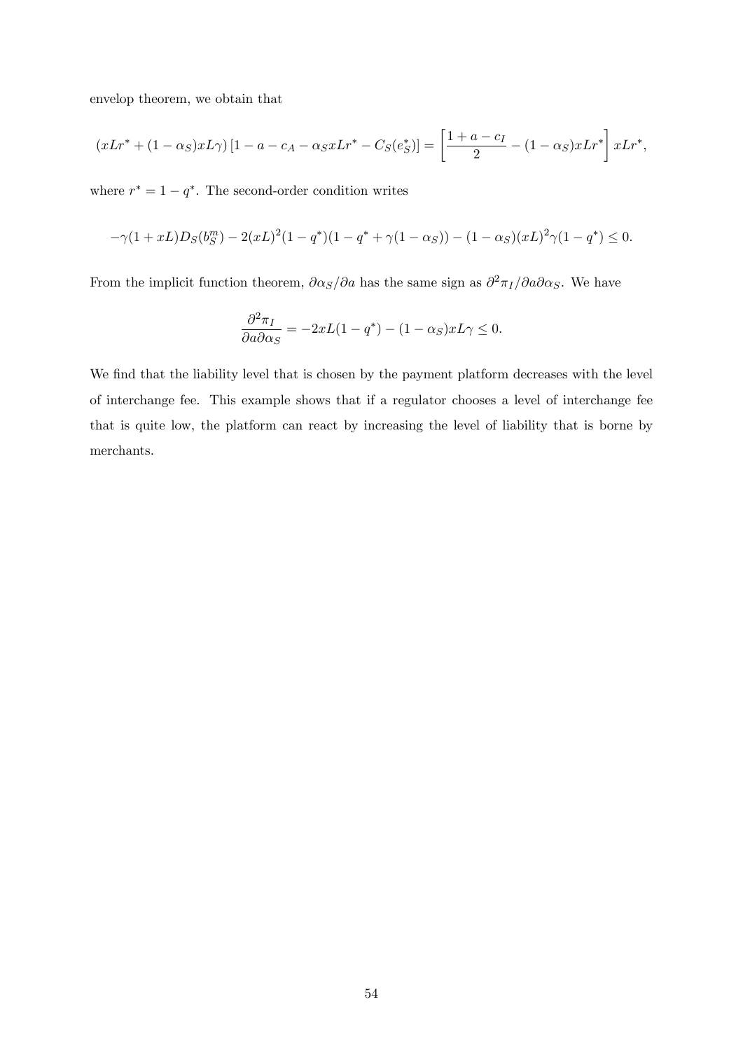envelop theorem, we obtain that

$$(xLr^* + (1-\alpha_S)xL\gamma)\left[1 - a - c_A - \alpha_S xLr^* - C_S(e_S^*)\right] = \left[\frac{1+a-c_I}{2} - (1-\alpha_S)xLr^*\right]xLr^*,$$

where $r^* = 1 - q^*$. The second-order condition writes

$$-\gamma(1+xL)D_S(b_S^m) - 2(xL)^2(1-q^*)(1-q^*+\gamma(1-\alpha_S)) - (1-\alpha_S)(xL)^2\gamma(1-q^*) \leq 0.$$

From the implicit function theorem, $\partial\alpha_S/\partial a$ has the same sign as $\partial^2\pi_I/\partial a\partial\alpha_S$. We have

$$\frac{\partial^2\pi_I}{\partial a\partial\alpha_S} = -2xL(1-q^*) - (1-\alpha_S)xL\gamma \leq 0.$$

We find that the liability level that is chosen by the payment platform decreases with the level of interchange fee. This example shows that if a regulator chooses a level of interchange fee that is quite low, the platform can react by increasing the level of liability that is borne by merchants.